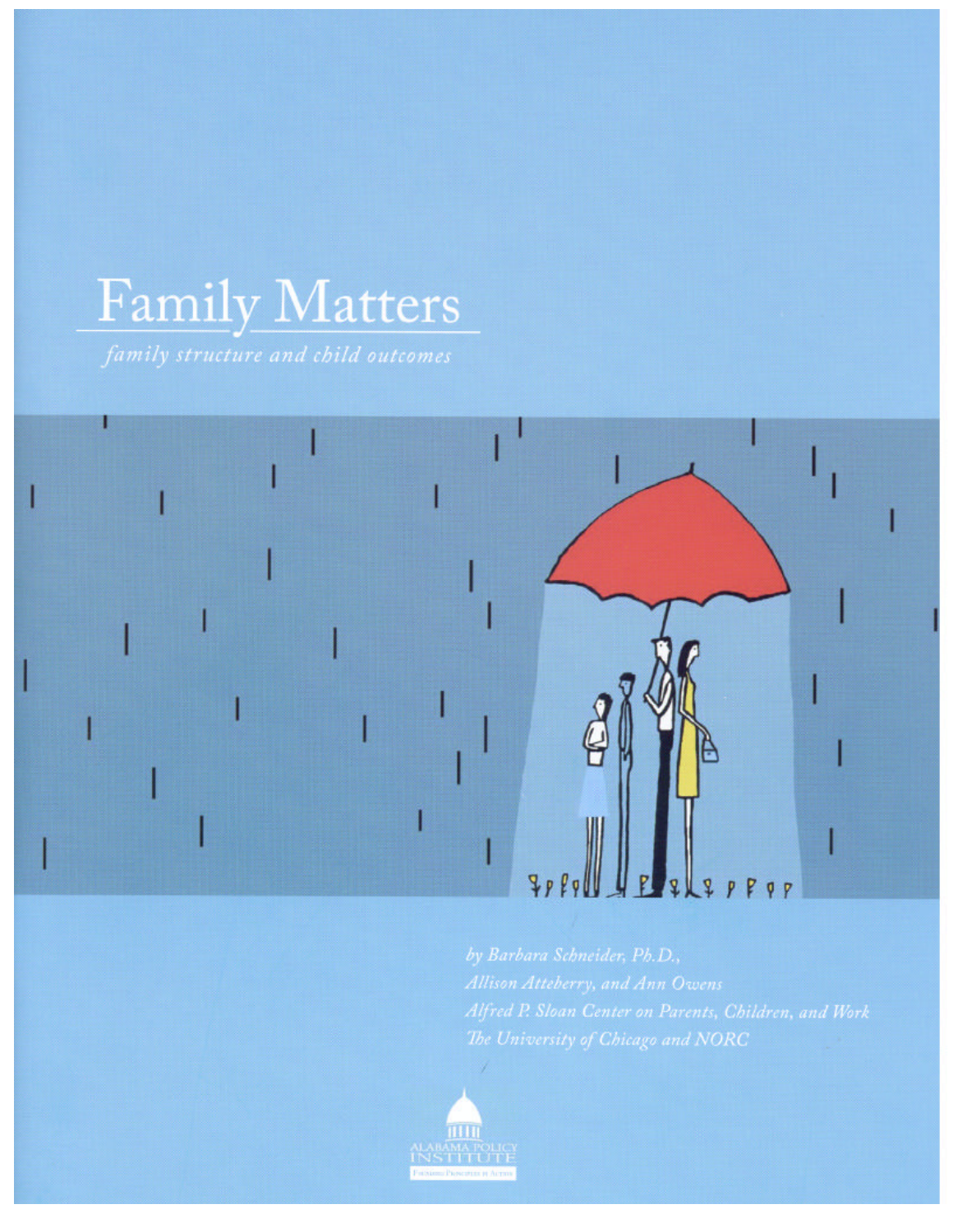# Family Matters

*family structure and child outcomes*

*by Barbara Schneider, Ph.D.,*
*Allison Atteberry, and Ann Owens*
*Alfred P. Sloan Center on Parents, Children, and Work*
*The University of Chicago and NORC*

ALABAMA POLICY INSTITUTE

Focusing Principles in Action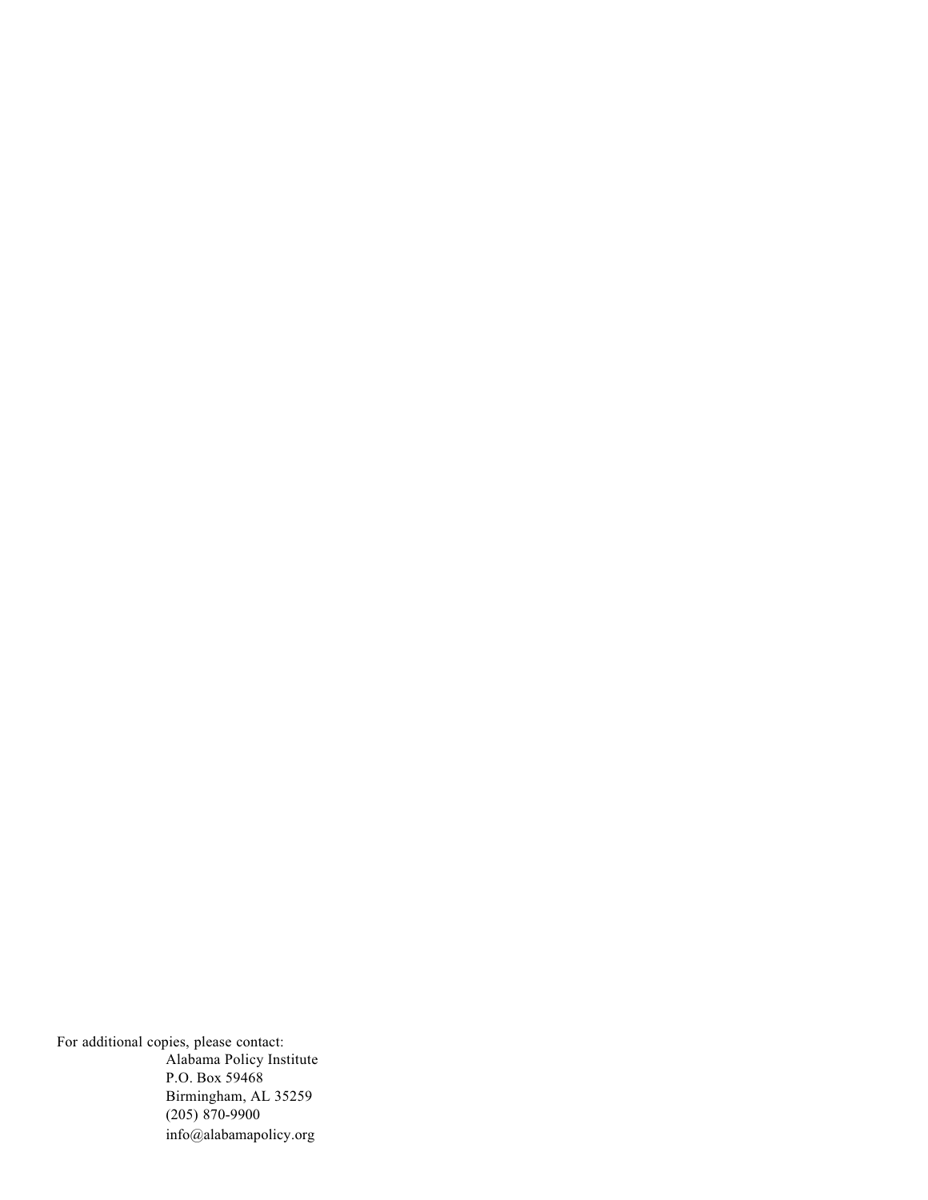For additional copies, please contact:

Alabama Policy Institute
P.O. Box 59468
Birmingham, AL 35259
(205) 870-9900
info@alabamapolicy.org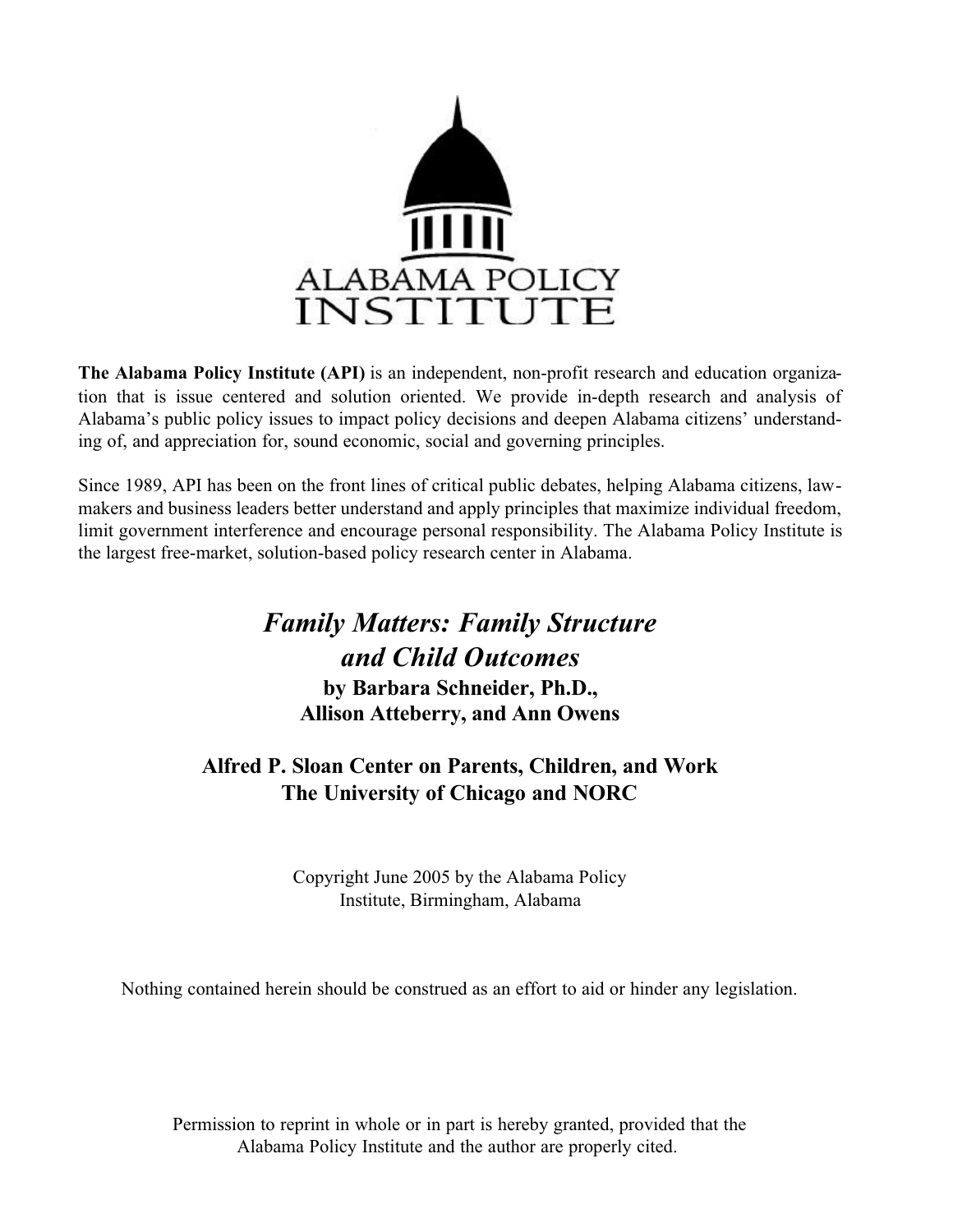ALABAMA POLICY INSTITUTE

**The Alabama Policy Institute (API)** is an independent, non-profit research and education organization that is issue centered and solution oriented. We provide in-depth research and analysis of Alabama's public policy issues to impact policy decisions and deepen Alabama citizens' understanding of, and appreciation for, sound economic, social and governing principles.

Since 1989, API has been on the front lines of critical public debates, helping Alabama citizens, lawmakers and business leaders better understand and apply principles that maximize individual freedom, limit government interference and encourage personal responsibility. The Alabama Policy Institute is the largest free-market, solution-based policy research center in Alabama.

# *Family Matters: Family Structure and Child Outcomes*

**by Barbara Schneider, Ph.D., Allison Atteberry, and Ann Owens**

**Alfred P. Sloan Center on Parents, Children, and Work**
**The University of Chicago and NORC**

Copyright June 2005 by the Alabama Policy Institute, Birmingham, Alabama

Nothing contained herein should be construed as an effort to aid or hinder any legislation.

Permission to reprint in whole or in part is hereby granted, provided that the Alabama Policy Institute and the author are properly cited.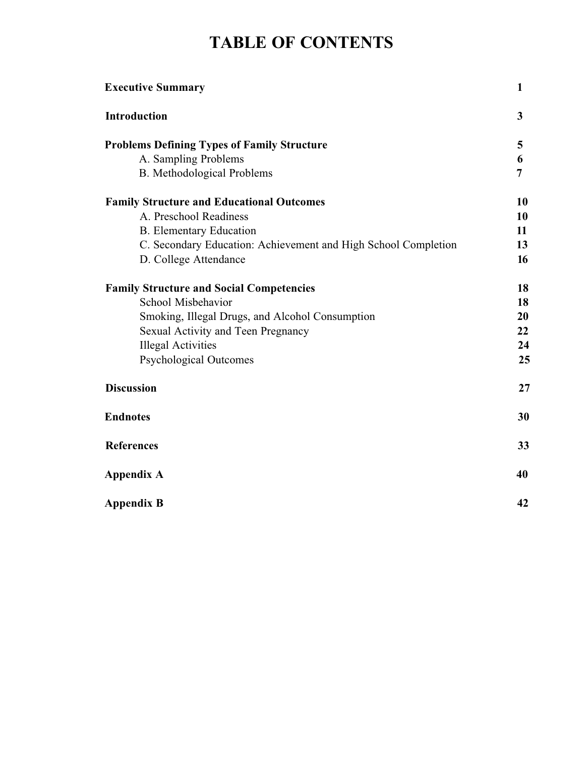# TABLE OF CONTENTS

| | |
|---|---|
| **Executive Summary** | **1** |
| **Introduction** | **3** |
| **Problems Defining Types of Family Structure** | **5** |
| A. Sampling Problems | **6** |
| B. Methodological Problems | **7** |
| **Family Structure and Educational Outcomes** | **10** |
| A. Preschool Readiness | **10** |
| B. Elementary Education | **11** |
| C. Secondary Education: Achievement and High School Completion | **13** |
| D. College Attendance | **16** |
| **Family Structure and Social Competencies** | **18** |
| School Misbehavior | **18** |
| Smoking, Illegal Drugs, and Alcohol Consumption | **20** |
| Sexual Activity and Teen Pregnancy | **22** |
| Illegal Activities | **24** |
| Psychological Outcomes | **25** |
| **Discussion** | **27** |
| **Endnotes** | **30** |
| **References** | **33** |
| **Appendix A** | **40** |
| **Appendix B** | **42** |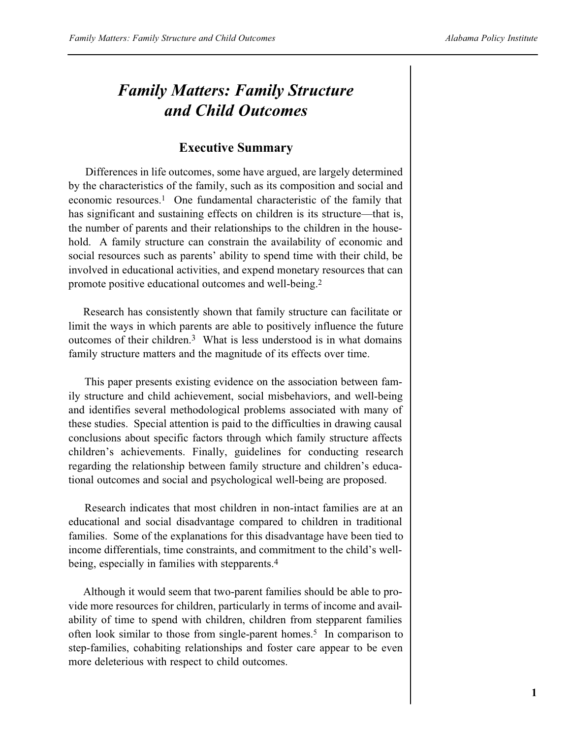# *Family Matters: Family Structure and Child Outcomes*

## Executive Summary

Differences in life outcomes, some have argued, are largely determined by the characteristics of the family, such as its composition and social and economic resources.[1] One fundamental characteristic of the family that has significant and sustaining effects on children is its structure—that is, the number of parents and their relationships to the children in the household. A family structure can constrain the availability of economic and social resources such as parents' ability to spend time with their child, be involved in educational activities, and expend monetary resources that can promote positive educational outcomes and well-being.[2]

Research has consistently shown that family structure can facilitate or limit the ways in which parents are able to positively influence the future outcomes of their children.[3] What is less understood is in what domains family structure matters and the magnitude of its effects over time.

This paper presents existing evidence on the association between family structure and child achievement, social misbehaviors, and well-being and identifies several methodological problems associated with many of these studies. Special attention is paid to the difficulties in drawing causal conclusions about specific factors through which family structure affects children's achievements. Finally, guidelines for conducting research regarding the relationship between family structure and children's educational outcomes and social and psychological well-being are proposed.

Research indicates that most children in non-intact families are at an educational and social disadvantage compared to children in traditional families. Some of the explanations for this disadvantage have been tied to income differentials, time constraints, and commitment to the child's well-being, especially in families with stepparents.[4]

Although it would seem that two-parent families should be able to provide more resources for children, particularly in terms of income and availability of time to spend with children, children from stepparent families often look similar to those from single-parent homes.[5] In comparison to step-families, cohabiting relationships and foster care appear to be even more deleterious with respect to child outcomes.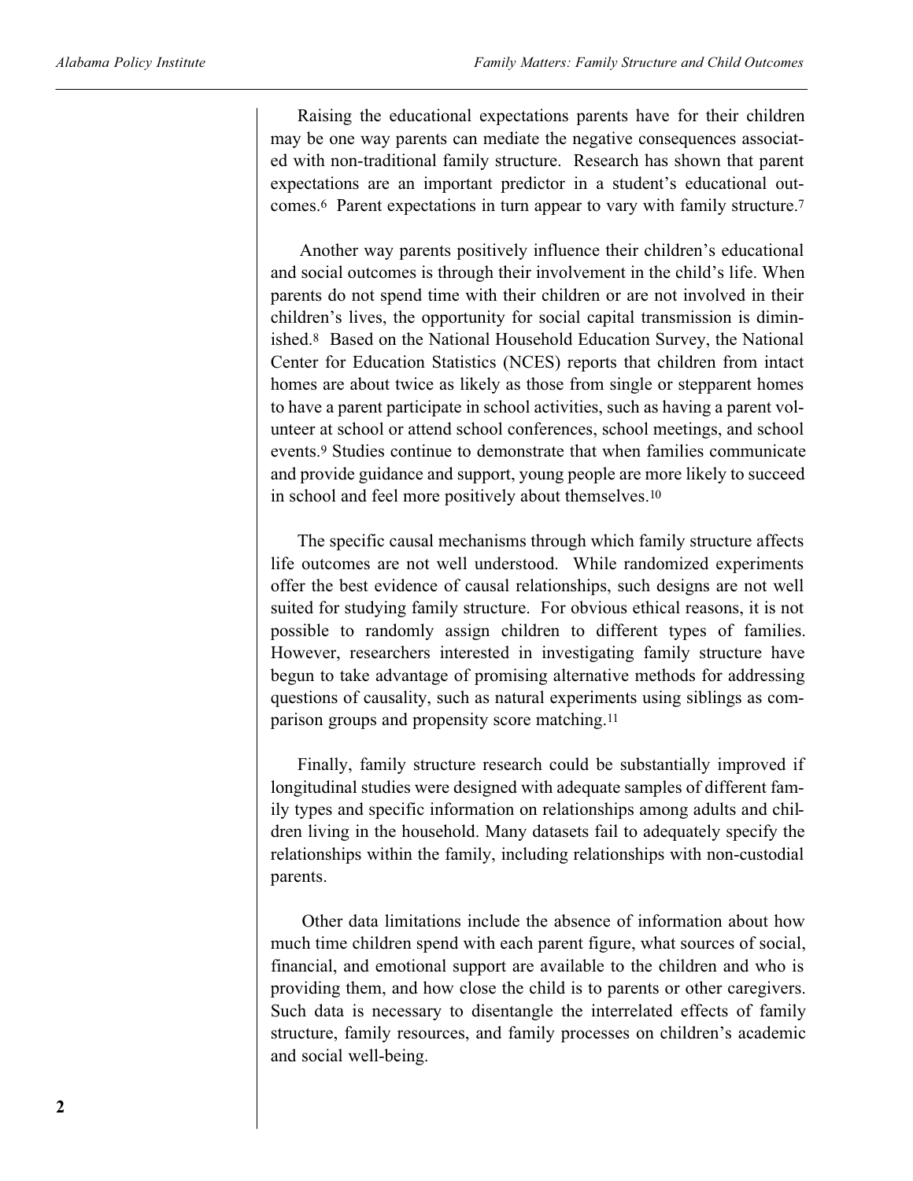Raising the educational expectations parents have for their children may be one way parents can mediate the negative consequences associated with non-traditional family structure. Research has shown that parent expectations are an important predictor in a student's educational outcomes.[6] Parent expectations in turn appear to vary with family structure.[7]

Another way parents positively influence their children's educational and social outcomes is through their involvement in the child's life. When parents do not spend time with their children or are not involved in their children's lives, the opportunity for social capital transmission is diminished.[8] Based on the National Household Education Survey, the National Center for Education Statistics (NCES) reports that children from intact homes are about twice as likely as those from single or stepparent homes to have a parent participate in school activities, such as having a parent volunteer at school or attend school conferences, school meetings, and school events.[9] Studies continue to demonstrate that when families communicate and provide guidance and support, young people are more likely to succeed in school and feel more positively about themselves.[10]

The specific causal mechanisms through which family structure affects life outcomes are not well understood. While randomized experiments offer the best evidence of causal relationships, such designs are not well suited for studying family structure. For obvious ethical reasons, it is not possible to randomly assign children to different types of families. However, researchers interested in investigating family structure have begun to take advantage of promising alternative methods for addressing questions of causality, such as natural experiments using siblings as comparison groups and propensity score matching.[11]

Finally, family structure research could be substantially improved if longitudinal studies were designed with adequate samples of different family types and specific information on relationships among adults and children living in the household. Many datasets fail to adequately specify the relationships within the family, including relationships with non-custodial parents.

Other data limitations include the absence of information about how much time children spend with each parent figure, what sources of social, financial, and emotional support are available to the children and who is providing them, and how close the child is to parents or other caregivers. Such data is necessary to disentangle the interrelated effects of family structure, family resources, and family processes on children's academic and social well-being.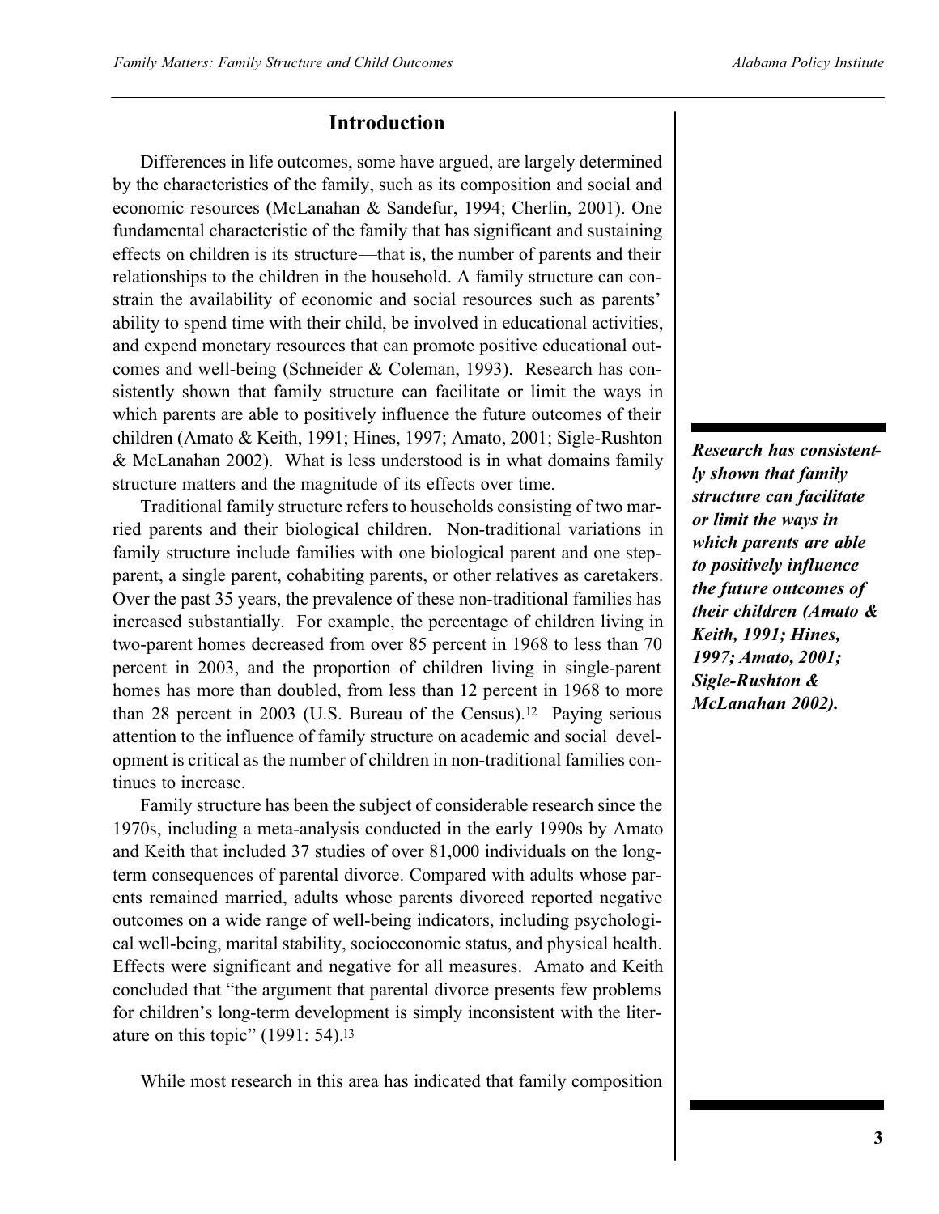## Introduction

Differences in life outcomes, some have argued, are largely determined by the characteristics of the family, such as its composition and social and economic resources (McLanahan & Sandefur, 1994; Cherlin, 2001). One fundamental characteristic of the family that has significant and sustaining effects on children is its structure—that is, the number of parents and their relationships to the children in the household. A family structure can constrain the availability of economic and social resources such as parents' ability to spend time with their child, be involved in educational activities, and expend monetary resources that can promote positive educational outcomes and well-being (Schneider & Coleman, 1993). Research has consistently shown that family structure can facilitate or limit the ways in which parents are able to positively influence the future outcomes of their children (Amato & Keith, 1991; Hines, 1997; Amato, 2001; Sigle-Rushton & McLanahan 2002). What is less understood is in what domains family structure matters and the magnitude of its effects over time.

***Research has consistently shown that family structure can facilitate or limit the ways in which parents are able to positively influence the future outcomes of their children (Amato & Keith, 1991; Hines, 1997; Amato, 2001; Sigle-Rushton & McLanahan 2002).***

Traditional family structure refers to households consisting of two married parents and their biological children. Non-traditional variations in family structure include families with one biological parent and one step-parent, a single parent, cohabiting parents, or other relatives as caretakers. Over the past 35 years, the prevalence of these non-traditional families has increased substantially. For example, the percentage of children living in two-parent homes decreased from over 85 percent in 1968 to less than 70 percent in 2003, and the proportion of children living in single-parent homes has more than doubled, from less than 12 percent in 1968 to more than 28 percent in 2003 (U.S. Bureau of the Census).[12] Paying serious attention to the influence of family structure on academic and social development is critical as the number of children in non-traditional families continues to increase.

Family structure has been the subject of considerable research since the 1970s, including a meta-analysis conducted in the early 1990s by Amato and Keith that included 37 studies of over 81,000 individuals on the long-term consequences of parental divorce. Compared with adults whose parents remained married, adults whose parents divorced reported negative outcomes on a wide range of well-being indicators, including psychological well-being, marital stability, socioeconomic status, and physical health. Effects were significant and negative for all measures. Amato and Keith concluded that "the argument that parental divorce presents few problems for children's long-term development is simply inconsistent with the literature on this topic" (1991: 54).[13]

While most research in this area has indicated that family composition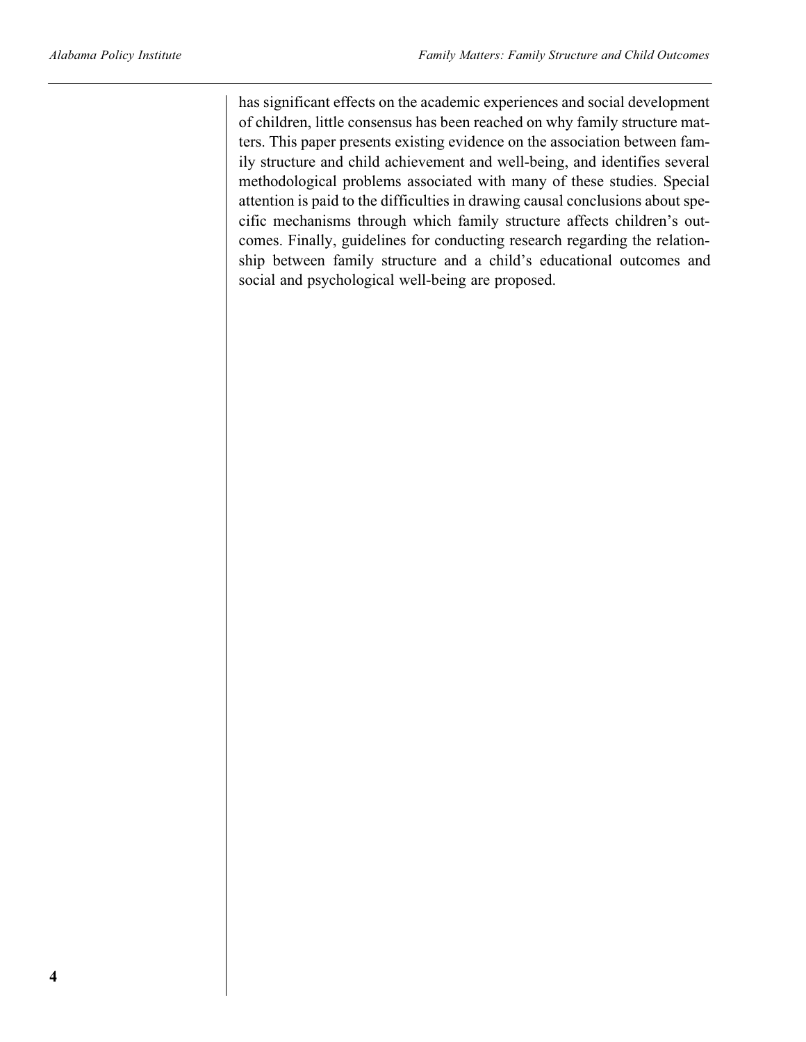has significant effects on the academic experiences and social development of children, little consensus has been reached on why family structure matters. This paper presents existing evidence on the association between family structure and child achievement and well-being, and identifies several methodological problems associated with many of these studies. Special attention is paid to the difficulties in drawing causal conclusions about specific mechanisms through which family structure affects children's outcomes. Finally, guidelines for conducting research regarding the relationship between family structure and a child's educational outcomes and social and psychological well-being are proposed.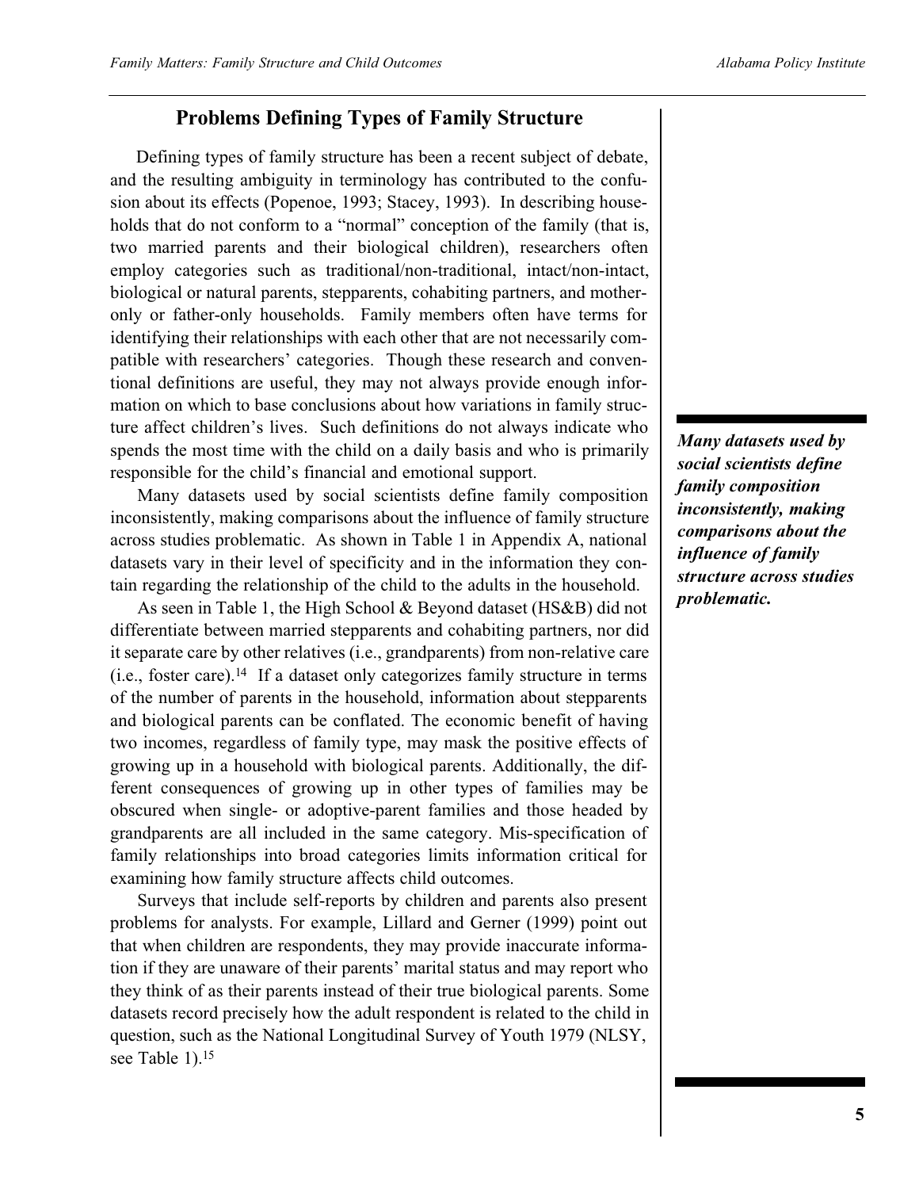## Problems Defining Types of Family Structure

Defining types of family structure has been a recent subject of debate, and the resulting ambiguity in terminology has contributed to the confusion about its effects (Popenoe, 1993; Stacey, 1993). In describing households that do not conform to a "normal" conception of the family (that is, two married parents and their biological children), researchers often employ categories such as traditional/non-traditional, intact/non-intact, biological or natural parents, stepparents, cohabiting partners, and mother-only or father-only households. Family members often have terms for identifying their relationships with each other that are not necessarily compatible with researchers' categories. Though these research and conventional definitions are useful, they may not always provide enough information on which to base conclusions about how variations in family structure affect children's lives. Such definitions do not always indicate who spends the most time with the child on a daily basis and who is primarily responsible for the child's financial and emotional support.

Many datasets used by social scientists define family composition inconsistently, making comparisons about the influence of family structure across studies problematic. As shown in Table 1 in Appendix A, national datasets vary in their level of specificity and in the information they contain regarding the relationship of the child to the adults in the household.

***Many datasets used by social scientists define family composition inconsistently, making comparisons about the influence of family structure across studies problematic.***

As seen in Table 1, the High School & Beyond dataset (HS&B) did not differentiate between married stepparents and cohabiting partners, nor did it separate care by other relatives (i.e., grandparents) from non-relative care (i.e., foster care).[14] If a dataset only categorizes family structure in terms of the number of parents in the household, information about stepparents and biological parents can be conflated. The economic benefit of having two incomes, regardless of family type, may mask the positive effects of growing up in a household with biological parents. Additionally, the different consequences of growing up in other types of families may be obscured when single- or adoptive-parent families and those headed by grandparents are all included in the same category. Mis-specification of family relationships into broad categories limits information critical for examining how family structure affects child outcomes.

Surveys that include self-reports by children and parents also present problems for analysts. For example, Lillard and Gerner (1999) point out that when children are respondents, they may provide inaccurate information if they are unaware of their parents' marital status and may report who they think of as their parents instead of their true biological parents. Some datasets record precisely how the adult respondent is related to the child in question, such as the National Longitudinal Survey of Youth 1979 (NLSY, see Table 1).[15]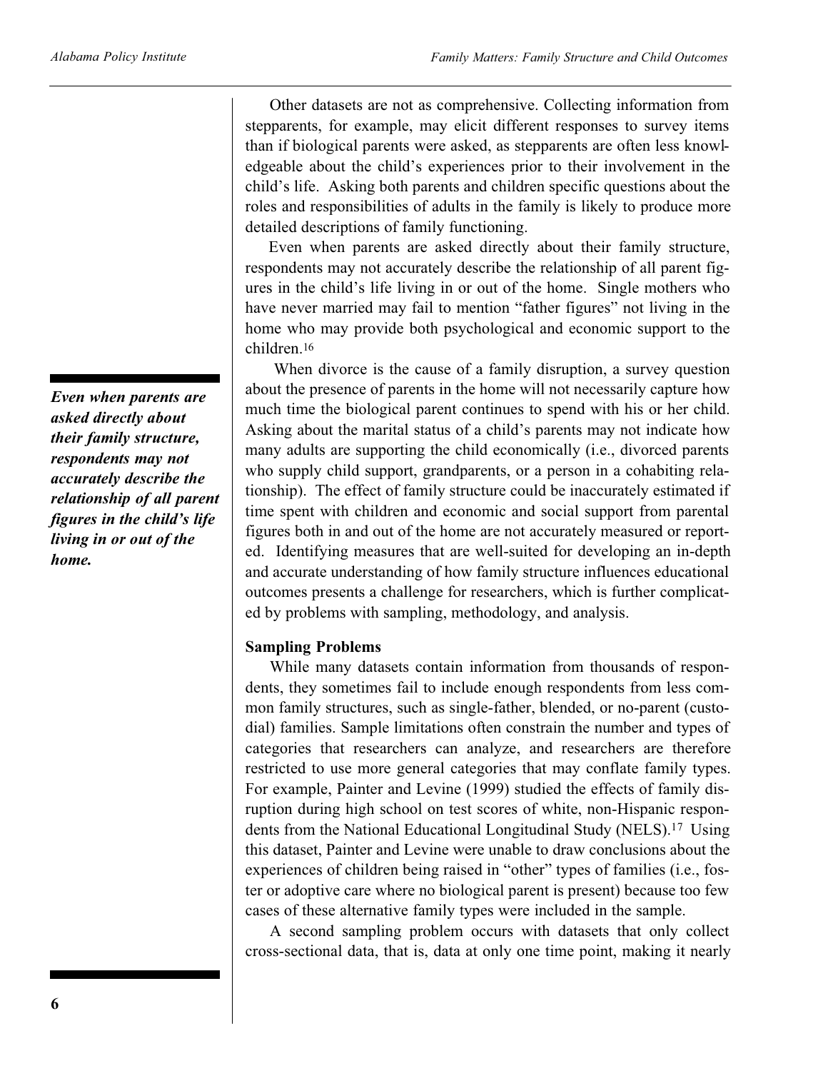Other datasets are not as comprehensive. Collecting information from stepparents, for example, may elicit different responses to survey items than if biological parents were asked, as stepparents are often less knowledgeable about the child's experiences prior to their involvement in the child's life. Asking both parents and children specific questions about the roles and responsibilities of adults in the family is likely to produce more detailed descriptions of family functioning.

Even when parents are asked directly about their family structure, respondents may not accurately describe the relationship of all parent figures in the child's life living in or out of the home. Single mothers who have never married may fail to mention "father figures" not living in the home who may provide both psychological and economic support to the children.[16]

***Even when parents are asked directly about their family structure, respondents may not accurately describe the relationship of all parent figures in the child's life living in or out of the home.***

When divorce is the cause of a family disruption, a survey question about the presence of parents in the home will not necessarily capture how much time the biological parent continues to spend with his or her child. Asking about the marital status of a child's parents may not indicate how many adults are supporting the child economically (i.e., divorced parents who supply child support, grandparents, or a person in a cohabiting relationship). The effect of family structure could be inaccurately estimated if time spent with children and economic and social support from parental figures both in and out of the home are not accurately measured or reported. Identifying measures that are well-suited for developing an in-depth and accurate understanding of how family structure influences educational outcomes presents a challenge for researchers, which is further complicated by problems with sampling, methodology, and analysis.

**Sampling Problems**

While many datasets contain information from thousands of respondents, they sometimes fail to include enough respondents from less common family structures, such as single-father, blended, or no-parent (custodial) families. Sample limitations often constrain the number and types of categories that researchers can analyze, and researchers are therefore restricted to use more general categories that may conflate family types. For example, Painter and Levine (1999) studied the effects of family disruption during high school on test scores of white, non-Hispanic respondents from the National Educational Longitudinal Study (NELS).[17] Using this dataset, Painter and Levine were unable to draw conclusions about the experiences of children being raised in "other" types of families (i.e., foster or adoptive care where no biological parent is present) because too few cases of these alternative family types were included in the sample.

A second sampling problem occurs with datasets that only collect cross-sectional data, that is, data at only one time point, making it nearly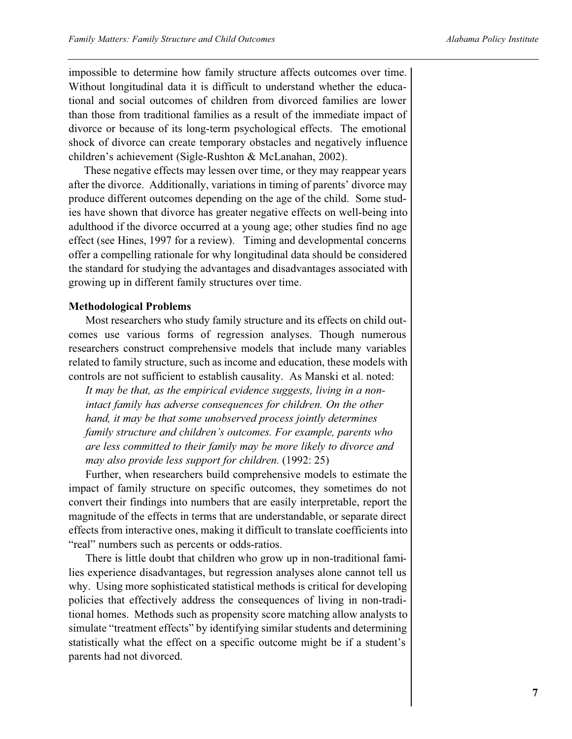impossible to determine how family structure affects outcomes over time. Without longitudinal data it is difficult to understand whether the educational and social outcomes of children from divorced families are lower than those from traditional families as a result of the immediate impact of divorce or because of its long-term psychological effects. The emotional shock of divorce can create temporary obstacles and negatively influence children's achievement (Sigle-Rushton & McLanahan, 2002).

These negative effects may lessen over time, or they may reappear years after the divorce. Additionally, variations in timing of parents' divorce may produce different outcomes depending on the age of the child. Some studies have shown that divorce has greater negative effects on well-being into adulthood if the divorce occurred at a young age; other studies find no age effect (see Hines, 1997 for a review). Timing and developmental concerns offer a compelling rationale for why longitudinal data should be considered the standard for studying the advantages and disadvantages associated with growing up in different family structures over time.

**Methodological Problems**

Most researchers who study family structure and its effects on child outcomes use various forms of regression analyses. Though numerous researchers construct comprehensive models that include many variables related to family structure, such as income and education, these models with controls are not sufficient to establish causality. As Manski et al. noted:

> *It may be that, as the empirical evidence suggests, living in a non-intact family has adverse consequences for children. On the other hand, it may be that some unobserved process jointly determines family structure and children's outcomes. For example, parents who are less committed to their family may be more likely to divorce and may also provide less support for children.* (1992: 25)

Further, when researchers build comprehensive models to estimate the impact of family structure on specific outcomes, they sometimes do not convert their findings into numbers that are easily interpretable, report the magnitude of the effects in terms that are understandable, or separate direct effects from interactive ones, making it difficult to translate coefficients into "real" numbers such as percents or odds-ratios.

There is little doubt that children who grow up in non-traditional families experience disadvantages, but regression analyses alone cannot tell us why. Using more sophisticated statistical methods is critical for developing policies that effectively address the consequences of living in non-traditional homes. Methods such as propensity score matching allow analysts to simulate "treatment effects" by identifying similar students and determining statistically what the effect on a specific outcome might be if a student's parents had not divorced.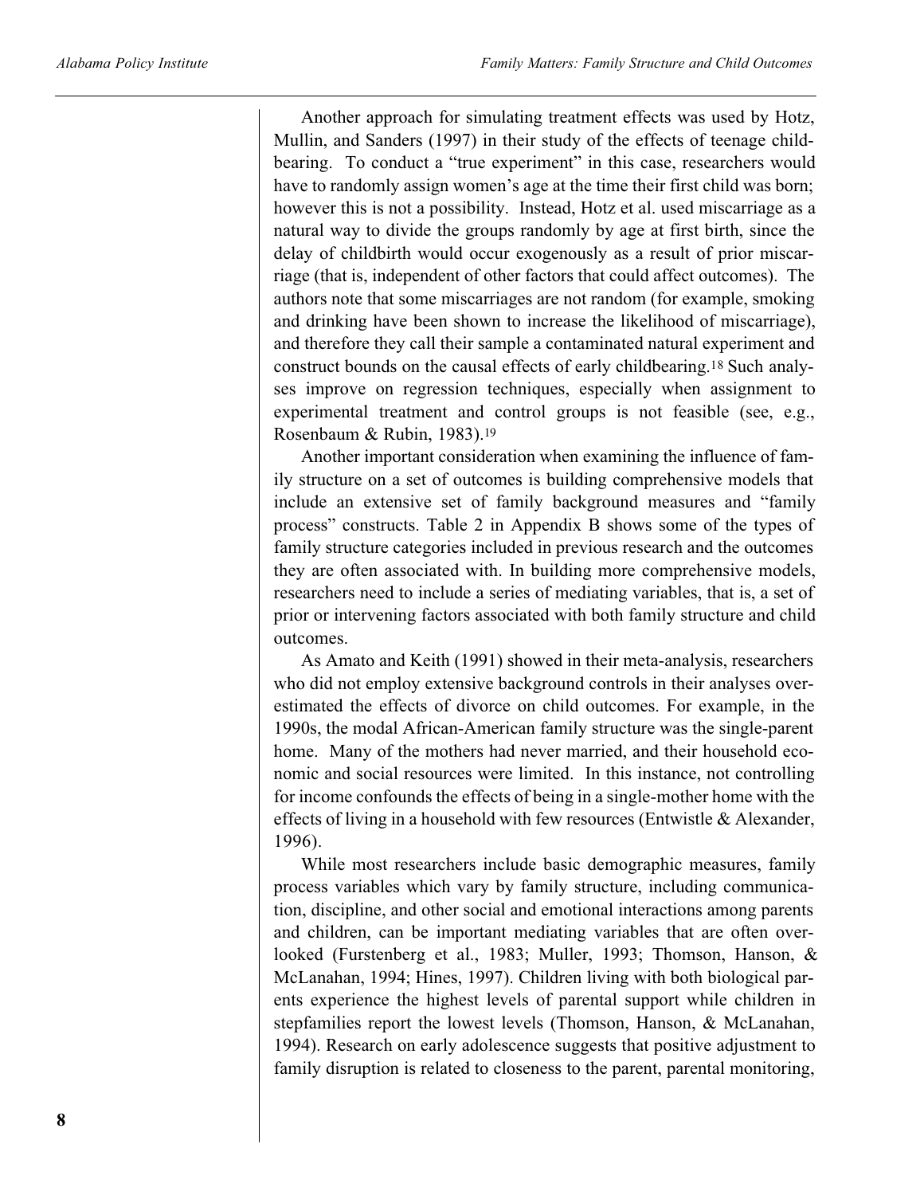Another approach for simulating treatment effects was used by Hotz, Mullin, and Sanders (1997) in their study of the effects of teenage childbearing. To conduct a "true experiment" in this case, researchers would have to randomly assign women's age at the time their first child was born; however this is not a possibility. Instead, Hotz et al. used miscarriage as a natural way to divide the groups randomly by age at first birth, since the delay of childbirth would occur exogenously as a result of prior miscarriage (that is, independent of other factors that could affect outcomes). The authors note that some miscarriages are not random (for example, smoking and drinking have been shown to increase the likelihood of miscarriage), and therefore they call their sample a contaminated natural experiment and construct bounds on the causal effects of early childbearing.[18] Such analyses improve on regression techniques, especially when assignment to experimental treatment and control groups is not feasible (see, e.g., Rosenbaum & Rubin, 1983).[19]

Another important consideration when examining the influence of family structure on a set of outcomes is building comprehensive models that include an extensive set of family background measures and "family process" constructs. Table 2 in Appendix B shows some of the types of family structure categories included in previous research and the outcomes they are often associated with. In building more comprehensive models, researchers need to include a series of mediating variables, that is, a set of prior or intervening factors associated with both family structure and child outcomes.

As Amato and Keith (1991) showed in their meta-analysis, researchers who did not employ extensive background controls in their analyses overestimated the effects of divorce on child outcomes. For example, in the 1990s, the modal African-American family structure was the single-parent home. Many of the mothers had never married, and their household economic and social resources were limited. In this instance, not controlling for income confounds the effects of being in a single-mother home with the effects of living in a household with few resources (Entwistle & Alexander, 1996).

While most researchers include basic demographic measures, family process variables which vary by family structure, including communication, discipline, and other social and emotional interactions among parents and children, can be important mediating variables that are often overlooked (Furstenberg et al., 1983; Muller, 1993; Thomson, Hanson, & McLanahan, 1994; Hines, 1997). Children living with both biological parents experience the highest levels of parental support while children in stepfamilies report the lowest levels (Thomson, Hanson, & McLanahan, 1994). Research on early adolescence suggests that positive adjustment to family disruption is related to closeness to the parent, parental monitoring,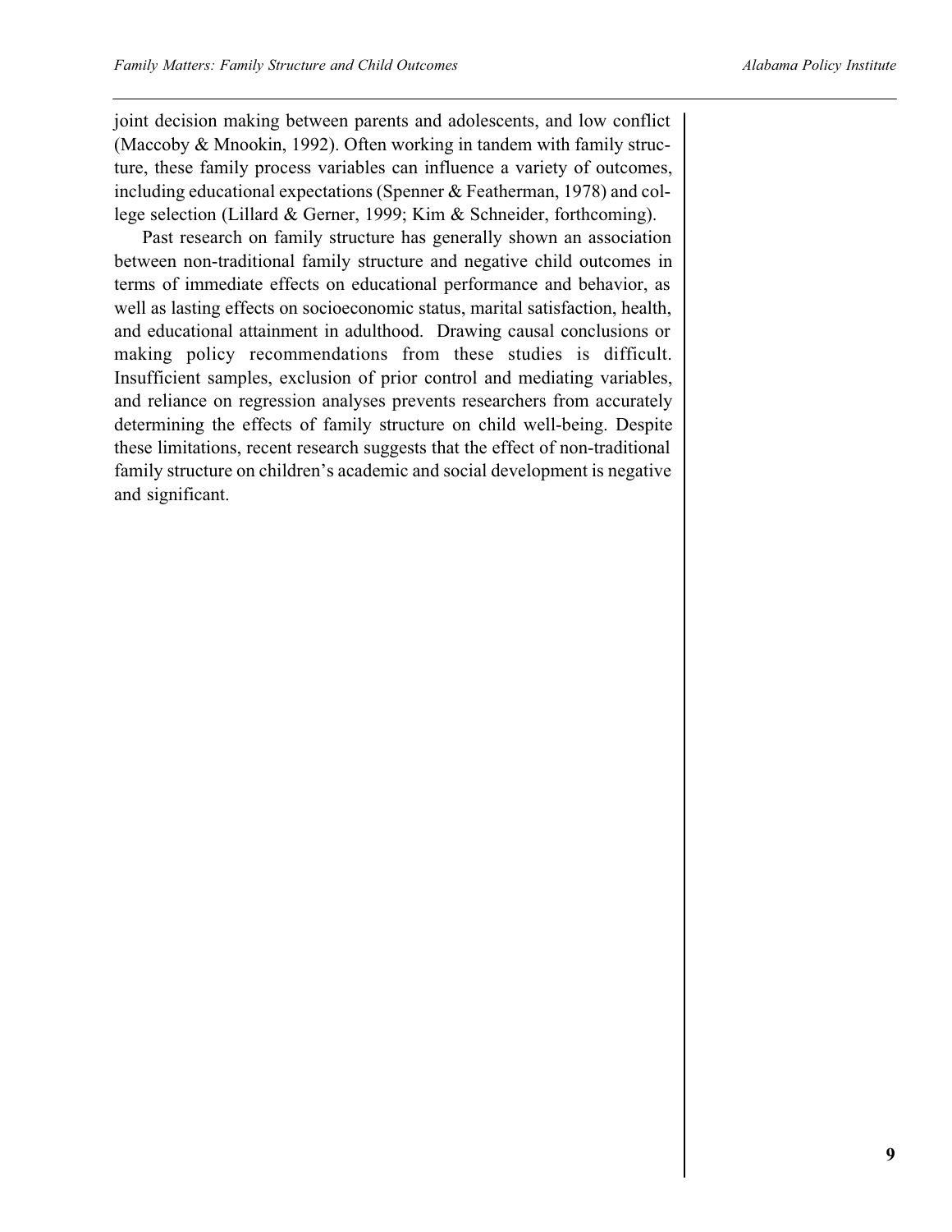joint decision making between parents and adolescents, and low conflict (Maccoby & Mnookin, 1992). Often working in tandem with family structure, these family process variables can influence a variety of outcomes, including educational expectations (Spenner & Featherman, 1978) and college selection (Lillard & Gerner, 1999; Kim & Schneider, forthcoming).

Past research on family structure has generally shown an association between non-traditional family structure and negative child outcomes in terms of immediate effects on educational performance and behavior, as well as lasting effects on socioeconomic status, marital satisfaction, health, and educational attainment in adulthood. Drawing causal conclusions or making policy recommendations from these studies is difficult. Insufficient samples, exclusion of prior control and mediating variables, and reliance on regression analyses prevents researchers from accurately determining the effects of family structure on child well-being. Despite these limitations, recent research suggests that the effect of non-traditional family structure on children's academic and social development is negative and significant.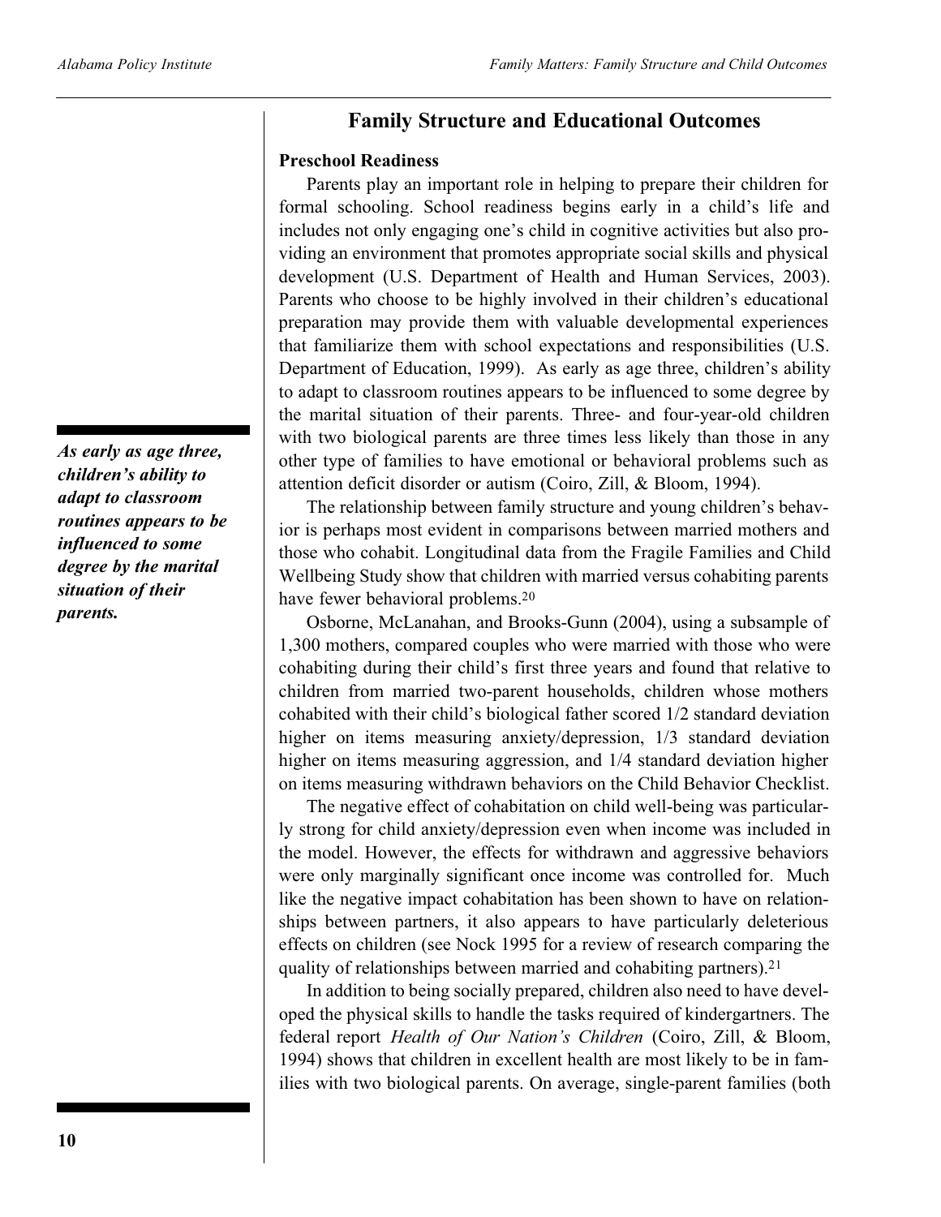## Family Structure and Educational Outcomes

### Preschool Readiness

Parents play an important role in helping to prepare their children for formal schooling. School readiness begins early in a child's life and includes not only engaging one's child in cognitive activities but also providing an environment that promotes appropriate social skills and physical development (U.S. Department of Health and Human Services, 2003). Parents who choose to be highly involved in their children's educational preparation may provide them with valuable developmental experiences that familiarize them with school expectations and responsibilities (U.S. Department of Education, 1999). As early as age three, children's ability to adapt to classroom routines appears to be influenced to some degree by the marital situation of their parents. Three- and four-year-old children with two biological parents are three times less likely than those in any other type of families to have emotional or behavioral problems such as attention deficit disorder or autism (Coiro, Zill, & Bloom, 1994).

***As early as age three, children's ability to adapt to classroom routines appears to be influenced to some degree by the marital situation of their parents.***

The relationship between family structure and young children's behavior is perhaps most evident in comparisons between married mothers and those who cohabit. Longitudinal data from the Fragile Families and Child Wellbeing Study show that children with married versus cohabiting parents have fewer behavioral problems.[20]

Osborne, McLanahan, and Brooks-Gunn (2004), using a subsample of 1,300 mothers, compared couples who were married with those who were cohabiting during their child's first three years and found that relative to children from married two-parent households, children whose mothers cohabited with their child's biological father scored 1/2 standard deviation higher on items measuring anxiety/depression, 1/3 standard deviation higher on items measuring aggression, and 1/4 standard deviation higher on items measuring withdrawn behaviors on the Child Behavior Checklist.

The negative effect of cohabitation on child well-being was particularly strong for child anxiety/depression even when income was included in the model. However, the effects for withdrawn and aggressive behaviors were only marginally significant once income was controlled for. Much like the negative impact cohabitation has been shown to have on relationships between partners, it also appears to have particularly deleterious effects on children (see Nock 1995 for a review of research comparing the quality of relationships between married and cohabiting partners).[21]

In addition to being socially prepared, children also need to have developed the physical skills to handle the tasks required of kindergartners. The federal report *Health of Our Nation's Children* (Coiro, Zill, & Bloom, 1994) shows that children in excellent health are most likely to be in families with two biological parents. On average, single-parent families (both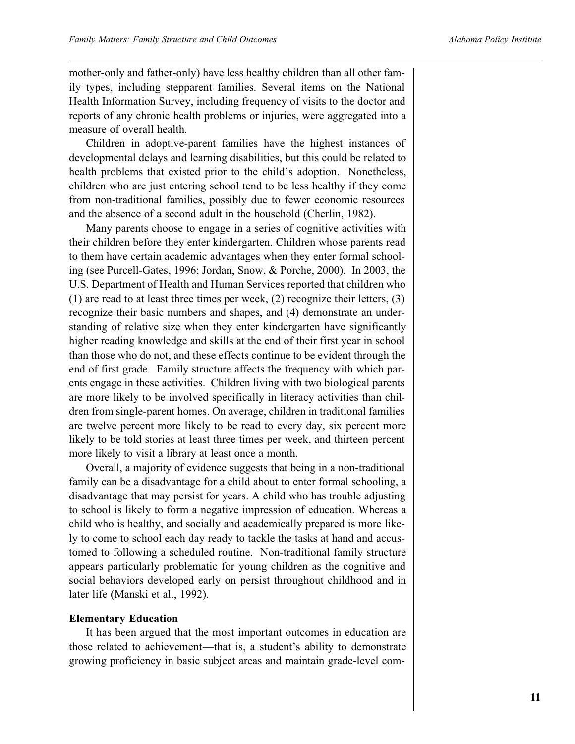mother-only and father-only) have less healthy children than all other family types, including stepparent families. Several items on the National Health Information Survey, including frequency of visits to the doctor and reports of any chronic health problems or injuries, were aggregated into a measure of overall health.

Children in adoptive-parent families have the highest instances of developmental delays and learning disabilities, but this could be related to health problems that existed prior to the child's adoption. Nonetheless, children who are just entering school tend to be less healthy if they come from non-traditional families, possibly due to fewer economic resources and the absence of a second adult in the household (Cherlin, 1982).

Many parents choose to engage in a series of cognitive activities with their children before they enter kindergarten. Children whose parents read to them have certain academic advantages when they enter formal schooling (see Purcell-Gates, 1996; Jordan, Snow, & Porche, 2000). In 2003, the U.S. Department of Health and Human Services reported that children who (1) are read to at least three times per week, (2) recognize their letters, (3) recognize their basic numbers and shapes, and (4) demonstrate an understanding of relative size when they enter kindergarten have significantly higher reading knowledge and skills at the end of their first year in school than those who do not, and these effects continue to be evident through the end of first grade. Family structure affects the frequency with which parents engage in these activities. Children living with two biological parents are more likely to be involved specifically in literacy activities than children from single-parent homes. On average, children in traditional families are twelve percent more likely to be read to every day, six percent more likely to be told stories at least three times per week, and thirteen percent more likely to visit a library at least once a month.

Overall, a majority of evidence suggests that being in a non-traditional family can be a disadvantage for a child about to enter formal schooling, a disadvantage that may persist for years. A child who has trouble adjusting to school is likely to form a negative impression of education. Whereas a child who is healthy, and socially and academically prepared is more likely to come to school each day ready to tackle the tasks at hand and accustomed to following a scheduled routine. Non-traditional family structure appears particularly problematic for young children as the cognitive and social behaviors developed early on persist throughout childhood and in later life (Manski et al., 1992).

**Elementary Education**

It has been argued that the most important outcomes in education are those related to achievement—that is, a student's ability to demonstrate growing proficiency in basic subject areas and maintain grade-level com-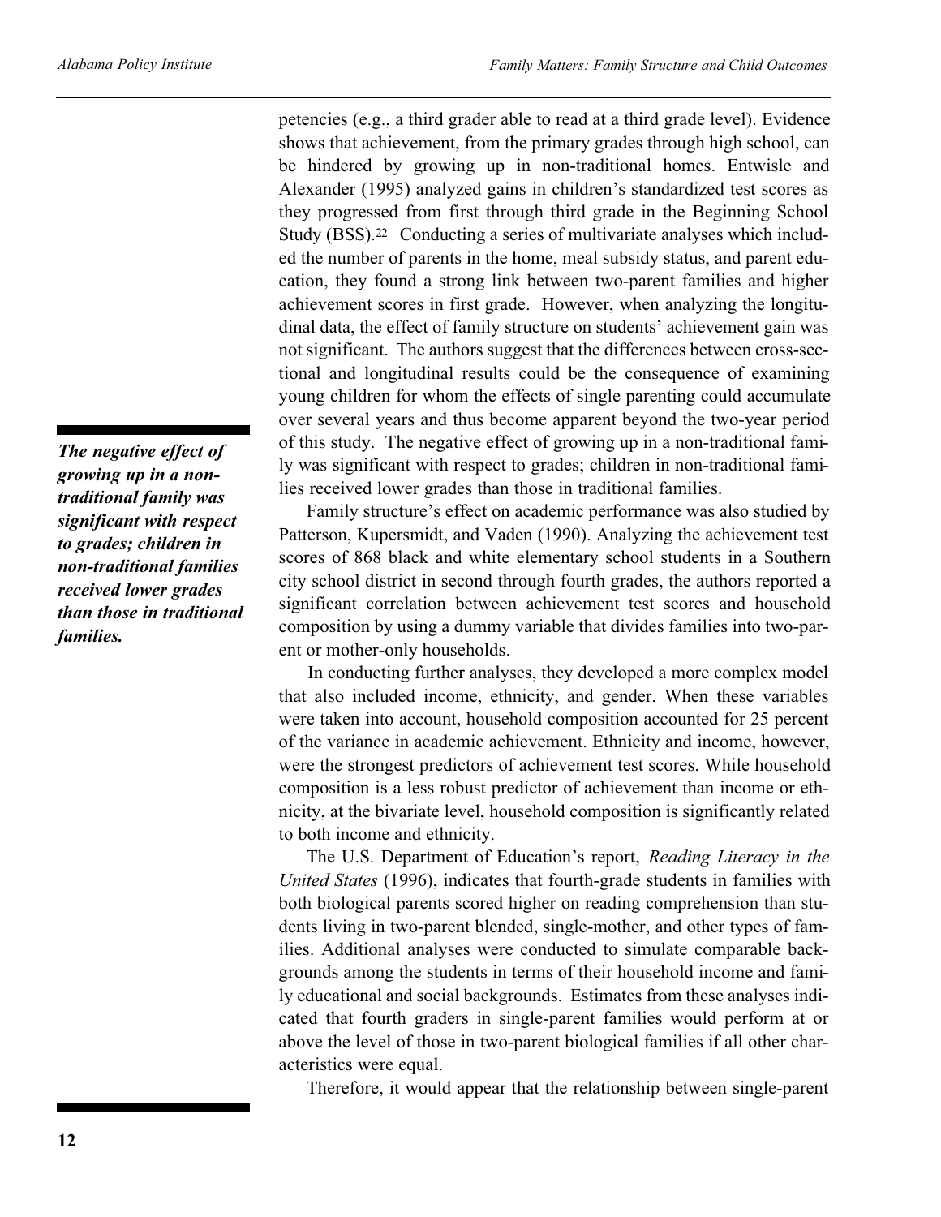petencies (e.g., a third grader able to read at a third grade level). Evidence shows that achievement, from the primary grades through high school, can be hindered by growing up in non-traditional homes. Entwisle and Alexander (1995) analyzed gains in children's standardized test scores as they progressed from first through third grade in the Beginning School Study (BSS).[22] Conducting a series of multivariate analyses which included the number of parents in the home, meal subsidy status, and parent education, they found a strong link between two-parent families and higher achievement scores in first grade. However, when analyzing the longitudinal data, the effect of family structure on students' achievement gain was not significant. The authors suggest that the differences between cross-sectional and longitudinal results could be the consequence of examining young children for whom the effects of single parenting could accumulate over several years and thus become apparent beyond the two-year period of this study. The negative effect of growing up in a non-traditional family was significant with respect to grades; children in non-traditional families received lower grades than those in traditional families.

***The negative effect of growing up in a non-traditional family was significant with respect to grades; children in non-traditional families received lower grades than those in traditional families.***

Family structure's effect on academic performance was also studied by Patterson, Kupersmidt, and Vaden (1990). Analyzing the achievement test scores of 868 black and white elementary school students in a Southern city school district in second through fourth grades, the authors reported a significant correlation between achievement test scores and household composition by using a dummy variable that divides families into two-parent or mother-only households.

In conducting further analyses, they developed a more complex model that also included income, ethnicity, and gender. When these variables were taken into account, household composition accounted for 25 percent of the variance in academic achievement. Ethnicity and income, however, were the strongest predictors of achievement test scores. While household composition is a less robust predictor of achievement than income or ethnicity, at the bivariate level, household composition is significantly related to both income and ethnicity.

The U.S. Department of Education's report, *Reading Literacy in the United States* (1996), indicates that fourth-grade students in families with both biological parents scored higher on reading comprehension than students living in two-parent blended, single-mother, and other types of families. Additional analyses were conducted to simulate comparable backgrounds among the students in terms of their household income and family educational and social backgrounds. Estimates from these analyses indicated that fourth graders in single-parent families would perform at or above the level of those in two-parent biological families if all other characteristics were equal.

Therefore, it would appear that the relationship between single-parent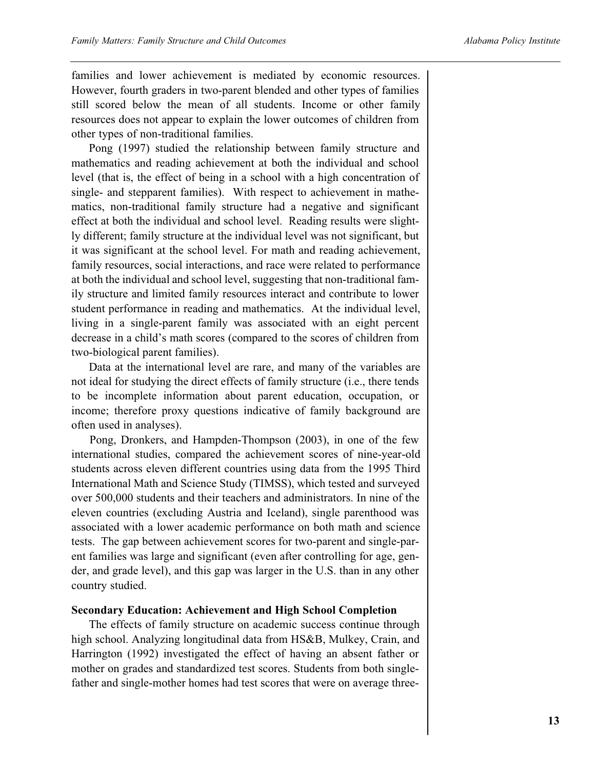families and lower achievement is mediated by economic resources. However, fourth graders in two-parent blended and other types of families still scored below the mean of all students. Income or other family resources does not appear to explain the lower outcomes of children from other types of non-traditional families.

Pong (1997) studied the relationship between family structure and mathematics and reading achievement at both the individual and school level (that is, the effect of being in a school with a high concentration of single- and stepparent families). With respect to achievement in mathematics, non-traditional family structure had a negative and significant effect at both the individual and school level. Reading results were slightly different; family structure at the individual level was not significant, but it was significant at the school level. For math and reading achievement, family resources, social interactions, and race were related to performance at both the individual and school level, suggesting that non-traditional family structure and limited family resources interact and contribute to lower student performance in reading and mathematics. At the individual level, living in a single-parent family was associated with an eight percent decrease in a child's math scores (compared to the scores of children from two-biological parent families).

Data at the international level are rare, and many of the variables are not ideal for studying the direct effects of family structure (i.e., there tends to be incomplete information about parent education, occupation, or income; therefore proxy questions indicative of family background are often used in analyses).

Pong, Dronkers, and Hampden-Thompson (2003), in one of the few international studies, compared the achievement scores of nine-year-old students across eleven different countries using data from the 1995 Third International Math and Science Study (TIMSS), which tested and surveyed over 500,000 students and their teachers and administrators. In nine of the eleven countries (excluding Austria and Iceland), single parenthood was associated with a lower academic performance on both math and science tests. The gap between achievement scores for two-parent and single-parent families was large and significant (even after controlling for age, gender, and grade level), and this gap was larger in the U.S. than in any other country studied.

**Secondary Education: Achievement and High School Completion**

The effects of family structure on academic success continue through high school. Analyzing longitudinal data from HS&B, Mulkey, Crain, and Harrington (1992) investigated the effect of having an absent father or mother on grades and standardized test scores. Students from both single-father and single-mother homes had test scores that were on average three-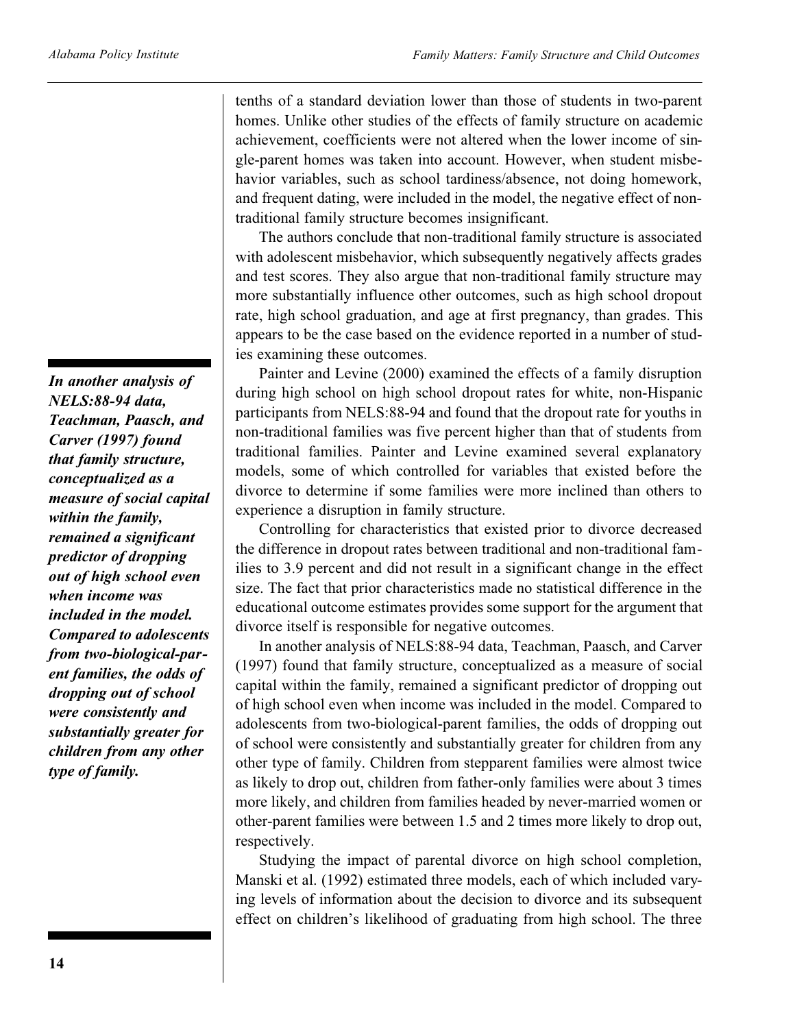tenths of a standard deviation lower than those of students in two-parent homes. Unlike other studies of the effects of family structure on academic achievement, coefficients were not altered when the lower income of single-parent homes was taken into account. However, when student misbehavior variables, such as school tardiness/absence, not doing homework, and frequent dating, were included in the model, the negative effect of non-traditional family structure becomes insignificant.

The authors conclude that non-traditional family structure is associated with adolescent misbehavior, which subsequently negatively affects grades and test scores. They also argue that non-traditional family structure may more substantially influence other outcomes, such as high school dropout rate, high school graduation, and age at first pregnancy, than grades. This appears to be the case based on the evidence reported in a number of studies examining these outcomes.

Painter and Levine (2000) examined the effects of a family disruption during high school on high school dropout rates for white, non-Hispanic participants from NELS:88-94 and found that the dropout rate for youths in non-traditional families was five percent higher than that of students from traditional families. Painter and Levine examined several explanatory models, some of which controlled for variables that existed before the divorce to determine if some families were more inclined than others to experience a disruption in family structure.

Controlling for characteristics that existed prior to divorce decreased the difference in dropout rates between traditional and non-traditional families to 3.9 percent and did not result in a significant change in the effect size. The fact that prior characteristics made no statistical difference in the educational outcome estimates provides some support for the argument that divorce itself is responsible for negative outcomes.

***In another analysis of NELS:88-94 data, Teachman, Paasch, and Carver (1997) found that family structure, conceptualized as a measure of social capital within the family, remained a significant predictor of dropping out of high school even when income was included in the model. Compared to adolescents from two-biological-parent families, the odds of dropping out of school were consistently and substantially greater for children from any other type of family.***

In another analysis of NELS:88-94 data, Teachman, Paasch, and Carver (1997) found that family structure, conceptualized as a measure of social capital within the family, remained a significant predictor of dropping out of high school even when income was included in the model. Compared to adolescents from two-biological-parent families, the odds of dropping out of school were consistently and substantially greater for children from any other type of family. Children from stepparent families were almost twice as likely to drop out, children from father-only families were about 3 times more likely, and children from families headed by never-married women or other-parent families were between 1.5 and 2 times more likely to drop out, respectively.

Studying the impact of parental divorce on high school completion, Manski et al. (1992) estimated three models, each of which included varying levels of information about the decision to divorce and its subsequent effect on children's likelihood of graduating from high school. The three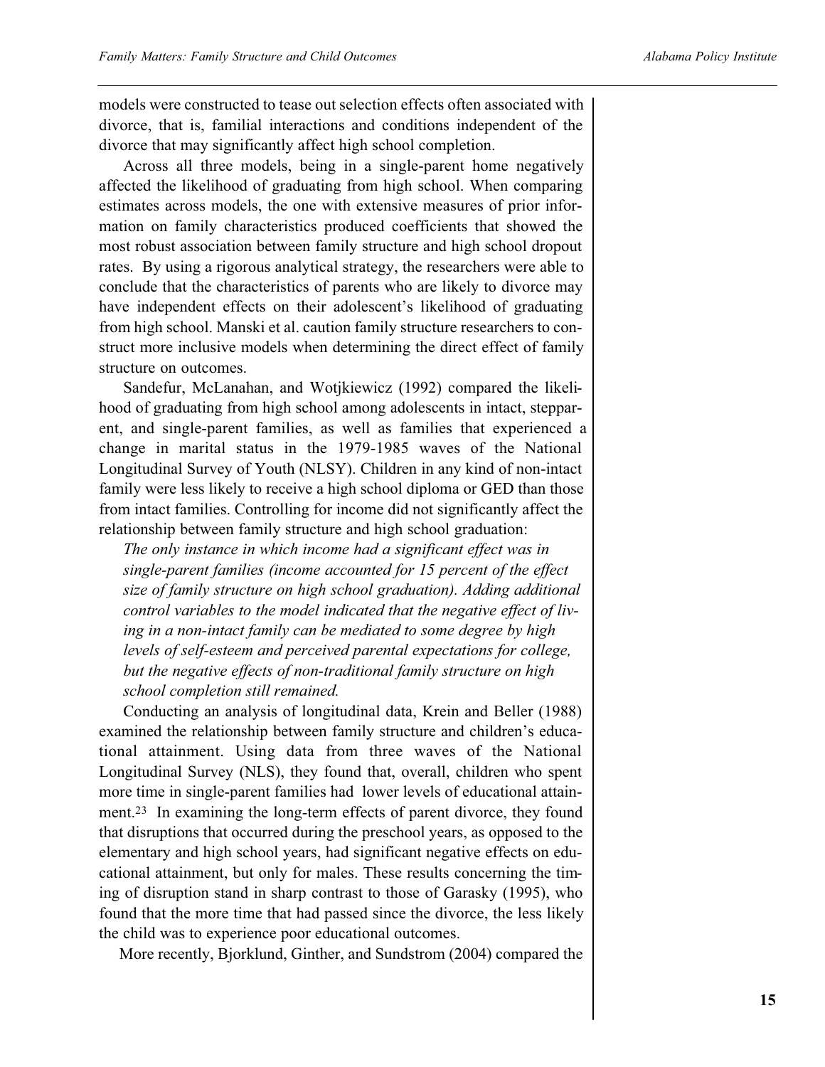models were constructed to tease out selection effects often associated with divorce, that is, familial interactions and conditions independent of the divorce that may significantly affect high school completion.

Across all three models, being in a single-parent home negatively affected the likelihood of graduating from high school. When comparing estimates across models, the one with extensive measures of prior information on family characteristics produced coefficients that showed the most robust association between family structure and high school dropout rates. By using a rigorous analytical strategy, the researchers were able to conclude that the characteristics of parents who are likely to divorce may have independent effects on their adolescent's likelihood of graduating from high school. Manski et al. caution family structure researchers to construct more inclusive models when determining the direct effect of family structure on outcomes.

Sandefur, McLanahan, and Wotjkiewicz (1992) compared the likelihood of graduating from high school among adolescents in intact, stepparent, and single-parent families, as well as families that experienced a change in marital status in the 1979-1985 waves of the National Longitudinal Survey of Youth (NLSY). Children in any kind of non-intact family were less likely to receive a high school diploma or GED than those from intact families. Controlling for income did not significantly affect the relationship between family structure and high school graduation:

> *The only instance in which income had a significant effect was in single-parent families (income accounted for 15 percent of the effect size of family structure on high school graduation). Adding additional control variables to the model indicated that the negative effect of living in a non-intact family can be mediated to some degree by high levels of self-esteem and perceived parental expectations for college, but the negative effects of non-traditional family structure on high school completion still remained.*

Conducting an analysis of longitudinal data, Krein and Beller (1988) examined the relationship between family structure and children's educational attainment. Using data from three waves of the National Longitudinal Survey (NLS), they found that, overall, children who spent more time in single-parent families had lower levels of educational attainment.[23] In examining the long-term effects of parent divorce, they found that disruptions that occurred during the preschool years, as opposed to the elementary and high school years, had significant negative effects on educational attainment, but only for males. These results concerning the timing of disruption stand in sharp contrast to those of Garasky (1995), who found that the more time that had passed since the divorce, the less likely the child was to experience poor educational outcomes.

More recently, Bjorklund, Ginther, and Sundstrom (2004) compared the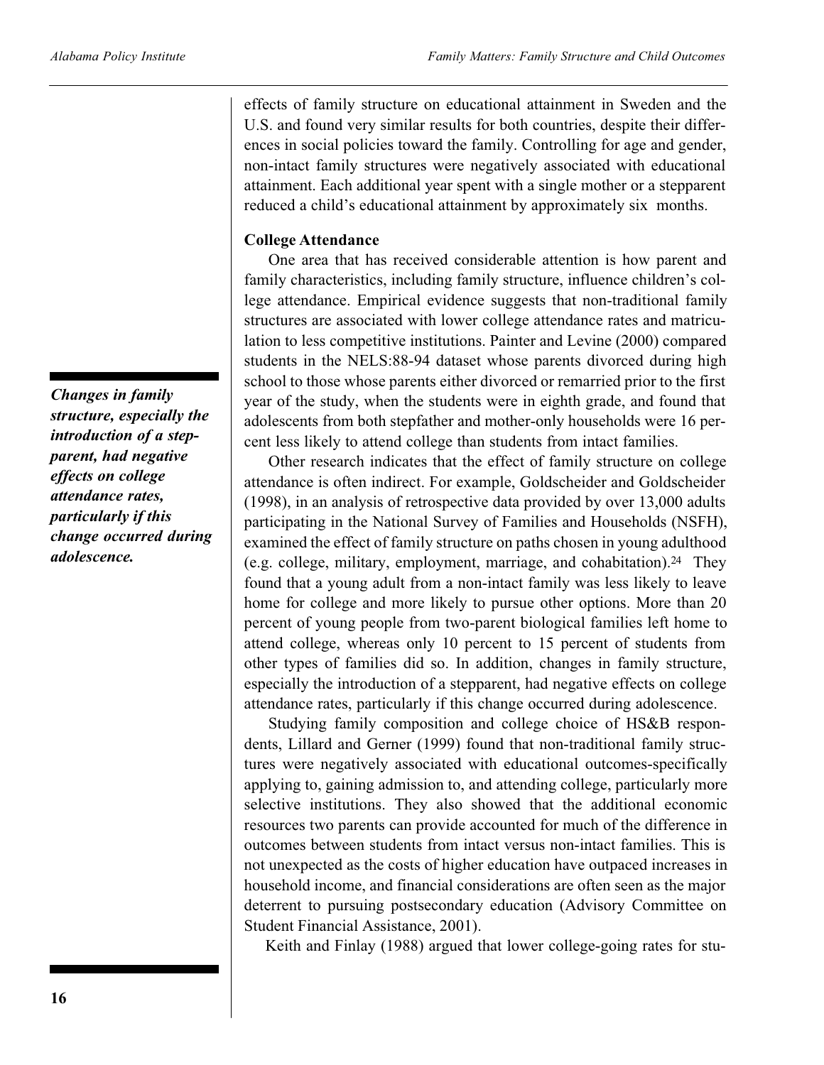effects of family structure on educational attainment in Sweden and the U.S. and found very similar results for both countries, despite their differences in social policies toward the family. Controlling for age and gender, non-intact family structures were negatively associated with educational attainment. Each additional year spent with a single mother or a stepparent reduced a child's educational attainment by approximately six months.

### College Attendance

*Changes in family structure, especially the introduction of a stepparent, had negative effects on college attendance rates, particularly if this change occurred during adolescence.*

One area that has received considerable attention is how parent and family characteristics, including family structure, influence children's college attendance. Empirical evidence suggests that non-traditional family structures are associated with lower college attendance rates and matriculation to less competitive institutions. Painter and Levine (2000) compared students in the NELS:88-94 dataset whose parents divorced during high school to those whose parents either divorced or remarried prior to the first year of the study, when the students were in eighth grade, and found that adolescents from both stepfather and mother-only households were 16 percent less likely to attend college than students from intact families.

Other research indicates that the effect of family structure on college attendance is often indirect. For example, Goldscheider and Goldscheider (1998), in an analysis of retrospective data provided by over 13,000 adults participating in the National Survey of Families and Households (NSFH), examined the effect of family structure on paths chosen in young adulthood (e.g. college, military, employment, marriage, and cohabitation).[24] They found that a young adult from a non-intact family was less likely to leave home for college and more likely to pursue other options. More than 20 percent of young people from two-parent biological families left home to attend college, whereas only 10 percent to 15 percent of students from other types of families did so. In addition, changes in family structure, especially the introduction of a stepparent, had negative effects on college attendance rates, particularly if this change occurred during adolescence.

Studying family composition and college choice of HS&B respondents, Lillard and Gerner (1999) found that non-traditional family structures were negatively associated with educational outcomes-specifically applying to, gaining admission to, and attending college, particularly more selective institutions. They also showed that the additional economic resources two parents can provide accounted for much of the difference in outcomes between students from intact versus non-intact families. This is not unexpected as the costs of higher education have outpaced increases in household income, and financial considerations are often seen as the major deterrent to pursuing postsecondary education (Advisory Committee on Student Financial Assistance, 2001).

Keith and Finlay (1988) argued that lower college-going rates for stu-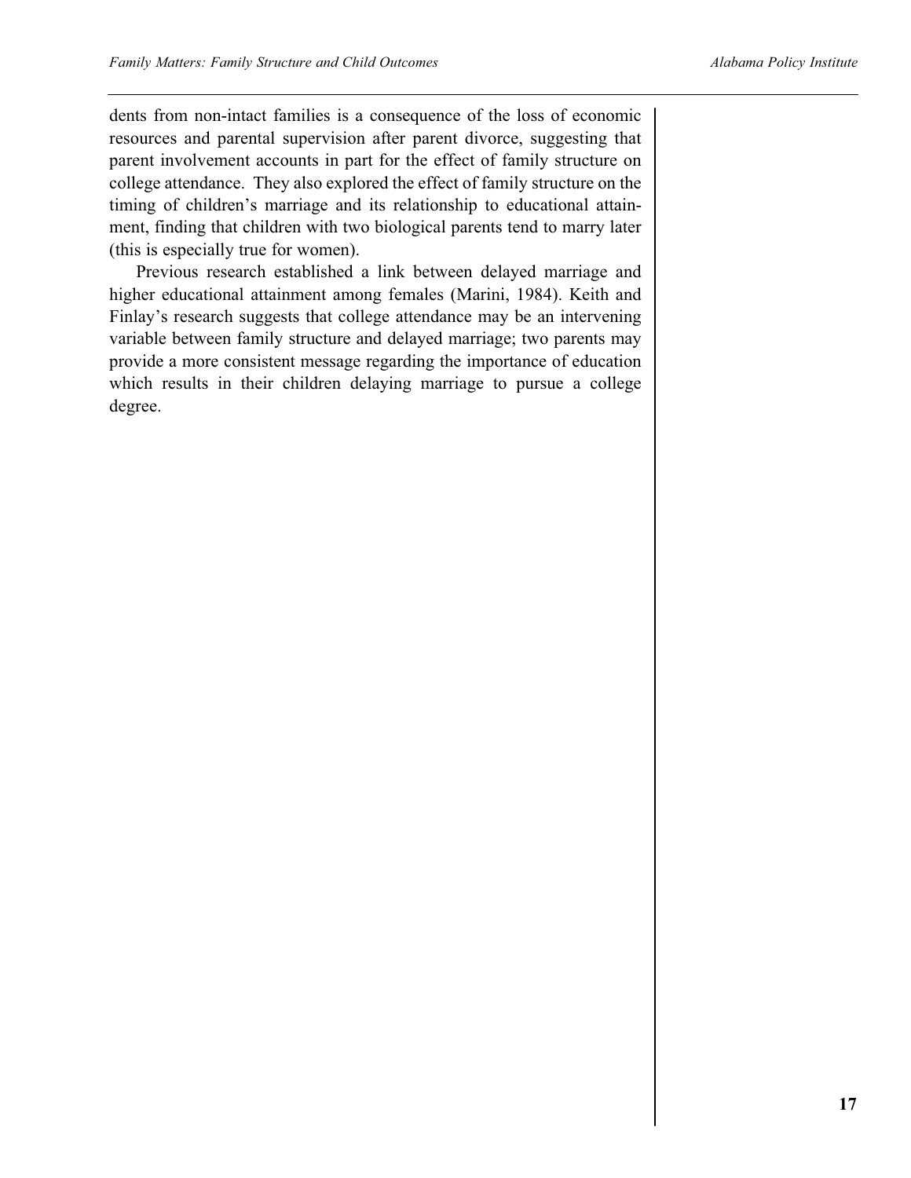dents from non-intact families is a consequence of the loss of economic resources and parental supervision after parent divorce, suggesting that parent involvement accounts in part for the effect of family structure on college attendance. They also explored the effect of family structure on the timing of children's marriage and its relationship to educational attainment, finding that children with two biological parents tend to marry later (this is especially true for women).

Previous research established a link between delayed marriage and higher educational attainment among females (Marini, 1984). Keith and Finlay's research suggests that college attendance may be an intervening variable between family structure and delayed marriage; two parents may provide a more consistent message regarding the importance of education which results in their children delaying marriage to pursue a college degree.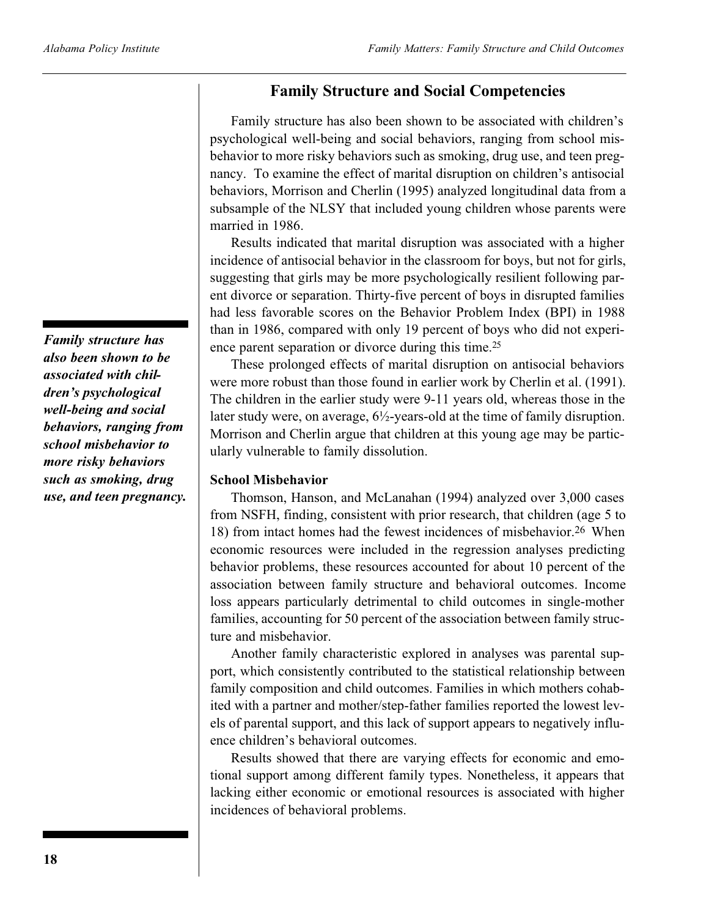## Family Structure and Social Competencies

Family structure has also been shown to be associated with children's psychological well-being and social behaviors, ranging from school misbehavior to more risky behaviors such as smoking, drug use, and teen pregnancy. To examine the effect of marital disruption on children's antisocial behaviors, Morrison and Cherlin (1995) analyzed longitudinal data from a subsample of the NLSY that included young children whose parents were married in 1986.

Results indicated that marital disruption was associated with a higher incidence of antisocial behavior in the classroom for boys, but not for girls, suggesting that girls may be more psychologically resilient following parent divorce or separation. Thirty-five percent of boys in disrupted families had less favorable scores on the Behavior Problem Index (BPI) in 1988 than in 1986, compared with only 19 percent of boys who did not experience parent separation or divorce during this time.[25]

***Family structure has also been shown to be associated with children's psychological well-being and social behaviors, ranging from school misbehavior to more risky behaviors such as smoking, drug use, and teen pregnancy.***

These prolonged effects of marital disruption on antisocial behaviors were more robust than those found in earlier work by Cherlin et al. (1991). The children in the earlier study were 9-11 years old, whereas those in the later study were, on average, 6½-years-old at the time of family disruption. Morrison and Cherlin argue that children at this young age may be particularly vulnerable to family dissolution.

**School Misbehavior**

Thomson, Hanson, and McLanahan (1994) analyzed over 3,000 cases from NSFH, finding, consistent with prior research, that children (age 5 to 18) from intact homes had the fewest incidences of misbehavior.[26] When economic resources were included in the regression analyses predicting behavior problems, these resources accounted for about 10 percent of the association between family structure and behavioral outcomes. Income loss appears particularly detrimental to child outcomes in single-mother families, accounting for 50 percent of the association between family structure and misbehavior.

Another family characteristic explored in analyses was parental support, which consistently contributed to the statistical relationship between family composition and child outcomes. Families in which mothers cohabited with a partner and mother/step-father families reported the lowest levels of parental support, and this lack of support appears to negatively influence children's behavioral outcomes.

Results showed that there are varying effects for economic and emotional support among different family types. Nonetheless, it appears that lacking either economic or emotional resources is associated with higher incidences of behavioral problems.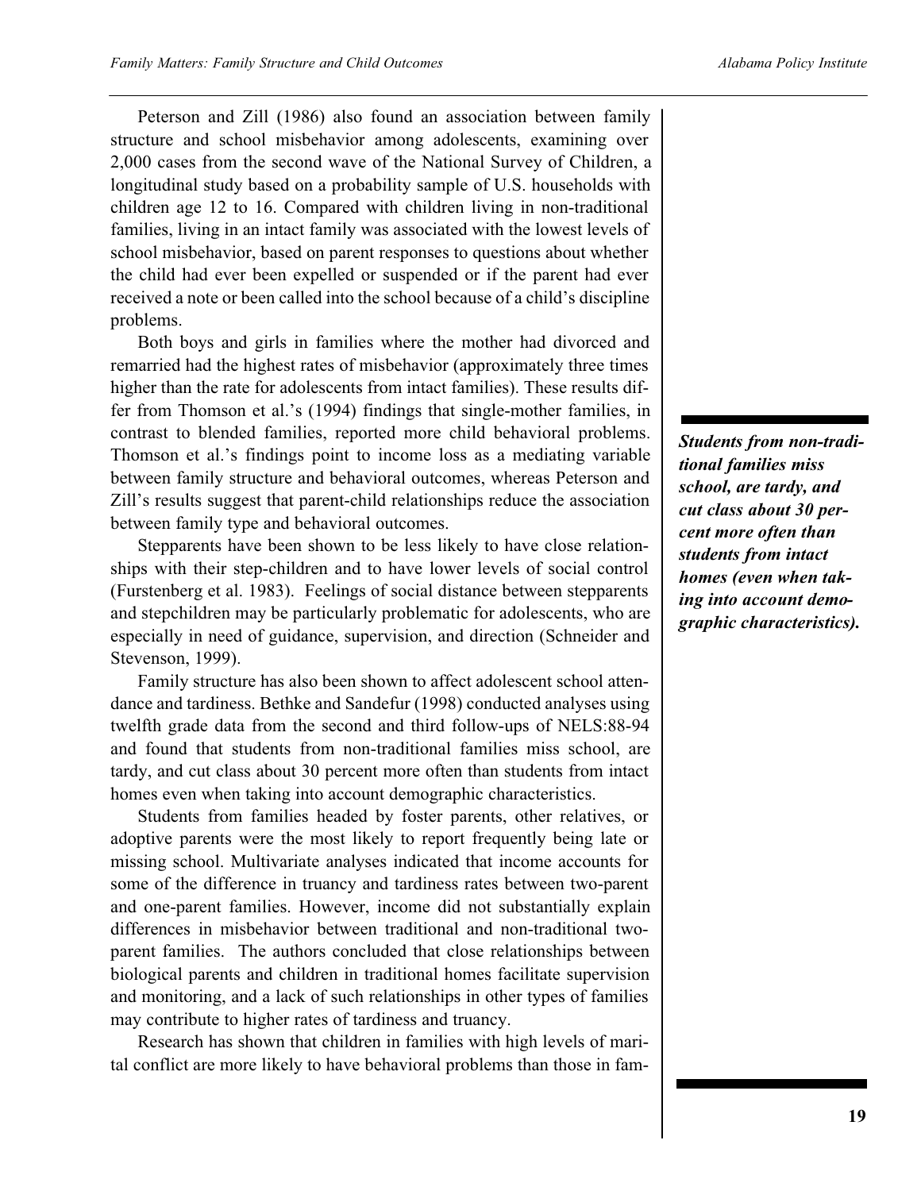Peterson and Zill (1986) also found an association between family structure and school misbehavior among adolescents, examining over 2,000 cases from the second wave of the National Survey of Children, a longitudinal study based on a probability sample of U.S. households with children age 12 to 16. Compared with children living in non-traditional families, living in an intact family was associated with the lowest levels of school misbehavior, based on parent responses to questions about whether the child had ever been expelled or suspended or if the parent had ever received a note or been called into the school because of a child's discipline problems.

Both boys and girls in families where the mother had divorced and remarried had the highest rates of misbehavior (approximately three times higher than the rate for adolescents from intact families). These results differ from Thomson et al.'s (1994) findings that single-mother families, in contrast to blended families, reported more child behavioral problems. Thomson et al.'s findings point to income loss as a mediating variable between family structure and behavioral outcomes, whereas Peterson and Zill's results suggest that parent-child relationships reduce the association between family type and behavioral outcomes.

***Students from non-traditional families miss school, are tardy, and cut class about 30 percent more often than students from intact homes (even when taking into account demographic characteristics).***

Stepparents have been shown to be less likely to have close relationships with their step-children and to have lower levels of social control (Furstenberg et al. 1983). Feelings of social distance between stepparents and stepchildren may be particularly problematic for adolescents, who are especially in need of guidance, supervision, and direction (Schneider and Stevenson, 1999).

Family structure has also been shown to affect adolescent school attendance and tardiness. Bethke and Sandefur (1998) conducted analyses using twelfth grade data from the second and third follow-ups of NELS:88-94 and found that students from non-traditional families miss school, are tardy, and cut class about 30 percent more often than students from intact homes even when taking into account demographic characteristics.

Students from families headed by foster parents, other relatives, or adoptive parents were the most likely to report frequently being late or missing school. Multivariate analyses indicated that income accounts for some of the difference in truancy and tardiness rates between two-parent and one-parent families. However, income did not substantially explain differences in misbehavior between traditional and non-traditional two-parent families. The authors concluded that close relationships between biological parents and children in traditional homes facilitate supervision and monitoring, and a lack of such relationships in other types of families may contribute to higher rates of tardiness and truancy.

Research has shown that children in families with high levels of marital conflict are more likely to have behavioral problems than those in fam-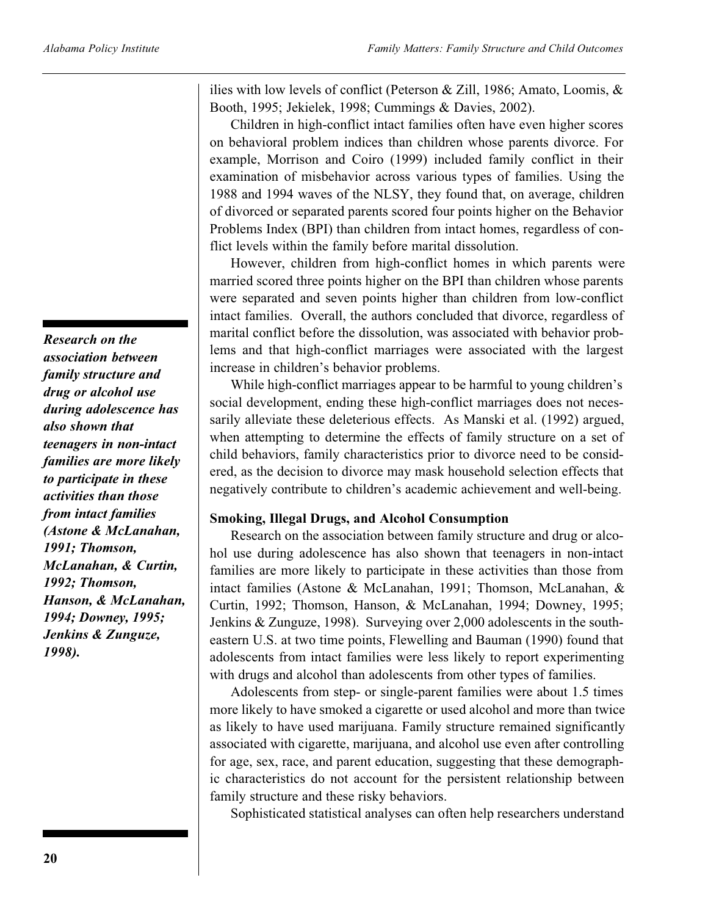ilies with low levels of conflict (Peterson & Zill, 1986; Amato, Loomis, & Booth, 1995; Jekielek, 1998; Cummings & Davies, 2002).

Children in high-conflict intact families often have even higher scores on behavioral problem indices than children whose parents divorce. For example, Morrison and Coiro (1999) included family conflict in their examination of misbehavior across various types of families. Using the 1988 and 1994 waves of the NLSY, they found that, on average, children of divorced or separated parents scored four points higher on the Behavior Problems Index (BPI) than children from intact homes, regardless of conflict levels within the family before marital dissolution.

However, children from high-conflict homes in which parents were married scored three points higher on the BPI than children whose parents were separated and seven points higher than children from low-conflict intact families. Overall, the authors concluded that divorce, regardless of marital conflict before the dissolution, was associated with behavior problems and that high-conflict marriages were associated with the largest increase in children's behavior problems.

While high-conflict marriages appear to be harmful to young children's social development, ending these high-conflict marriages does not necessarily alleviate these deleterious effects. As Manski et al. (1992) argued, when attempting to determine the effects of family structure on a set of child behaviors, family characteristics prior to divorce need to be considered, as the decision to divorce may mask household selection effects that negatively contribute to children's academic achievement and well-being.

**Smoking, Illegal Drugs, and Alcohol Consumption**

Research on the association between family structure and drug or alcohol use during adolescence has also shown that teenagers in non-intact families are more likely to participate in these activities than those from intact families (Astone & McLanahan, 1991; Thomson, McLanahan, & Curtin, 1992; Thomson, Hanson, & McLanahan, 1994; Downey, 1995; Jenkins & Zunguze, 1998). Surveying over 2,000 adolescents in the southeastern U.S. at two time points, Flewelling and Bauman (1990) found that adolescents from intact families were less likely to report experimenting with drugs and alcohol than adolescents from other types of families.

*Research on the association between family structure and drug or alcohol use during adolescence has also shown that teenagers in non-intact families are more likely to participate in these activities than those from intact families (Astone & McLanahan, 1991; Thomson, McLanahan, & Curtin, 1992; Thomson, Hanson, & McLanahan, 1994; Downey, 1995; Jenkins & Zunguze, 1998).*

Adolescents from step- or single-parent families were about 1.5 times more likely to have smoked a cigarette or used alcohol and more than twice as likely to have used marijuana. Family structure remained significantly associated with cigarette, marijuana, and alcohol use even after controlling for age, sex, race, and parent education, suggesting that these demographic characteristics do not account for the persistent relationship between family structure and these risky behaviors.

Sophisticated statistical analyses can often help researchers understand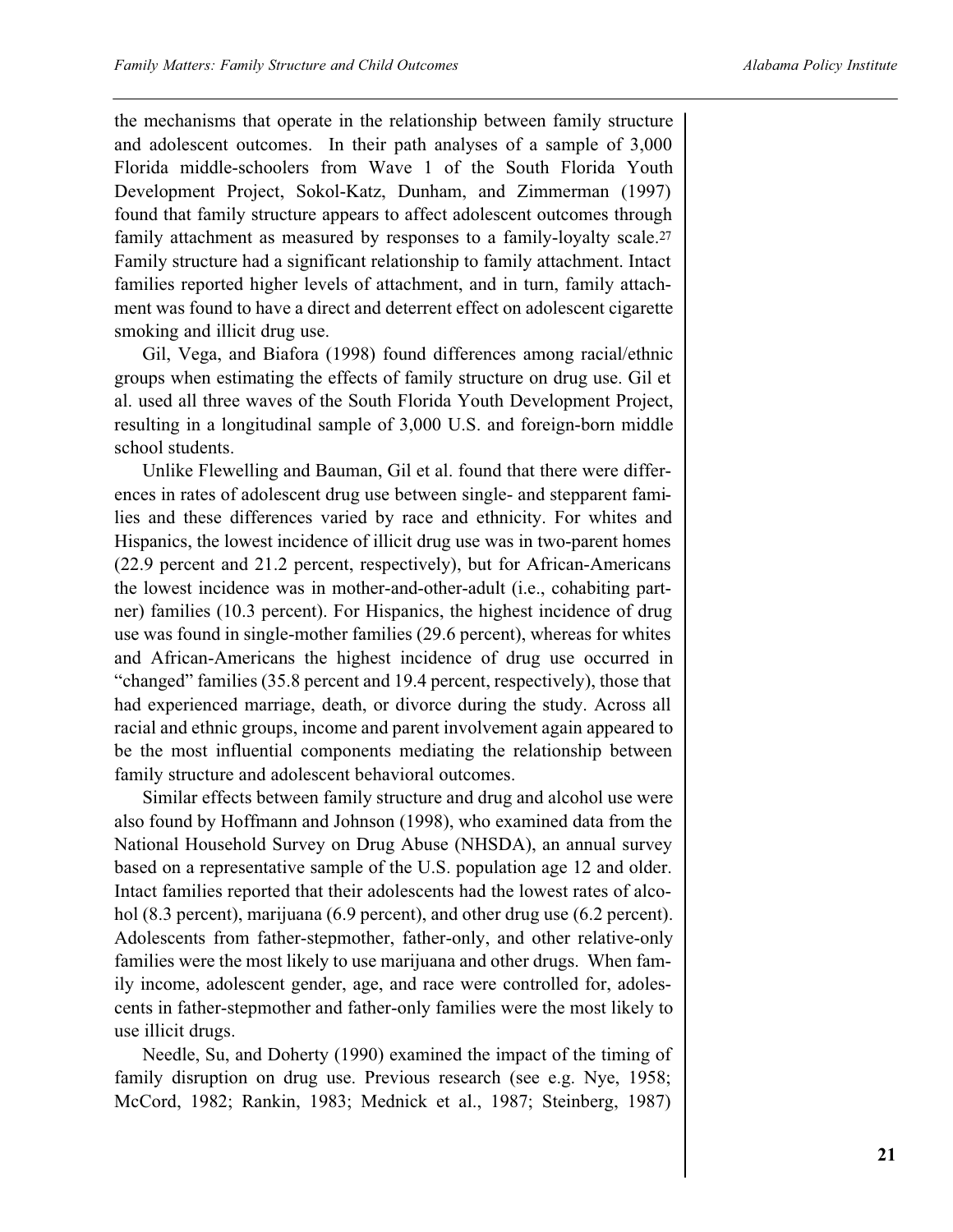the mechanisms that operate in the relationship between family structure and adolescent outcomes. In their path analyses of a sample of 3,000 Florida middle-schoolers from Wave 1 of the South Florida Youth Development Project, Sokol-Katz, Dunham, and Zimmerman (1997) found that family structure appears to affect adolescent outcomes through family attachment as measured by responses to a family-loyalty scale.[27] Family structure had a significant relationship to family attachment. Intact families reported higher levels of attachment, and in turn, family attachment was found to have a direct and deterrent effect on adolescent cigarette smoking and illicit drug use.

Gil, Vega, and Biafora (1998) found differences among racial/ethnic groups when estimating the effects of family structure on drug use. Gil et al. used all three waves of the South Florida Youth Development Project, resulting in a longitudinal sample of 3,000 U.S. and foreign-born middle school students.

Unlike Flewelling and Bauman, Gil et al. found that there were differences in rates of adolescent drug use between single- and stepparent families and these differences varied by race and ethnicity. For whites and Hispanics, the lowest incidence of illicit drug use was in two-parent homes (22.9 percent and 21.2 percent, respectively), but for African-Americans the lowest incidence was in mother-and-other-adult (i.e., cohabiting partner) families (10.3 percent). For Hispanics, the highest incidence of drug use was found in single-mother families (29.6 percent), whereas for whites and African-Americans the highest incidence of drug use occurred in "changed" families (35.8 percent and 19.4 percent, respectively), those that had experienced marriage, death, or divorce during the study. Across all racial and ethnic groups, income and parent involvement again appeared to be the most influential components mediating the relationship between family structure and adolescent behavioral outcomes.

Similar effects between family structure and drug and alcohol use were also found by Hoffmann and Johnson (1998), who examined data from the National Household Survey on Drug Abuse (NHSDA), an annual survey based on a representative sample of the U.S. population age 12 and older. Intact families reported that their adolescents had the lowest rates of alcohol (8.3 percent), marijuana (6.9 percent), and other drug use (6.2 percent). Adolescents from father-stepmother, father-only, and other relative-only families were the most likely to use marijuana and other drugs. When family income, adolescent gender, age, and race were controlled for, adolescents in father-stepmother and father-only families were the most likely to use illicit drugs.

Needle, Su, and Doherty (1990) examined the impact of the timing of family disruption on drug use. Previous research (see e.g. Nye, 1958; McCord, 1982; Rankin, 1983; Mednick et al., 1987; Steinberg, 1987)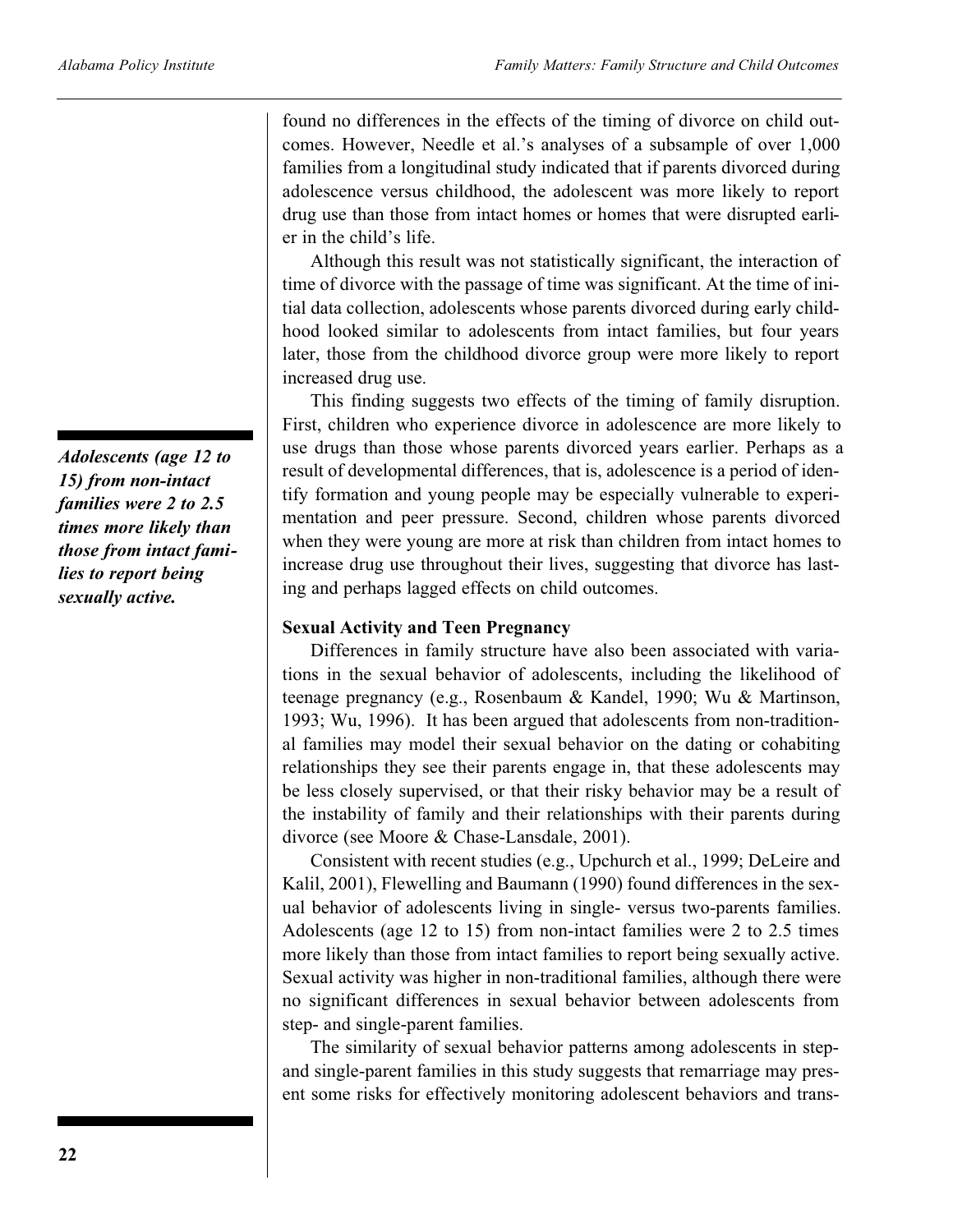found no differences in the effects of the timing of divorce on child outcomes. However, Needle et al.'s analyses of a subsample of over 1,000 families from a longitudinal study indicated that if parents divorced during adolescence versus childhood, the adolescent was more likely to report drug use than those from intact homes or homes that were disrupted earlier in the child's life.

Although this result was not statistically significant, the interaction of time of divorce with the passage of time was significant. At the time of initial data collection, adolescents whose parents divorced during early childhood looked similar to adolescents from intact families, but four years later, those from the childhood divorce group were more likely to report increased drug use.

This finding suggests two effects of the timing of family disruption. First, children who experience divorce in adolescence are more likely to use drugs than those whose parents divorced years earlier. Perhaps as a result of developmental differences, that is, adolescence is a period of identify formation and young people may be especially vulnerable to experimentation and peer pressure. Second, children whose parents divorced when they were young are more at risk than children from intact homes to increase drug use throughout their lives, suggesting that divorce has lasting and perhaps lagged effects on child outcomes.

***Adolescents (age 12 to 15) from non-intact families were 2 to 2.5 times more likely than those from intact families to report being sexually active.***

**Sexual Activity and Teen Pregnancy**

Differences in family structure have also been associated with variations in the sexual behavior of adolescents, including the likelihood of teenage pregnancy (e.g., Rosenbaum & Kandel, 1990; Wu & Martinson, 1993; Wu, 1996). It has been argued that adolescents from non-traditional families may model their sexual behavior on the dating or cohabiting relationships they see their parents engage in, that these adolescents may be less closely supervised, or that their risky behavior may be a result of the instability of family and their relationships with their parents during divorce (see Moore & Chase-Lansdale, 2001).

Consistent with recent studies (e.g., Upchurch et al., 1999; DeLeire and Kalil, 2001), Flewelling and Baumann (1990) found differences in the sexual behavior of adolescents living in single- versus two-parents families. Adolescents (age 12 to 15) from non-intact families were 2 to 2.5 times more likely than those from intact families to report being sexually active. Sexual activity was higher in non-traditional families, although there were no significant differences in sexual behavior between adolescents from step- and single-parent families.

The similarity of sexual behavior patterns among adolescents in step- and single-parent families in this study suggests that remarriage may present some risks for effectively monitoring adolescent behaviors and trans-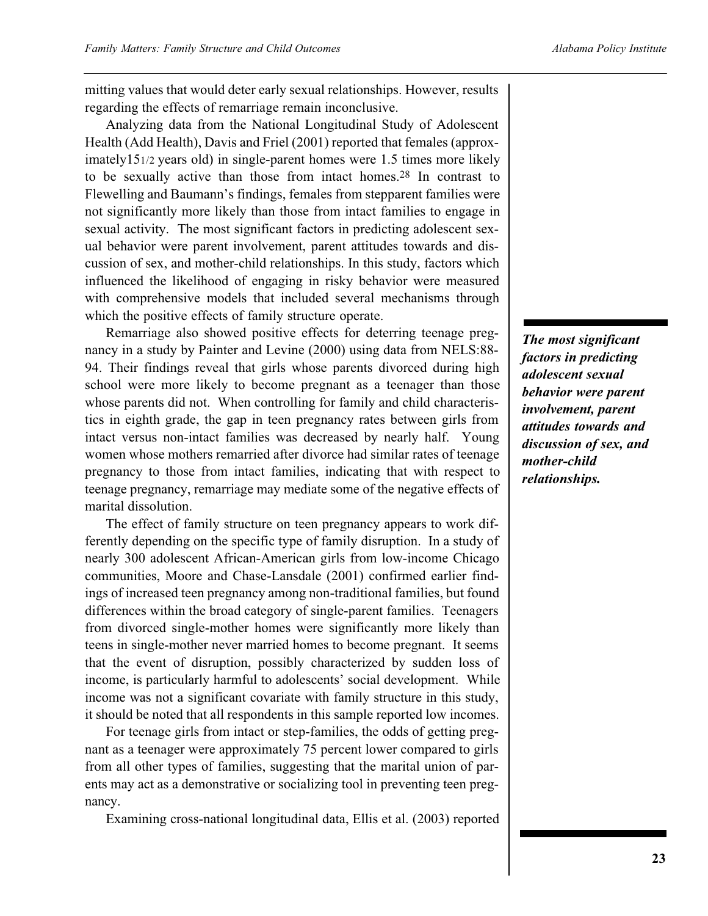mitting values that would deter early sexual relationships. However, results regarding the effects of remarriage remain inconclusive.

Analyzing data from the National Longitudinal Study of Adolescent Health (Add Health), Davis and Friel (2001) reported that females (approximately 15 1/2 years old) in single-parent homes were 1.5 times more likely to be sexually active than those from intact homes.[28] In contrast to Flewelling and Baumann's findings, females from stepparent families were not significantly more likely than those from intact families to engage in sexual activity. The most significant factors in predicting adolescent sexual behavior were parent involvement, parent attitudes towards and discussion of sex, and mother-child relationships. In this study, factors which influenced the likelihood of engaging in risky behavior were measured with comprehensive models that included several mechanisms through which the positive effects of family structure operate.

***The most significant factors in predicting adolescent sexual behavior were parent involvement, parent attitudes towards and discussion of sex, and mother-child relationships.***

Remarriage also showed positive effects for deterring teenage pregnancy in a study by Painter and Levine (2000) using data from NELS:88-94. Their findings reveal that girls whose parents divorced during high school were more likely to become pregnant as a teenager than those whose parents did not. When controlling for family and child characteristics in eighth grade, the gap in teen pregnancy rates between girls from intact versus non-intact families was decreased by nearly half. Young women whose mothers remarried after divorce had similar rates of teenage pregnancy to those from intact families, indicating that with respect to teenage pregnancy, remarriage may mediate some of the negative effects of marital dissolution.

The effect of family structure on teen pregnancy appears to work differently depending on the specific type of family disruption. In a study of nearly 300 adolescent African-American girls from low-income Chicago communities, Moore and Chase-Lansdale (2001) confirmed earlier findings of increased teen pregnancy among non-traditional families, but found differences within the broad category of single-parent families. Teenagers from divorced single-mother homes were significantly more likely than teens in single-mother never married homes to become pregnant. It seems that the event of disruption, possibly characterized by sudden loss of income, is particularly harmful to adolescents' social development. While income was not a significant covariate with family structure in this study, it should be noted that all respondents in this sample reported low incomes.

For teenage girls from intact or step-families, the odds of getting pregnant as a teenager were approximately 75 percent lower compared to girls from all other types of families, suggesting that the marital union of parents may act as a demonstrative or socializing tool in preventing teen pregnancy.

Examining cross-national longitudinal data, Ellis et al. (2003) reported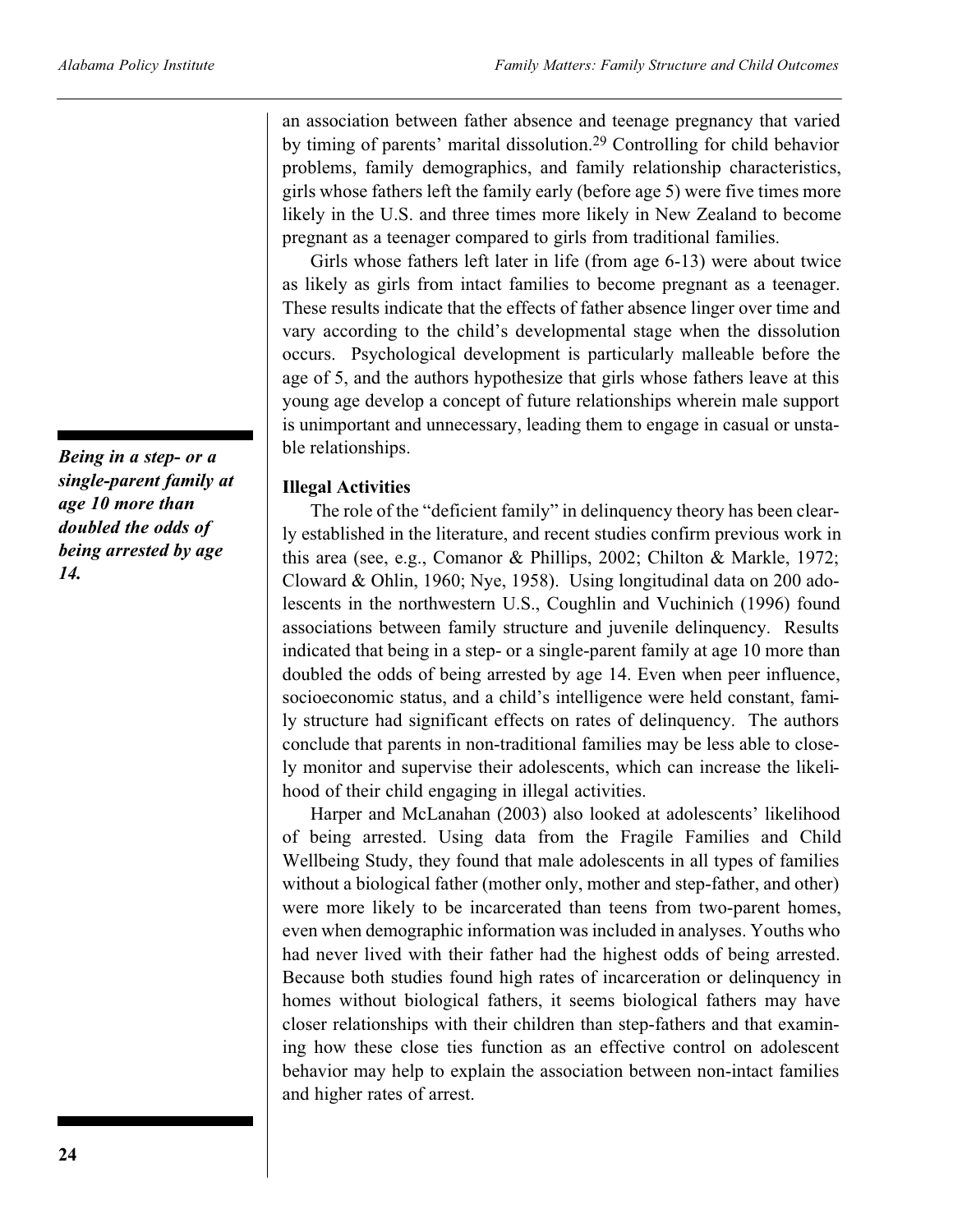an association between father absence and teenage pregnancy that varied by timing of parents' marital dissolution.[29] Controlling for child behavior problems, family demographics, and family relationship characteristics, girls whose fathers left the family early (before age 5) were five times more likely in the U.S. and three times more likely in New Zealand to become pregnant as a teenager compared to girls from traditional families.

Girls whose fathers left later in life (from age 6-13) were about twice as likely as girls from intact families to become pregnant as a teenager. These results indicate that the effects of father absence linger over time and vary according to the child's developmental stage when the dissolution occurs. Psychological development is particularly malleable before the age of 5, and the authors hypothesize that girls whose fathers leave at this young age develop a concept of future relationships wherein male support is unimportant and unnecessary, leading them to engage in casual or unstable relationships.

***Being in a step- or a single-parent family at age 10 more than doubled the odds of being arrested by age 14.***

**Illegal Activities**

The role of the "deficient family" in delinquency theory has been clearly established in the literature, and recent studies confirm previous work in this area (see, e.g., Comanor & Phillips, 2002; Chilton & Markle, 1972; Cloward & Ohlin, 1960; Nye, 1958). Using longitudinal data on 200 adolescents in the northwestern U.S., Coughlin and Vuchinich (1996) found associations between family structure and juvenile delinquency. Results indicated that being in a step- or a single-parent family at age 10 more than doubled the odds of being arrested by age 14. Even when peer influence, socioeconomic status, and a child's intelligence were held constant, family structure had significant effects on rates of delinquency. The authors conclude that parents in non-traditional families may be less able to closely monitor and supervise their adolescents, which can increase the likelihood of their child engaging in illegal activities.

Harper and McLanahan (2003) also looked at adolescents' likelihood of being arrested. Using data from the Fragile Families and Child Wellbeing Study, they found that male adolescents in all types of families without a biological father (mother only, mother and step-father, and other) were more likely to be incarcerated than teens from two-parent homes, even when demographic information was included in analyses. Youths who had never lived with their father had the highest odds of being arrested. Because both studies found high rates of incarceration or delinquency in homes without biological fathers, it seems biological fathers may have closer relationships with their children than step-fathers and that examining how these close ties function as an effective control on adolescent behavior may help to explain the association between non-intact families and higher rates of arrest.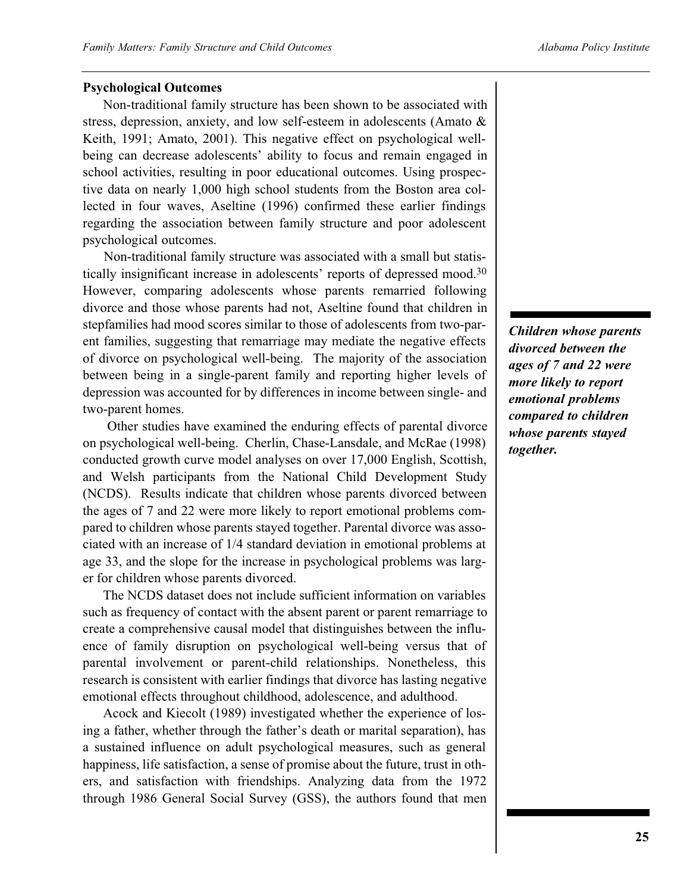**Psychological Outcomes**

Non-traditional family structure has been shown to be associated with stress, depression, anxiety, and low self-esteem in adolescents (Amato & Keith, 1991; Amato, 2001). This negative effect on psychological well-being can decrease adolescents' ability to focus and remain engaged in school activities, resulting in poor educational outcomes. Using prospective data on nearly 1,000 high school students from the Boston area collected in four waves, Aseltine (1996) confirmed these earlier findings regarding the association between family structure and poor adolescent psychological outcomes.

Non-traditional family structure was associated with a small but statistically insignificant increase in adolescents' reports of depressed mood.[30] However, comparing adolescents whose parents remarried following divorce and those whose parents had not, Aseltine found that children in stepfamilies had mood scores similar to those of adolescents from two-parent families, suggesting that remarriage may mediate the negative effects of divorce on psychological well-being. The majority of the association between being in a single-parent family and reporting higher levels of depression was accounted for by differences in income between single- and two-parent homes.

*Children whose parents divorced between the ages of 7 and 22 were more likely to report emotional problems compared to children whose parents stayed together.*

Other studies have examined the enduring effects of parental divorce on psychological well-being. Cherlin, Chase-Lansdale, and McRae (1998) conducted growth curve model analyses on over 17,000 English, Scottish, and Welsh participants from the National Child Development Study (NCDS). Results indicate that children whose parents divorced between the ages of 7 and 22 were more likely to report emotional problems compared to children whose parents stayed together. Parental divorce was associated with an increase of 1/4 standard deviation in emotional problems at age 33, and the slope for the increase in psychological problems was larger for children whose parents divorced.

The NCDS dataset does not include sufficient information on variables such as frequency of contact with the absent parent or parent remarriage to create a comprehensive causal model that distinguishes between the influence of family disruption on psychological well-being versus that of parental involvement or parent-child relationships. Nonetheless, this research is consistent with earlier findings that divorce has lasting negative emotional effects throughout childhood, adolescence, and adulthood.

Acock and Kiecolt (1989) investigated whether the experience of losing a father, whether through the father's death or marital separation), has a sustained influence on adult psychological measures, such as general happiness, life satisfaction, a sense of promise about the future, trust in others, and satisfaction with friendships. Analyzing data from the 1972 through 1986 General Social Survey (GSS), the authors found that men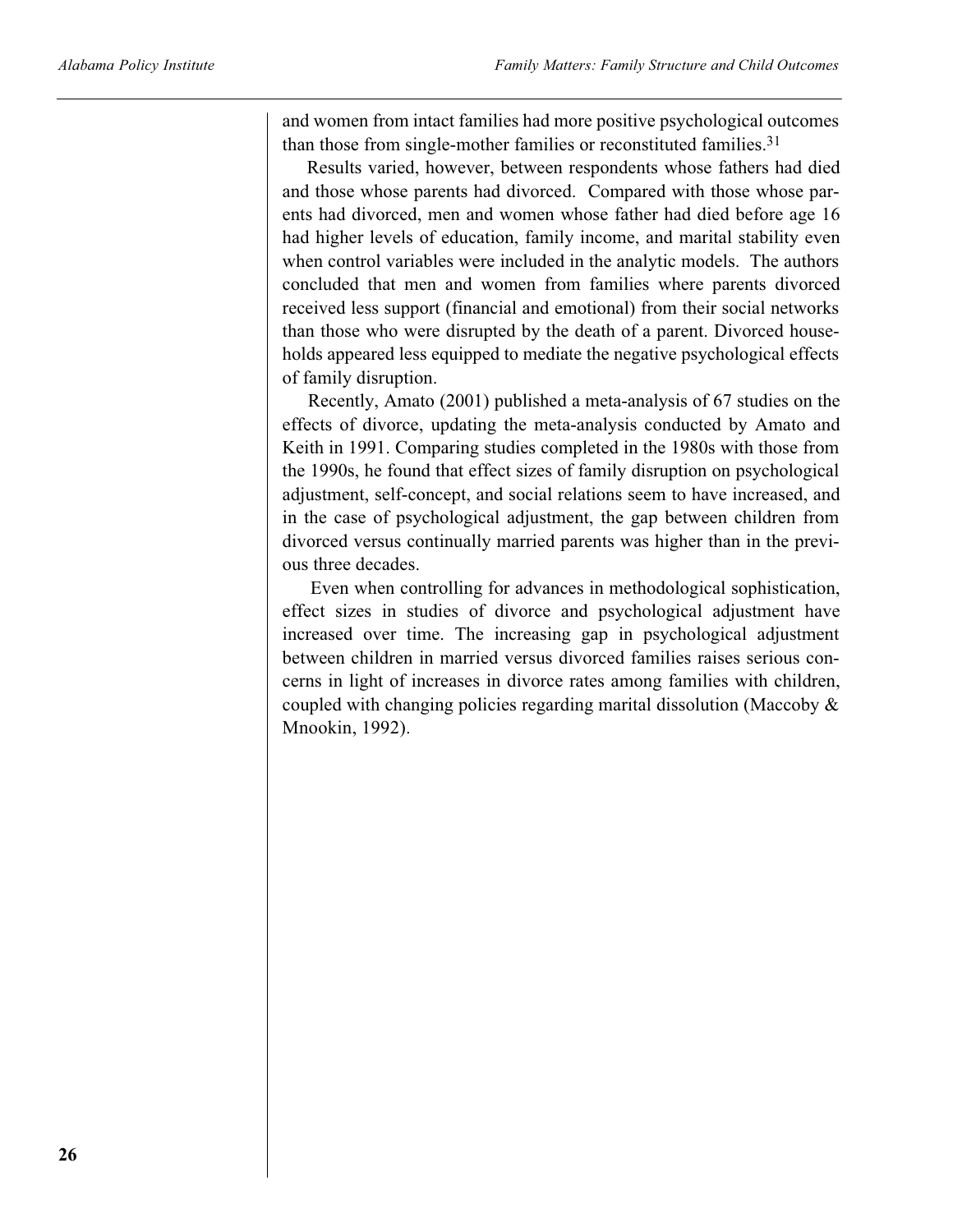and women from intact families had more positive psychological outcomes than those from single-mother families or reconstituted families.[31]

Results varied, however, between respondents whose fathers had died and those whose parents had divorced. Compared with those whose parents had divorced, men and women whose father had died before age 16 had higher levels of education, family income, and marital stability even when control variables were included in the analytic models. The authors concluded that men and women from families where parents divorced received less support (financial and emotional) from their social networks than those who were disrupted by the death of a parent. Divorced households appeared less equipped to mediate the negative psychological effects of family disruption.

Recently, Amato (2001) published a meta-analysis of 67 studies on the effects of divorce, updating the meta-analysis conducted by Amato and Keith in 1991. Comparing studies completed in the 1980s with those from the 1990s, he found that effect sizes of family disruption on psychological adjustment, self-concept, and social relations seem to have increased, and in the case of psychological adjustment, the gap between children from divorced versus continually married parents was higher than in the previous three decades.

Even when controlling for advances in methodological sophistication, effect sizes in studies of divorce and psychological adjustment have increased over time. The increasing gap in psychological adjustment between children in married versus divorced families raises serious concerns in light of increases in divorce rates among families with children, coupled with changing policies regarding marital dissolution (Maccoby & Mnookin, 1992).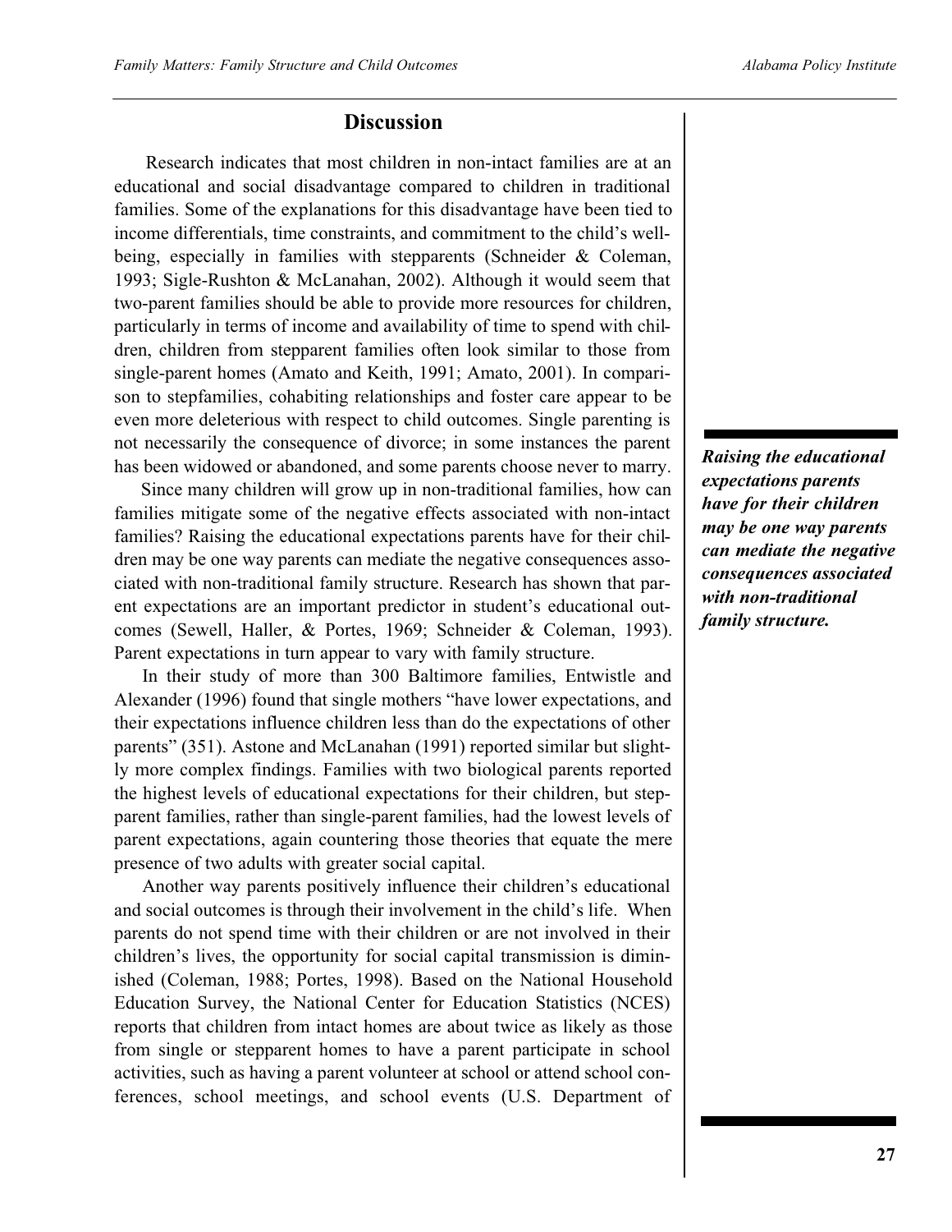## Discussion

Research indicates that most children in non-intact families are at an educational and social disadvantage compared to children in traditional families. Some of the explanations for this disadvantage have been tied to income differentials, time constraints, and commitment to the child's well-being, especially in families with stepparents (Schneider & Coleman, 1993; Sigle-Rushton & McLanahan, 2002). Although it would seem that two-parent families should be able to provide more resources for children, particularly in terms of income and availability of time to spend with children, children from stepparent families often look similar to those from single-parent homes (Amato and Keith, 1991; Amato, 2001). In comparison to stepfamilies, cohabiting relationships and foster care appear to be even more deleterious with respect to child outcomes. Single parenting is not necessarily the consequence of divorce; in some instances the parent has been widowed or abandoned, and some parents choose never to marry.

Since many children will grow up in non-traditional families, how can families mitigate some of the negative effects associated with non-intact families? Raising the educational expectations parents have for their children may be one way parents can mediate the negative consequences associated with non-traditional family structure. Research has shown that parent expectations are an important predictor in student's educational outcomes (Sewell, Haller, & Portes, 1969; Schneider & Coleman, 1993). Parent expectations in turn appear to vary with family structure.

***Raising the educational expectations parents have for their children may be one way parents can mediate the negative consequences associated with non-traditional family structure.***

In their study of more than 300 Baltimore families, Entwistle and Alexander (1996) found that single mothers "have lower expectations, and their expectations influence children less than do the expectations of other parents" (351). Astone and McLanahan (1991) reported similar but slightly more complex findings. Families with two biological parents reported the highest levels of educational expectations for their children, but stepparent families, rather than single-parent families, had the lowest levels of parent expectations, again countering those theories that equate the mere presence of two adults with greater social capital.

Another way parents positively influence their children's educational and social outcomes is through their involvement in the child's life. When parents do not spend time with their children or are not involved in their children's lives, the opportunity for social capital transmission is diminished (Coleman, 1988; Portes, 1998). Based on the National Household Education Survey, the National Center for Education Statistics (NCES) reports that children from intact homes are about twice as likely as those from single or stepparent homes to have a parent participate in school activities, such as having a parent volunteer at school or attend school conferences, school meetings, and school events (U.S. Department of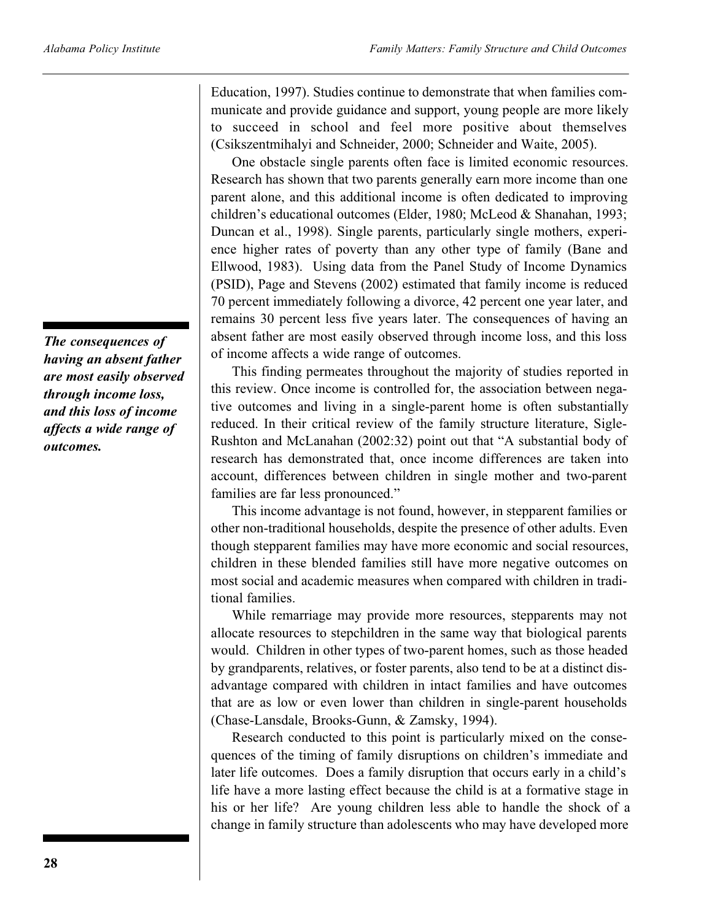Education, 1997). Studies continue to demonstrate that when families communicate and provide guidance and support, young people are more likely to succeed in school and feel more positive about themselves (Csikszentmihalyi and Schneider, 2000; Schneider and Waite, 2005).

One obstacle single parents often face is limited economic resources. Research has shown that two parents generally earn more income than one parent alone, and this additional income is often dedicated to improving children's educational outcomes (Elder, 1980; McLeod & Shanahan, 1993; Duncan et al., 1998). Single parents, particularly single mothers, experience higher rates of poverty than any other type of family (Bane and Ellwood, 1983). Using data from the Panel Study of Income Dynamics (PSID), Page and Stevens (2002) estimated that family income is reduced 70 percent immediately following a divorce, 42 percent one year later, and remains 30 percent less five years later. The consequences of having an absent father are most easily observed through income loss, and this loss of income affects a wide range of outcomes.

***The consequences of having an absent father are most easily observed through income loss, and this loss of income affects a wide range of outcomes.***

This finding permeates throughout the majority of studies reported in this review. Once income is controlled for, the association between negative outcomes and living in a single-parent home is often substantially reduced. In their critical review of the family structure literature, Sigle-Rushton and McLanahan (2002:32) point out that "A substantial body of research has demonstrated that, once income differences are taken into account, differences between children in single mother and two-parent families are far less pronounced."

This income advantage is not found, however, in stepparent families or other non-traditional households, despite the presence of other adults. Even though stepparent families may have more economic and social resources, children in these blended families still have more negative outcomes on most social and academic measures when compared with children in traditional families.

While remarriage may provide more resources, stepparents may not allocate resources to stepchildren in the same way that biological parents would. Children in other types of two-parent homes, such as those headed by grandparents, relatives, or foster parents, also tend to be at a distinct disadvantage compared with children in intact families and have outcomes that are as low or even lower than children in single-parent households (Chase-Lansdale, Brooks-Gunn, & Zamsky, 1994).

Research conducted to this point is particularly mixed on the consequences of the timing of family disruptions on children's immediate and later life outcomes. Does a family disruption that occurs early in a child's life have a more lasting effect because the child is at a formative stage in his or her life? Are young children less able to handle the shock of a change in family structure than adolescents who may have developed more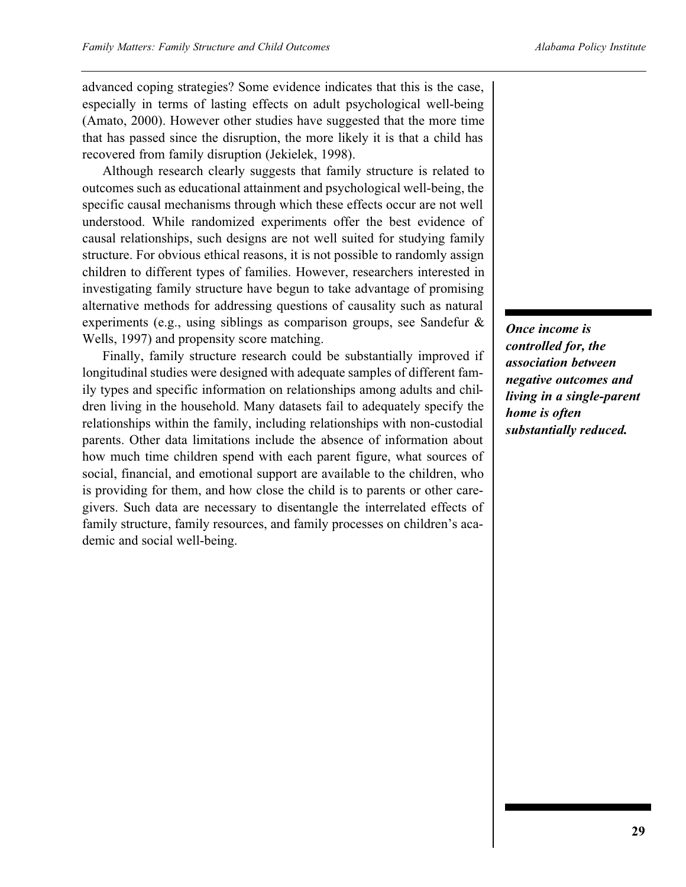advanced coping strategies? Some evidence indicates that this is the case, especially in terms of lasting effects on adult psychological well-being (Amato, 2000). However other studies have suggested that the more time that has passed since the disruption, the more likely it is that a child has recovered from family disruption (Jekielek, 1998).

Although research clearly suggests that family structure is related to outcomes such as educational attainment and psychological well-being, the specific causal mechanisms through which these effects occur are not well understood. While randomized experiments offer the best evidence of causal relationships, such designs are not well suited for studying family structure. For obvious ethical reasons, it is not possible to randomly assign children to different types of families. However, researchers interested in investigating family structure have begun to take advantage of promising alternative methods for addressing questions of causality such as natural experiments (e.g., using siblings as comparison groups, see Sandefur & Wells, 1997) and propensity score matching.

Finally, family structure research could be substantially improved if longitudinal studies were designed with adequate samples of different family types and specific information on relationships among adults and children living in the household. Many datasets fail to adequately specify the relationships within the family, including relationships with non-custodial parents. Other data limitations include the absence of information about how much time children spend with each parent figure, what sources of social, financial, and emotional support are available to the children, who is providing for them, and how close the child is to parents or other caregivers. Such data are necessary to disentangle the interrelated effects of family structure, family resources, and family processes on children's academic and social well-being.

***Once income is controlled for, the association between negative outcomes and living in a single-parent home is often substantially reduced.***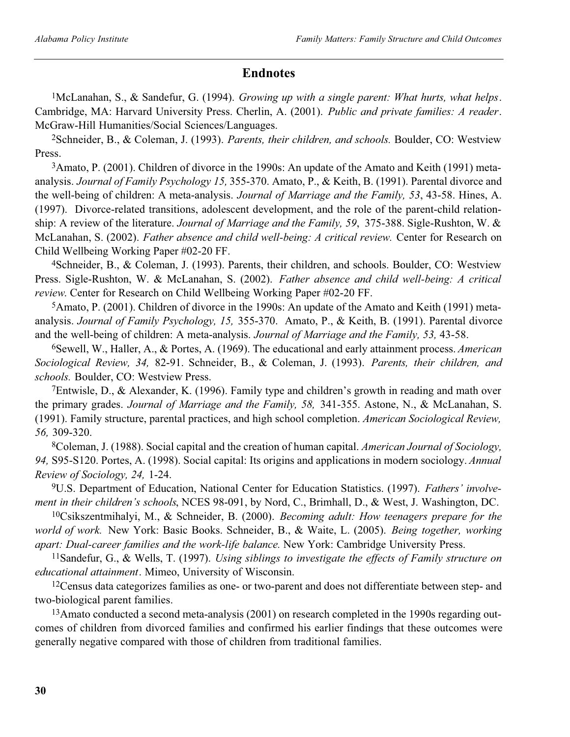## Endnotes

[1]McLanahan, S., & Sandefur, G. (1994). *Growing up with a single parent: What hurts, what helps*. Cambridge, MA: Harvard University Press. Cherlin, A. (2001). *Public and private families: A reader*. McGraw-Hill Humanities/Social Sciences/Languages.

[2]Schneider, B., & Coleman, J. (1993). *Parents, their children, and schools.* Boulder, CO: Westview Press.

[3]Amato, P. (2001). Children of divorce in the 1990s: An update of the Amato and Keith (1991) meta-analysis. *Journal of Family Psychology 15,* 355-370. Amato, P., & Keith, B. (1991). Parental divorce and the well-being of children: A meta-analysis. *Journal of Marriage and the Family, 53*, 43-58. Hines, A. (1997). Divorce-related transitions, adolescent development, and the role of the parent-child relationship: A review of the literature. *Journal of Marriage and the Family, 59*, 375-388. Sigle-Rushton, W. & McLanahan, S. (2002). *Father absence and child well-being: A critical review.* Center for Research on Child Wellbeing Working Paper #02-20 FF.

[4]Schneider, B., & Coleman, J. (1993). Parents, their children, and schools. Boulder, CO: Westview Press. Sigle-Rushton, W. & McLanahan, S. (2002). *Father absence and child well-being: A critical review.* Center for Research on Child Wellbeing Working Paper #02-20 FF.

[5]Amato, P. (2001). Children of divorce in the 1990s: An update of the Amato and Keith (1991) meta-analysis. *Journal of Family Psychology, 15,* 355-370. Amato, P., & Keith, B. (1991). Parental divorce and the well-being of children: A meta-analysis. *Journal of Marriage and the Family, 53,* 43-58.

[6]Sewell, W., Haller, A., & Portes, A. (1969). The educational and early attainment process. *American Sociological Review, 34,* 82-91. Schneider, B., & Coleman, J. (1993). *Parents, their children, and schools.* Boulder, CO: Westview Press.

[7]Entwisle, D., & Alexander, K. (1996). Family type and children's growth in reading and math over the primary grades. *Journal of Marriage and the Family, 58,* 341-355. Astone, N., & McLanahan, S. (1991). Family structure, parental practices, and high school completion. *American Sociological Review, 56,* 309-320.

[8]Coleman, J. (1988). Social capital and the creation of human capital. *American Journal of Sociology, 94,* S95-S120. Portes, A. (1998). Social capital: Its origins and applications in modern sociology. *Annual Review of Sociology, 24,* 1-24.

[9]U.S. Department of Education, National Center for Education Statistics. (1997). *Fathers' involvement in their children's schools*, NCES 98-091, by Nord, C., Brimhall, D., & West, J. Washington, DC.

[10]Csikszentmihalyi, M., & Schneider, B. (2000). *Becoming adult: How teenagers prepare for the world of work.* New York: Basic Books. Schneider, B., & Waite, L. (2005). *Being together, working apart: Dual-career families and the work-life balance.* New York: Cambridge University Press.

[11]Sandefur, G., & Wells, T. (1997). *Using siblings to investigate the effects of Family structure on educational attainment*. Mimeo, University of Wisconsin.

[12]Census data categorizes families as one- or two-parent and does not differentiate between step- and two-biological parent families.

[13]Amato conducted a second meta-analysis (2001) on research completed in the 1990s regarding outcomes of children from divorced families and confirmed his earlier findings that these outcomes were generally negative compared with those of children from traditional families.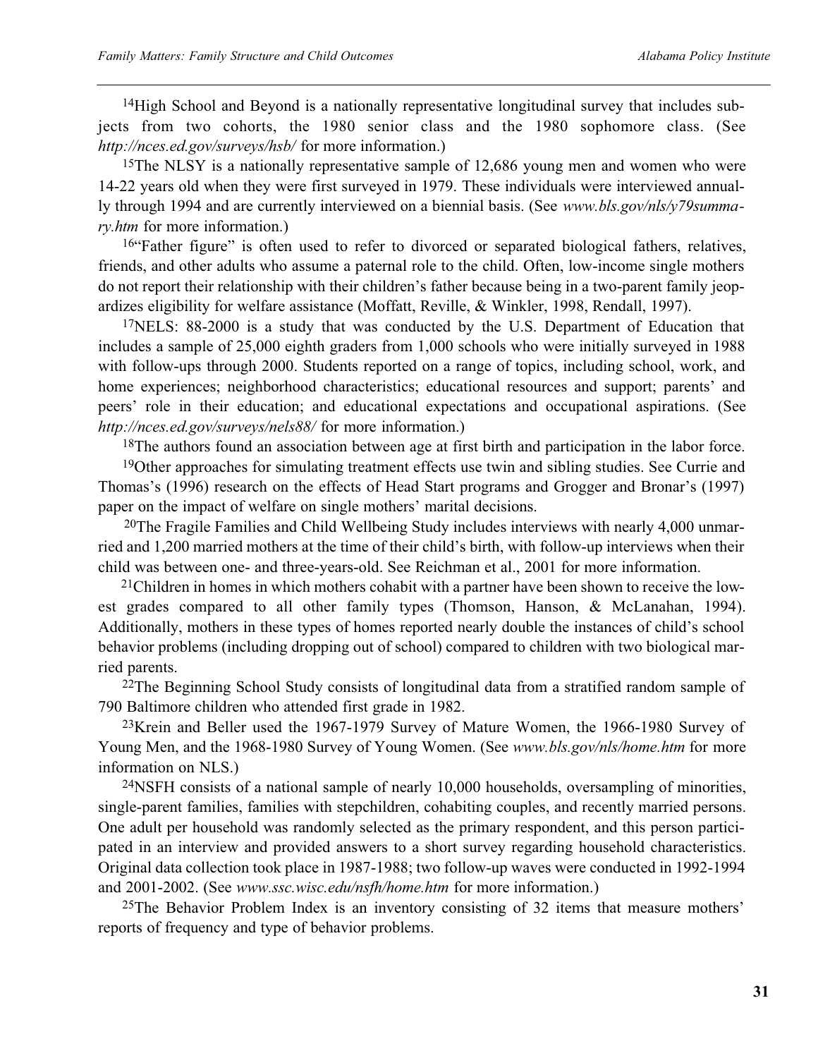[14]High School and Beyond is a nationally representative longitudinal survey that includes subjects from two cohorts, the 1980 senior class and the 1980 sophomore class. (See *http://nces.ed.gov/surveys/hsb/* for more information.)

[15]The NLSY is a nationally representative sample of 12,686 young men and women who were 14-22 years old when they were first surveyed in 1979. These individuals were interviewed annually through 1994 and are currently interviewed on a biennial basis. (See *www.bls.gov/nls/y79summary.htm* for more information.)

[16]"Father figure" is often used to refer to divorced or separated biological fathers, relatives, friends, and other adults who assume a paternal role to the child. Often, low-income single mothers do not report their relationship with their children's father because being in a two-parent family jeopardizes eligibility for welfare assistance (Moffatt, Reville, & Winkler, 1998, Rendall, 1997).

[17]NELS: 88-2000 is a study that was conducted by the U.S. Department of Education that includes a sample of 25,000 eighth graders from 1,000 schools who were initially surveyed in 1988 with follow-ups through 2000. Students reported on a range of topics, including school, work, and home experiences; neighborhood characteristics; educational resources and support; parents' and peers' role in their education; and educational expectations and occupational aspirations. (See *http://nces.ed.gov/surveys/nels88/* for more information.)

[18]The authors found an association between age at first birth and participation in the labor force.

[19]Other approaches for simulating treatment effects use twin and sibling studies. See Currie and Thomas's (1996) research on the effects of Head Start programs and Grogger and Bronar's (1997) paper on the impact of welfare on single mothers' marital decisions.

[20]The Fragile Families and Child Wellbeing Study includes interviews with nearly 4,000 unmarried and 1,200 married mothers at the time of their child's birth, with follow-up interviews when their child was between one- and three-years-old. See Reichman et al., 2001 for more information.

[21]Children in homes in which mothers cohabit with a partner have been shown to receive the lowest grades compared to all other family types (Thomson, Hanson, & McLanahan, 1994). Additionally, mothers in these types of homes reported nearly double the instances of child's school behavior problems (including dropping out of school) compared to children with two biological married parents.

[22]The Beginning School Study consists of longitudinal data from a stratified random sample of 790 Baltimore children who attended first grade in 1982.

[23]Krein and Beller used the 1967-1979 Survey of Mature Women, the 1966-1980 Survey of Young Men, and the 1968-1980 Survey of Young Women. (See *www.bls.gov/nls/home.htm* for more information on NLS.)

[24]NSFH consists of a national sample of nearly 10,000 households, oversampling of minorities, single-parent families, families with stepchildren, cohabiting couples, and recently married persons. One adult per household was randomly selected as the primary respondent, and this person participated in an interview and provided answers to a short survey regarding household characteristics. Original data collection took place in 1987-1988; two follow-up waves were conducted in 1992-1994 and 2001-2002. (See *www.ssc.wisc.edu/nsfh/home.htm* for more information.)

[25]The Behavior Problem Index is an inventory consisting of 32 items that measure mothers' reports of frequency and type of behavior problems.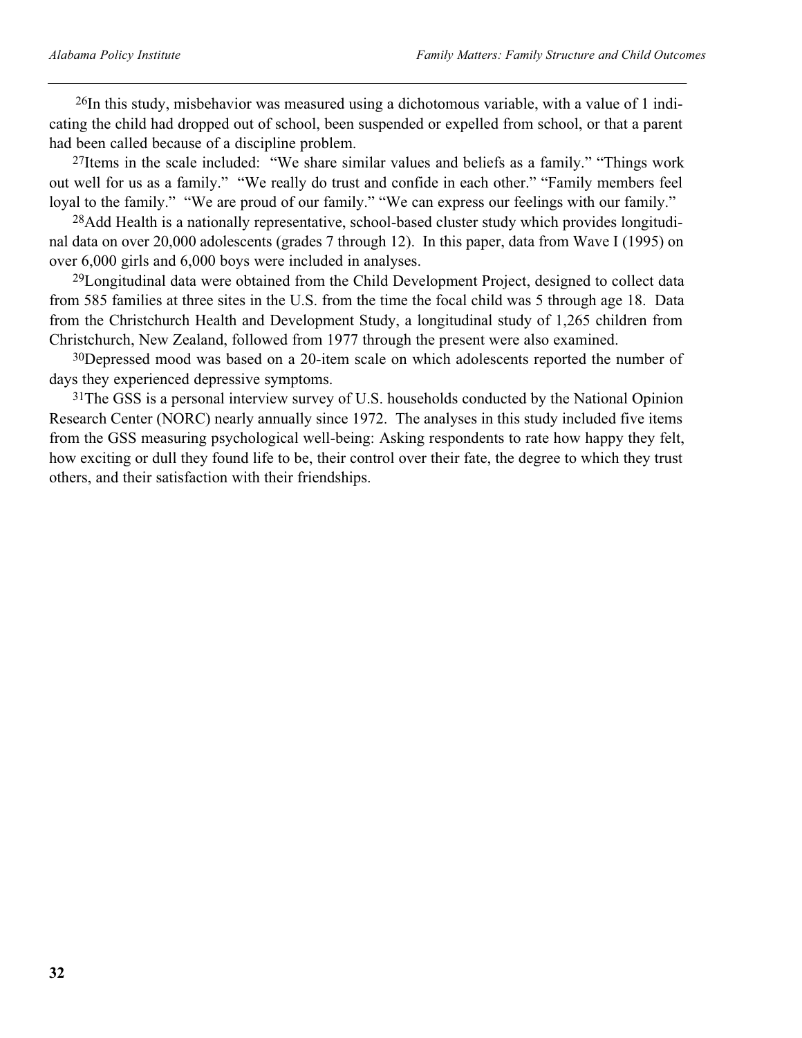[26]In this study, misbehavior was measured using a dichotomous variable, with a value of 1 indicating the child had dropped out of school, been suspended or expelled from school, or that a parent had been called because of a discipline problem.

[27]Items in the scale included: "We share similar values and beliefs as a family." "Things work out well for us as a family." "We really do trust and confide in each other." "Family members feel loyal to the family." "We are proud of our family." "We can express our feelings with our family."

[28]Add Health is a nationally representative, school-based cluster study which provides longitudinal data on over 20,000 adolescents (grades 7 through 12). In this paper, data from Wave I (1995) on over 6,000 girls and 6,000 boys were included in analyses.

[29]Longitudinal data were obtained from the Child Development Project, designed to collect data from 585 families at three sites in the U.S. from the time the focal child was 5 through age 18. Data from the Christchurch Health and Development Study, a longitudinal study of 1,265 children from Christchurch, New Zealand, followed from 1977 through the present were also examined.

[30]Depressed mood was based on a 20-item scale on which adolescents reported the number of days they experienced depressive symptoms.

[31]The GSS is a personal interview survey of U.S. households conducted by the National Opinion Research Center (NORC) nearly annually since 1972. The analyses in this study included five items from the GSS measuring psychological well-being: Asking respondents to rate how happy they felt, how exciting or dull they found life to be, their control over their fate, the degree to which they trust others, and their satisfaction with their friendships.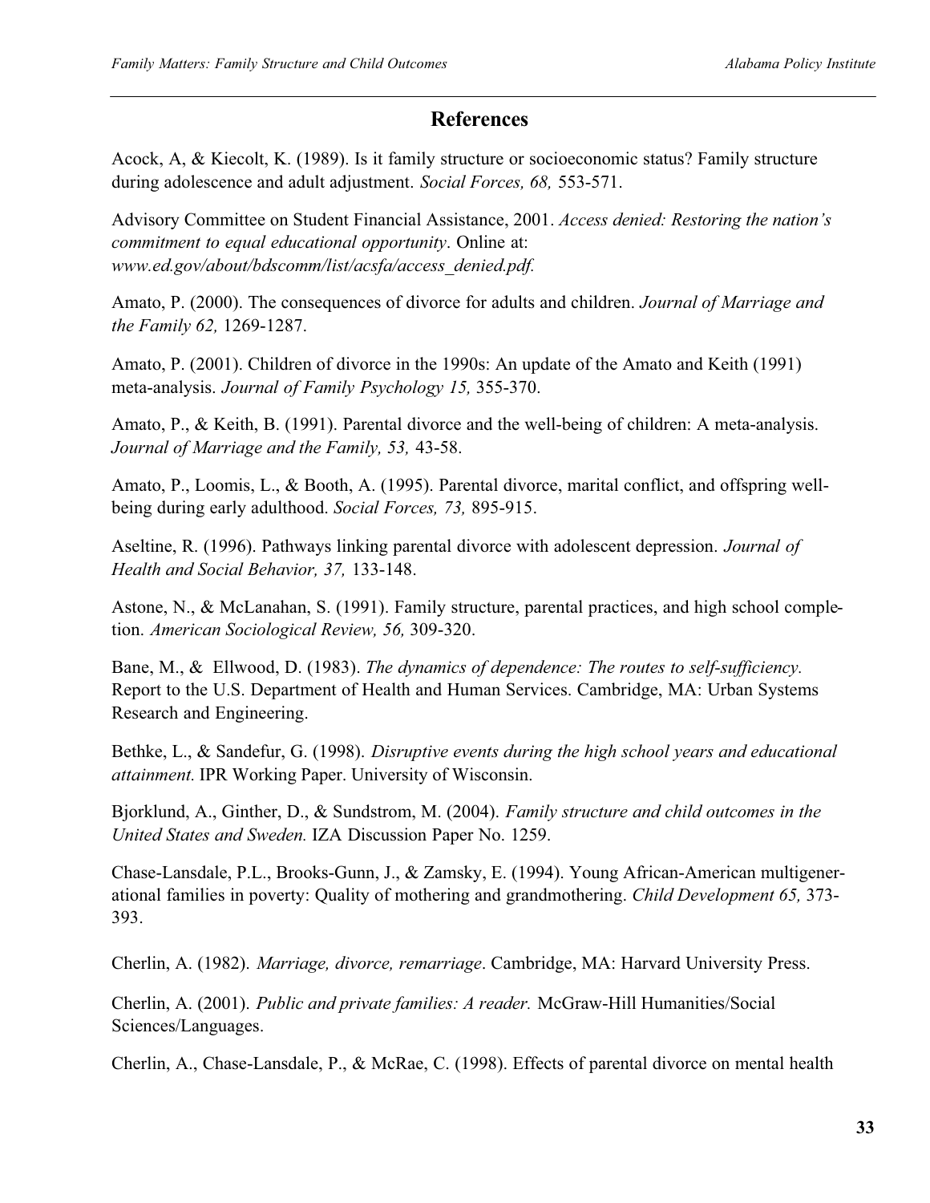## References

Acock, A, & Kiecolt, K. (1989). Is it family structure or socioeconomic status? Family structure during adolescence and adult adjustment. *Social Forces, 68,* 553-571.

Advisory Committee on Student Financial Assistance, 2001. *Access denied: Restoring the nation's commitment to equal educational opportunity*. Online at: *www.ed.gov/about/bdscomm/list/acsfa/access_denied.pdf.*

Amato, P. (2000). The consequences of divorce for adults and children. *Journal of Marriage and the Family 62,* 1269-1287.

Amato, P. (2001). Children of divorce in the 1990s: An update of the Amato and Keith (1991) meta-analysis. *Journal of Family Psychology 15,* 355-370.

Amato, P., & Keith, B. (1991). Parental divorce and the well-being of children: A meta-analysis. *Journal of Marriage and the Family, 53,* 43-58.

Amato, P., Loomis, L., & Booth, A. (1995). Parental divorce, marital conflict, and offspring well-being during early adulthood. *Social Forces, 73,* 895-915.

Aseltine, R. (1996). Pathways linking parental divorce with adolescent depression. *Journal of Health and Social Behavior, 37,* 133-148.

Astone, N., & McLanahan, S. (1991). Family structure, parental practices, and high school completion. *American Sociological Review, 56,* 309-320.

Bane, M., & Ellwood, D. (1983). *The dynamics of dependence: The routes to self-sufficiency.* Report to the U.S. Department of Health and Human Services. Cambridge, MA: Urban Systems Research and Engineering.

Bethke, L., & Sandefur, G. (1998). *Disruptive events during the high school years and educational attainment.* IPR Working Paper. University of Wisconsin.

Bjorklund, A., Ginther, D., & Sundstrom, M. (2004). *Family structure and child outcomes in the United States and Sweden.* IZA Discussion Paper No. 1259.

Chase-Lansdale, P.L., Brooks-Gunn, J., & Zamsky, E. (1994). Young African-American multigenerational families in poverty: Quality of mothering and grandmothering. *Child Development 65,* 373-393.

Cherlin, A. (1982). *Marriage, divorce, remarriage*. Cambridge, MA: Harvard University Press.

Cherlin, A. (2001). *Public and private families: A reader.* McGraw-Hill Humanities/Social Sciences/Languages.

Cherlin, A., Chase-Lansdale, P., & McRae, C. (1998). Effects of parental divorce on mental health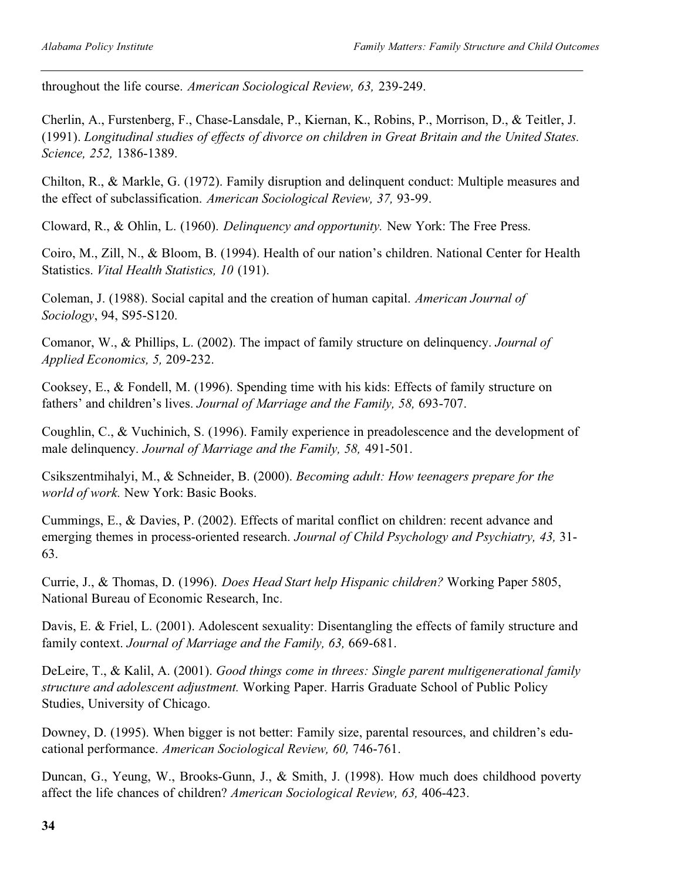throughout the life course. *American Sociological Review, 63,* 239-249.

Cherlin, A., Furstenberg, F., Chase-Lansdale, P., Kiernan, K., Robins, P., Morrison, D., & Teitler, J. (1991). *Longitudinal studies of effects of divorce on children in Great Britain and the United States. Science, 252,* 1386-1389.

Chilton, R., & Markle, G. (1972). Family disruption and delinquent conduct: Multiple measures and the effect of subclassification. *American Sociological Review, 37,* 93-99.

Cloward, R., & Ohlin, L. (1960). *Delinquency and opportunity.* New York: The Free Press.

Coiro, M., Zill, N., & Bloom, B. (1994). Health of our nation's children. National Center for Health Statistics. *Vital Health Statistics, 10* (191).

Coleman, J. (1988). Social capital and the creation of human capital. *American Journal of Sociology*, 94, S95-S120.

Comanor, W., & Phillips, L. (2002). The impact of family structure on delinquency. *Journal of Applied Economics, 5,* 209-232.

Cooksey, E., & Fondell, M. (1996). Spending time with his kids: Effects of family structure on fathers' and children's lives. *Journal of Marriage and the Family, 58,* 693-707.

Coughlin, C., & Vuchinich, S. (1996). Family experience in preadolescence and the development of male delinquency. *Journal of Marriage and the Family, 58,* 491-501.

Csikszentmihalyi, M., & Schneider, B. (2000). *Becoming adult: How teenagers prepare for the world of work.* New York: Basic Books.

Cummings, E., & Davies, P. (2002). Effects of marital conflict on children: recent advance and emerging themes in process-oriented research. *Journal of Child Psychology and Psychiatry, 43,* 31-63.

Currie, J., & Thomas, D. (1996). *Does Head Start help Hispanic children?* Working Paper 5805, National Bureau of Economic Research, Inc.

Davis, E. & Friel, L. (2001). Adolescent sexuality: Disentangling the effects of family structure and family context. *Journal of Marriage and the Family, 63,* 669-681.

DeLeire, T., & Kalil, A. (2001). *Good things come in threes: Single parent multigenerational family structure and adolescent adjustment.* Working Paper. Harris Graduate School of Public Policy Studies, University of Chicago.

Downey, D. (1995). When bigger is not better: Family size, parental resources, and children's educational performance. *American Sociological Review, 60,* 746-761.

Duncan, G., Yeung, W., Brooks-Gunn, J., & Smith, J. (1998). How much does childhood poverty affect the life chances of children? *American Sociological Review, 63,* 406-423.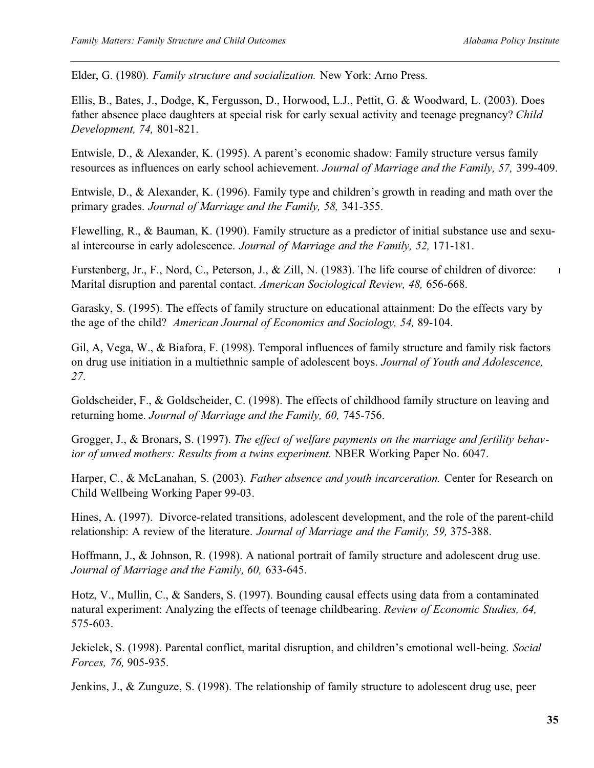Elder, G. (1980). *Family structure and socialization.* New York: Arno Press.

Ellis, B., Bates, J., Dodge, K, Fergusson, D., Horwood, L.J., Pettit, G. & Woodward, L. (2003). Does father absence place daughters at special risk for early sexual activity and teenage pregnancy? *Child Development, 74,* 801-821.

Entwisle, D., & Alexander, K. (1995). A parent's economic shadow: Family structure versus family resources as influences on early school achievement. *Journal of Marriage and the Family, 57,* 399-409.

Entwisle, D., & Alexander, K. (1996). Family type and children's growth in reading and math over the primary grades. *Journal of Marriage and the Family, 58,* 341-355.

Flewelling, R., & Bauman, K. (1990). Family structure as a predictor of initial substance use and sexual intercourse in early adolescence. *Journal of Marriage and the Family, 52,* 171-181.

Furstenberg, Jr., F., Nord, C., Peterson, J., & Zill, N. (1983). The life course of children of divorce: Marital disruption and parental contact. *American Sociological Review, 48,* 656-668.

Garasky, S. (1995). The effects of family structure on educational attainment: Do the effects vary by the age of the child? *American Journal of Economics and Sociology, 54,* 89-104.

Gil, A, Vega, W., & Biafora, F. (1998). Temporal influences of family structure and family risk factors on drug use initiation in a multiethnic sample of adolescent boys. *Journal of Youth and Adolescence, 27.*

Goldscheider, F., & Goldscheider, C. (1998). The effects of childhood family structure on leaving and returning home. *Journal of Marriage and the Family, 60,* 745-756.

Grogger, J., & Bronars, S. (1997). *The effect of welfare payments on the marriage and fertility behavior of unwed mothers: Results from a twins experiment.* NBER Working Paper No. 6047.

Harper, C., & McLanahan, S. (2003). *Father absence and youth incarceration.* Center for Research on Child Wellbeing Working Paper 99-03.

Hines, A. (1997). Divorce-related transitions, adolescent development, and the role of the parent-child relationship: A review of the literature. *Journal of Marriage and the Family, 59,* 375-388.

Hoffmann, J., & Johnson, R. (1998). A national portrait of family structure and adolescent drug use. *Journal of Marriage and the Family, 60,* 633-645.

Hotz, V., Mullin, C., & Sanders, S. (1997). Bounding causal effects using data from a contaminated natural experiment: Analyzing the effects of teenage childbearing. *Review of Economic Studies, 64,* 575-603.

Jekielek, S. (1998). Parental conflict, marital disruption, and children's emotional well-being. *Social Forces, 76,* 905-935.

Jenkins, J., & Zunguze, S. (1998). The relationship of family structure to adolescent drug use, peer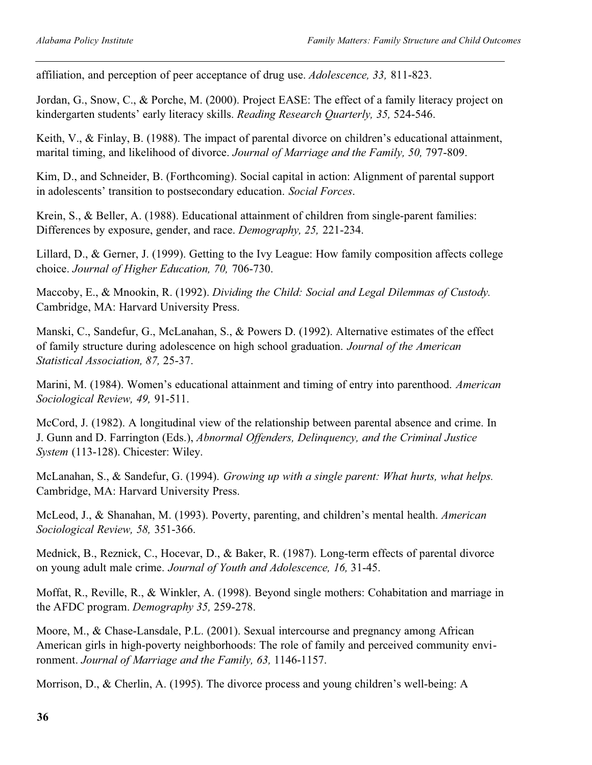affiliation, and perception of peer acceptance of drug use. *Adolescence, 33,* 811-823.

Jordan, G., Snow, C., & Porche, M. (2000). Project EASE: The effect of a family literacy project on kindergarten students' early literacy skills. *Reading Research Quarterly, 35,* 524-546.

Keith, V., & Finlay, B. (1988). The impact of parental divorce on children's educational attainment, marital timing, and likelihood of divorce. *Journal of Marriage and the Family, 50,* 797-809.

Kim, D., and Schneider, B. (Forthcoming). Social capital in action: Alignment of parental support in adolescents' transition to postsecondary education. *Social Forces*.

Krein, S., & Beller, A. (1988). Educational attainment of children from single-parent families: Differences by exposure, gender, and race. *Demography, 25,* 221-234.

Lillard, D., & Gerner, J. (1999). Getting to the Ivy League: How family composition affects college choice. *Journal of Higher Education, 70,* 706-730.

Maccoby, E., & Mnookin, R. (1992). *Dividing the Child: Social and Legal Dilemmas of Custody.* Cambridge, MA: Harvard University Press.

Manski, C., Sandefur, G., McLanahan, S., & Powers D. (1992). Alternative estimates of the effect of family structure during adolescence on high school graduation. *Journal of the American Statistical Association, 87,* 25-37.

Marini, M. (1984). Women's educational attainment and timing of entry into parenthood. *American Sociological Review, 49,* 91-511.

McCord, J. (1982). A longitudinal view of the relationship between parental absence and crime. In J. Gunn and D. Farrington (Eds.), *Abnormal Offenders, Delinquency, and the Criminal Justice System* (113-128). Chicester: Wiley.

McLanahan, S., & Sandefur, G. (1994). *Growing up with a single parent: What hurts, what helps.* Cambridge, MA: Harvard University Press.

McLeod, J., & Shanahan, M. (1993). Poverty, parenting, and children's mental health. *American Sociological Review, 58,* 351-366.

Mednick, B., Reznick, C., Hocevar, D., & Baker, R. (1987). Long-term effects of parental divorce on young adult male crime. *Journal of Youth and Adolescence, 16,* 31-45.

Moffat, R., Reville, R., & Winkler, A. (1998). Beyond single mothers: Cohabitation and marriage in the AFDC program. *Demography 35,* 259-278.

Moore, M., & Chase-Lansdale, P.L. (2001). Sexual intercourse and pregnancy among African American girls in high-poverty neighborhoods: The role of family and perceived community environment. *Journal of Marriage and the Family, 63,* 1146-1157.

Morrison, D., & Cherlin, A. (1995). The divorce process and young children's well-being: A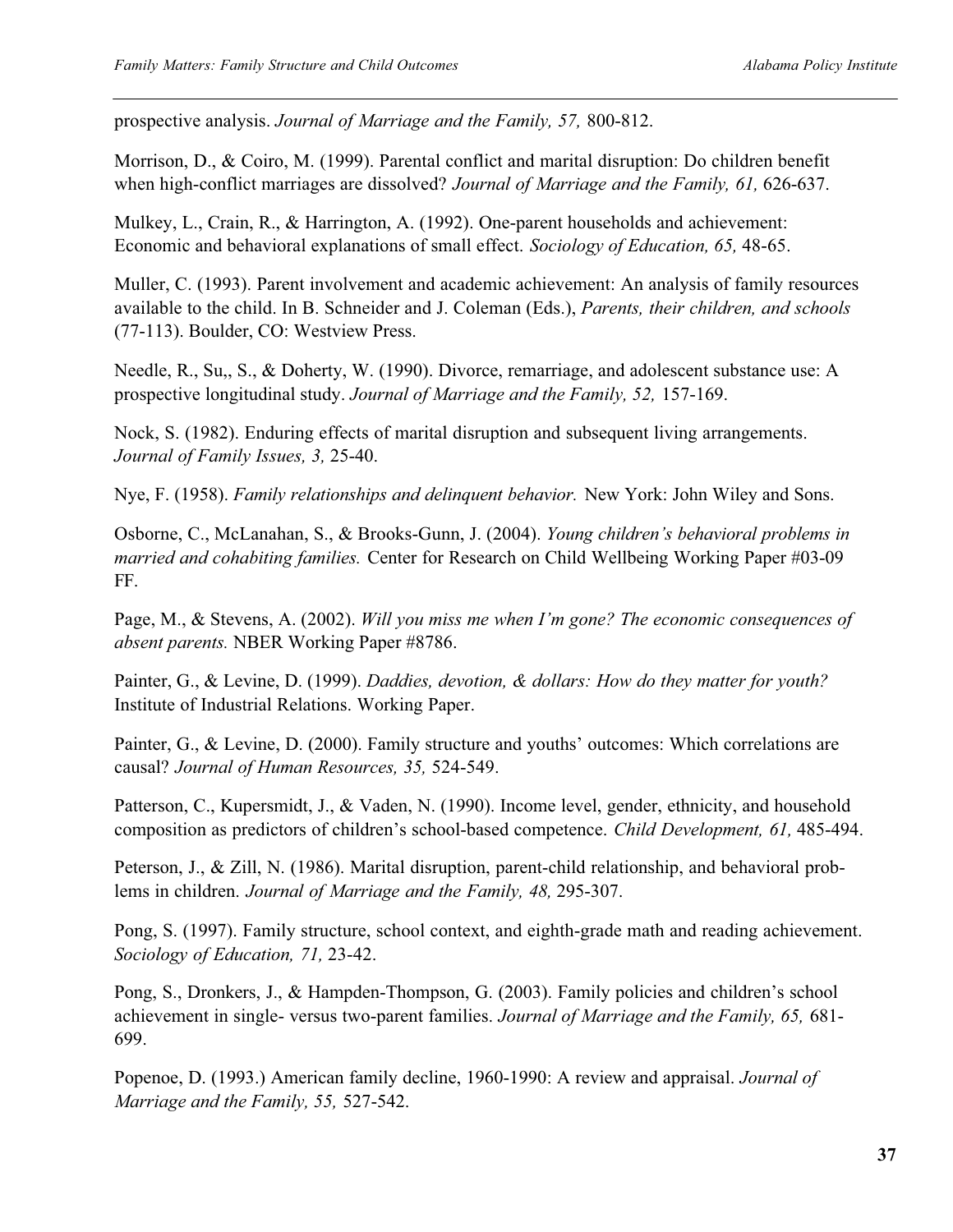prospective analysis. *Journal of Marriage and the Family, 57,* 800-812.

Morrison, D., & Coiro, M. (1999). Parental conflict and marital disruption: Do children benefit when high-conflict marriages are dissolved? *Journal of Marriage and the Family, 61,* 626-637.

Mulkey, L., Crain, R., & Harrington, A. (1992). One-parent households and achievement: Economic and behavioral explanations of small effect. *Sociology of Education, 65,* 48-65.

Muller, C. (1993). Parent involvement and academic achievement: An analysis of family resources available to the child. In B. Schneider and J. Coleman (Eds.), *Parents, their children, and schools* (77-113). Boulder, CO: Westview Press.

Needle, R., Su,, S., & Doherty, W. (1990). Divorce, remarriage, and adolescent substance use: A prospective longitudinal study. *Journal of Marriage and the Family, 52,* 157-169.

Nock, S. (1982). Enduring effects of marital disruption and subsequent living arrangements. *Journal of Family Issues, 3,* 25-40.

Nye, F. (1958). *Family relationships and delinquent behavior.* New York: John Wiley and Sons.

Osborne, C., McLanahan, S., & Brooks-Gunn, J. (2004). *Young children's behavioral problems in married and cohabiting families.* Center for Research on Child Wellbeing Working Paper #03-09 FF.

Page, M., & Stevens, A. (2002). *Will you miss me when I'm gone? The economic consequences of absent parents.* NBER Working Paper #8786.

Painter, G., & Levine, D. (1999). *Daddies, devotion, & dollars: How do they matter for youth?* Institute of Industrial Relations. Working Paper.

Painter, G., & Levine, D. (2000). Family structure and youths' outcomes: Which correlations are causal? *Journal of Human Resources, 35,* 524-549.

Patterson, C., Kupersmidt, J., & Vaden, N. (1990). Income level, gender, ethnicity, and household composition as predictors of children's school-based competence. *Child Development, 61,* 485-494.

Peterson, J., & Zill, N. (1986). Marital disruption, parent-child relationship, and behavioral problems in children. *Journal of Marriage and the Family, 48,* 295-307.

Pong, S. (1997). Family structure, school context, and eighth-grade math and reading achievement. *Sociology of Education, 71,* 23-42.

Pong, S., Dronkers, J., & Hampden-Thompson, G. (2003). Family policies and children's school achievement in single- versus two-parent families. *Journal of Marriage and the Family, 65,* 681-699.

Popenoe, D. (1993.) American family decline, 1960-1990: A review and appraisal. *Journal of Marriage and the Family, 55,* 527-542.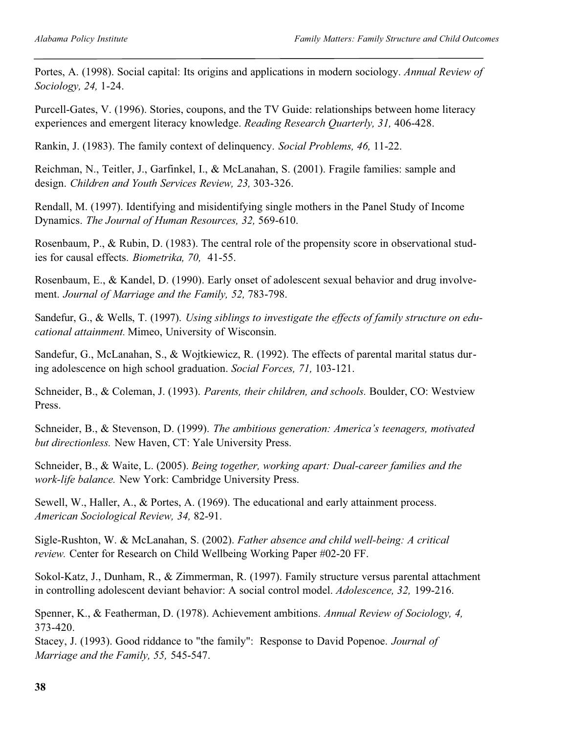Portes, A. (1998). Social capital: Its origins and applications in modern sociology. *Annual Review of Sociology, 24,* 1-24.

Purcell-Gates, V. (1996). Stories, coupons, and the TV Guide: relationships between home literacy experiences and emergent literacy knowledge. *Reading Research Quarterly, 31,* 406-428.

Rankin, J. (1983). The family context of delinquency. *Social Problems, 46,* 11-22.

Reichman, N., Teitler, J., Garfinkel, I., & McLanahan, S. (2001). Fragile families: sample and design. *Children and Youth Services Review, 23,* 303-326.

Rendall, M. (1997). Identifying and misidentifying single mothers in the Panel Study of Income Dynamics. *The Journal of Human Resources, 32,* 569-610.

Rosenbaum, P., & Rubin, D. (1983). The central role of the propensity score in observational studies for causal effects. *Biometrika, 70,* 41-55.

Rosenbaum, E., & Kandel, D. (1990). Early onset of adolescent sexual behavior and drug involvement. *Journal of Marriage and the Family, 52,* 783-798.

Sandefur, G., & Wells, T. (1997). *Using siblings to investigate the effects of family structure on educational attainment.* Mimeo, University of Wisconsin.

Sandefur, G., McLanahan, S., & Wojtkiewicz, R. (1992). The effects of parental marital status during adolescence on high school graduation. *Social Forces, 71,* 103-121.

Schneider, B., & Coleman, J. (1993). *Parents, their children, and schools.* Boulder, CO: Westview Press.

Schneider, B., & Stevenson, D. (1999). *The ambitious generation: America's teenagers, motivated but directionless.* New Haven, CT: Yale University Press.

Schneider, B., & Waite, L. (2005). *Being together, working apart: Dual-career families and the work-life balance.* New York: Cambridge University Press.

Sewell, W., Haller, A., & Portes, A. (1969). The educational and early attainment process. *American Sociological Review, 34,* 82-91.

Sigle-Rushton, W. & McLanahan, S. (2002). *Father absence and child well-being: A critical review.* Center for Research on Child Wellbeing Working Paper #02-20 FF.

Sokol-Katz, J., Dunham, R., & Zimmerman, R. (1997). Family structure versus parental attachment in controlling adolescent deviant behavior: A social control model. *Adolescence, 32,* 199-216.

Spenner, K., & Featherman, D. (1978). Achievement ambitions. *Annual Review of Sociology, 4,* 373-420.

Stacey, J. (1993). Good riddance to "the family": Response to David Popenoe. *Journal of Marriage and the Family, 55,* 545-547.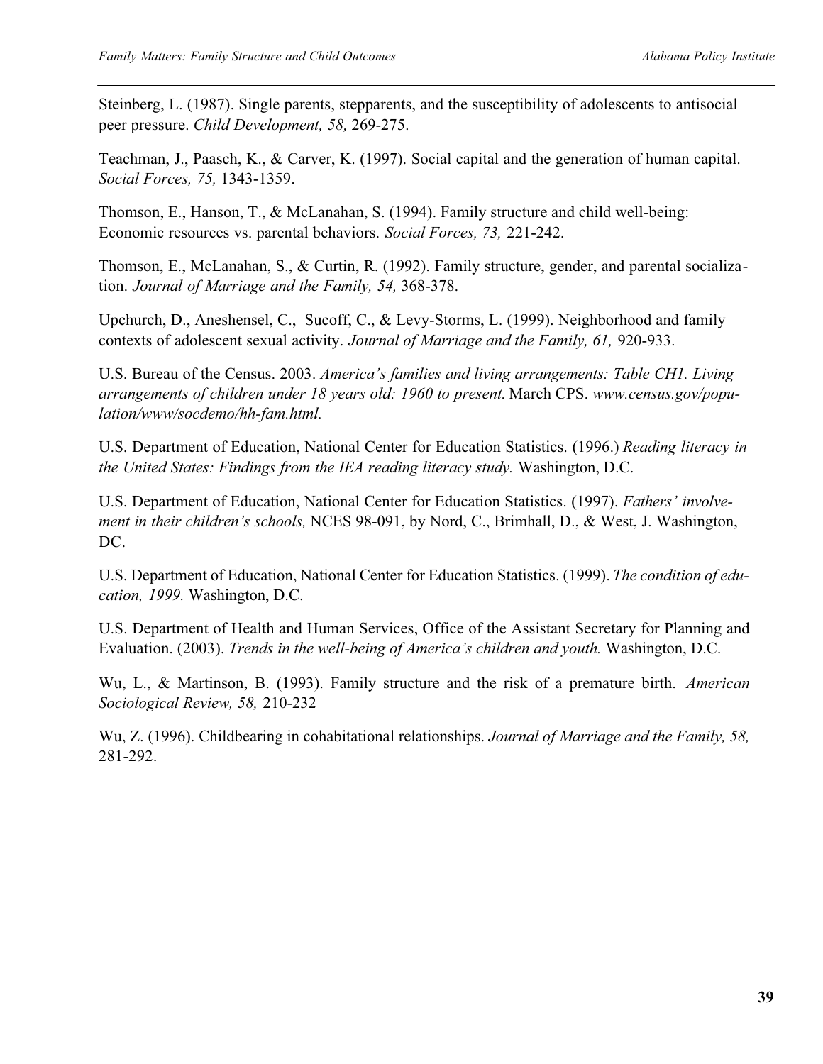Steinberg, L. (1987). Single parents, stepparents, and the susceptibility of adolescents to antisocial peer pressure. *Child Development, 58,* 269-275.

Teachman, J., Paasch, K., & Carver, K. (1997). Social capital and the generation of human capital. *Social Forces, 75,* 1343-1359.

Thomson, E., Hanson, T., & McLanahan, S. (1994). Family structure and child well-being: Economic resources vs. parental behaviors. *Social Forces, 73,* 221-242.

Thomson, E., McLanahan, S., & Curtin, R. (1992). Family structure, gender, and parental socialization. *Journal of Marriage and the Family, 54,* 368-378.

Upchurch, D., Aneshensel, C., Sucoff, C., & Levy-Storms, L. (1999). Neighborhood and family contexts of adolescent sexual activity. *Journal of Marriage and the Family, 61,* 920-933.

U.S. Bureau of the Census. 2003. *America's families and living arrangements: Table CH1. Living arrangements of children under 18 years old: 1960 to present.* March CPS. *www.census.gov/population/www/socdemo/hh-fam.html.*

U.S. Department of Education, National Center for Education Statistics. (1996.) *Reading literacy in the United States: Findings from the IEA reading literacy study.* Washington, D.C.

U.S. Department of Education, National Center for Education Statistics. (1997). *Fathers' involvement in their children's schools,* NCES 98-091, by Nord, C., Brimhall, D., & West, J. Washington, DC.

U.S. Department of Education, National Center for Education Statistics. (1999). *The condition of education, 1999.* Washington, D.C.

U.S. Department of Health and Human Services, Office of the Assistant Secretary for Planning and Evaluation. (2003). *Trends in the well-being of America's children and youth.* Washington, D.C.

Wu, L., & Martinson, B. (1993). Family structure and the risk of a premature birth. *American Sociological Review, 58,* 210-232

Wu, Z. (1996). Childbearing in cohabitational relationships. *Journal of Marriage and the Family, 58,* 281-292.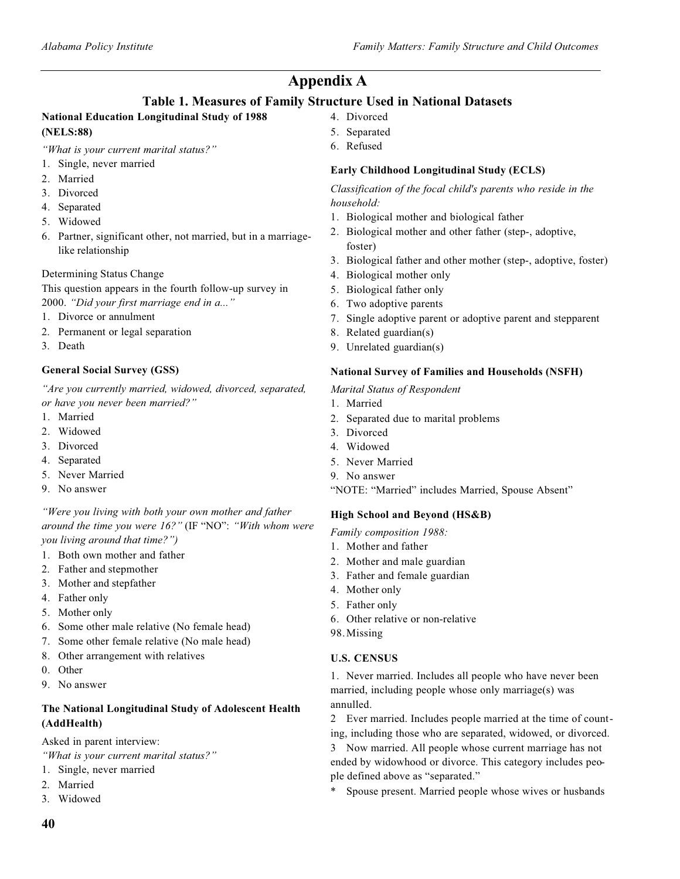## Appendix A

### Table 1. Measures of Family Structure Used in National Datasets

**National Education Longitudinal Study of 1988 (NELS:88)**

*"What is your current marital status?"*

1. Single, never married
2. Married
3. Divorced
4. Separated
5. Widowed
6. Partner, significant other, not married, but in a marriage-like relationship

Determining Status Change

This question appears in the fourth follow-up survey in 2000. *"Did your first marriage end in a..."*

1. Divorce or annulment
2. Permanent or legal separation
3. Death

**General Social Survey (GSS)**

*"Are you currently married, widowed, divorced, separated, or have you never been married?"*

1. Married
2. Widowed
3. Divorced
4. Separated
5. Never Married
9. No answer

*"Were you living with both your own mother and father around the time you were 16?"* (IF "NO": *"With whom were you living around that time?")*

1. Both own mother and father
2. Father and stepmother
3. Mother and stepfather
4. Father only
5. Mother only
6. Some other male relative (No female head)
7. Some other female relative (No male head)
8. Other arrangement with relatives
0. Other
9. No answer

**The National Longitudinal Study of Adolescent Health (AddHealth)**

Asked in parent interview:

*"What is your current marital status?"*

1. Single, never married
2. Married
3. Widowed
4. Divorced
5. Separated
6. Refused

**Early Childhood Longitudinal Study (ECLS)**

*Classification of the focal child's parents who reside in the household:*

1. Biological mother and biological father
2. Biological mother and other father (step-, adoptive, foster)
3. Biological father and other mother (step-, adoptive, foster)
4. Biological mother only
5. Biological father only
6. Two adoptive parents
7. Single adoptive parent or adoptive parent and stepparent
8. Related guardian(s)
9. Unrelated guardian(s)

**National Survey of Families and Households (NSFH)**

*Marital Status of Respondent*

1. Married
2. Separated due to marital problems
3. Divorced
4. Widowed
5. Never Married
9. No answer

"NOTE: "Married" includes Married, Spouse Absent"

**High School and Beyond (HS&B)**

*Family composition 1988:*

1. Mother and father
2. Mother and male guardian
3. Father and female guardian
4. Mother only
5. Father only
6. Other relative or non-relative

98. Missing

**U.S. CENSUS**

1. Never married. Includes all people who have never been married, including people whose only marriage(s) was annulled.

2 Ever married. Includes people married at the time of counting, including those who are separated, widowed, or divorced.

3 Now married. All people whose current marriage has not ended by widowhood or divorce. This category includes people defined above as "separated."

\* Spouse present. Married people whose wives or husbands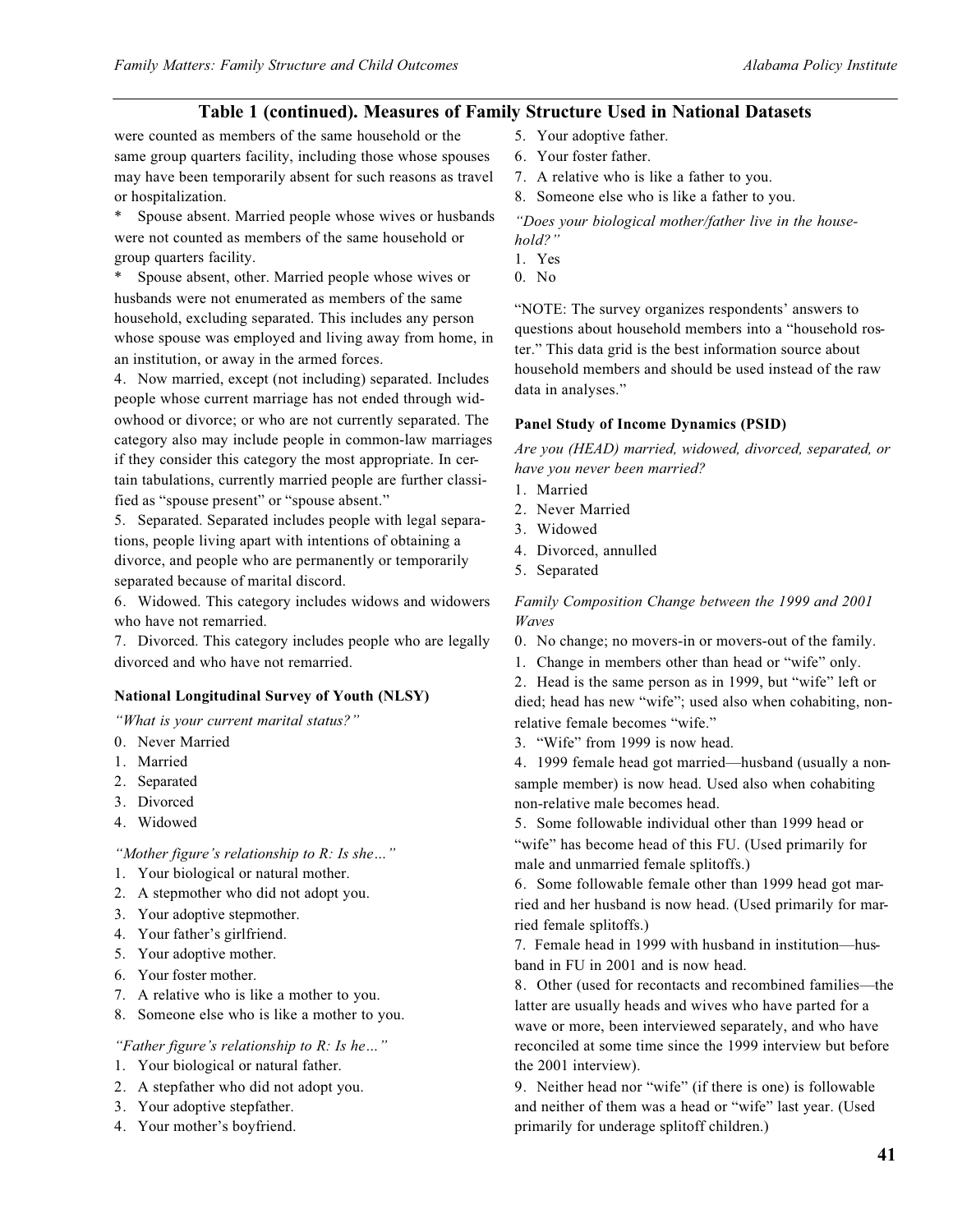## Table 1 (continued). Measures of Family Structure Used in National Datasets

were counted as members of the same household or the same group quarters facility, including those whose spouses may have been temporarily absent for such reasons as travel or hospitalization.

* Spouse absent. Married people whose wives or husbands were not counted as members of the same household or group quarters facility.

* Spouse absent, other. Married people whose wives or husbands were not enumerated as members of the same household, excluding separated. This includes any person whose spouse was employed and living away from home, in an institution, or away in the armed forces.

4. Now married, except (not including) separated. Includes people whose current marriage has not ended through widowhood or divorce; or who are not currently separated. The category also may include people in common-law marriages if they consider this category the most appropriate. In certain tabulations, currently married people are further classified as "spouse present" or "spouse absent."

5. Separated. Separated includes people with legal separations, people living apart with intentions of obtaining a divorce, and people who are permanently or temporarily separated because of marital discord.

6. Widowed. This category includes widows and widowers who have not remarried.

7. Divorced. This category includes people who are legally divorced and who have not remarried.

**National Longitudinal Survey of Youth (NLSY)**

*"What is your current marital status?"*

0. Never Married
1. Married
2. Separated
3. Divorced
4. Widowed

*"Mother figure's relationship to R: Is she…"*

1. Your biological or natural mother.
2. A stepmother who did not adopt you.
3. Your adoptive stepmother.
4. Your father's girlfriend.
5. Your adoptive mother.
6. Your foster mother.
7. A relative who is like a mother to you.
8. Someone else who is like a mother to you.

*"Father figure's relationship to R: Is he…"*

1. Your biological or natural father.
2. A stepfather who did not adopt you.
3. Your adoptive stepfather.
4. Your mother's boyfriend.
5. Your adoptive father.
6. Your foster father.
7. A relative who is like a father to you.
8. Someone else who is like a father to you.

*"Does your biological mother/father live in the household?"*

1. Yes
0. No

"NOTE: The survey organizes respondents' answers to questions about household members into a "household roster." This data grid is the best information source about household members and should be used instead of the raw data in analyses."

**Panel Study of Income Dynamics (PSID)**

*Are you (HEAD) married, widowed, divorced, separated, or have you never been married?*

1. Married
2. Never Married
3. Widowed
4. Divorced, annulled
5. Separated

*Family Composition Change between the 1999 and 2001 Waves*

0. No change; no movers-in or movers-out of the family.
1. Change in members other than head or "wife" only.
2. Head is the same person as in 1999, but "wife" left or died; head has new "wife"; used also when cohabiting, non-relative female becomes "wife."
3. "Wife" from 1999 is now head.
4. 1999 female head got married—husband (usually a non-sample member) is now head. Used also when cohabiting non-relative male becomes head.
5. Some followable individual other than 1999 head or "wife" has become head of this FU. (Used primarily for male and unmarried female splitoffs.)
6. Some followable female other than 1999 head got married and her husband is now head. (Used primarily for married female splitoffs.)
7. Female head in 1999 with husband in institution—husband in FU in 2001 and is now head.
8. Other (used for recontacts and recombined families—the latter are usually heads and wives who have parted for a wave or more, been interviewed separately, and who have reconciled at some time since the 1999 interview but before the 2001 interview).
9. Neither head nor "wife" (if there is one) is followable and neither of them was a head or "wife" last year. (Used primarily for underage splitoff children.)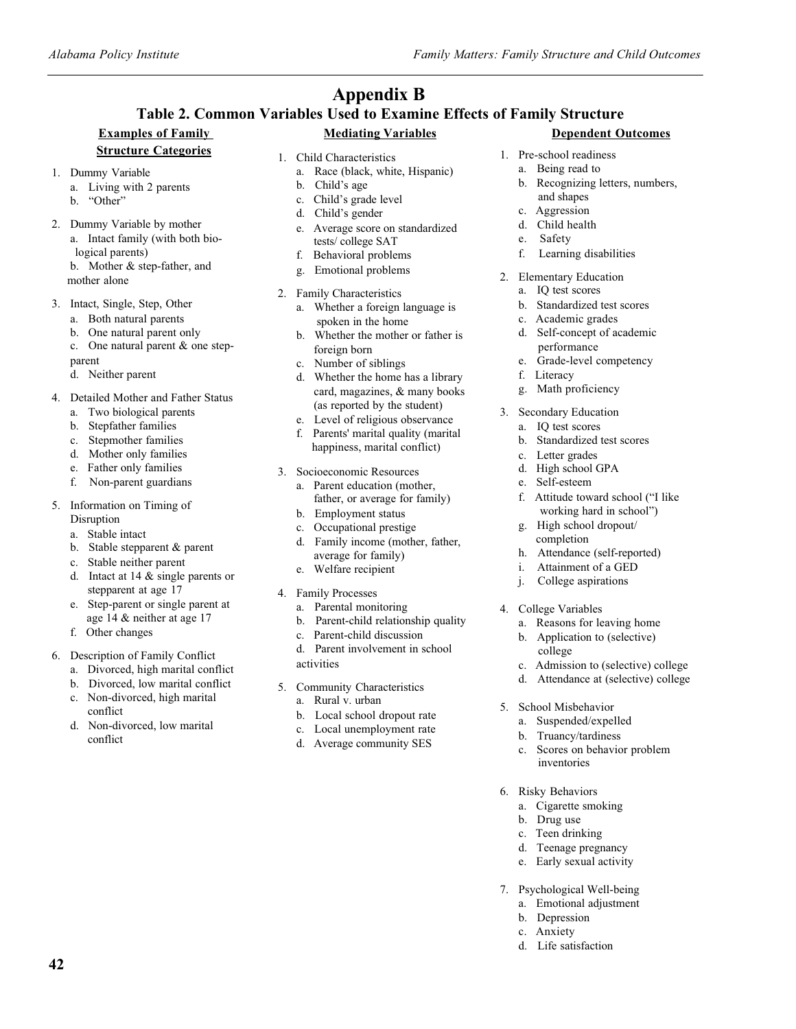# Appendix B

## Table 2. Common Variables Used to Examine Effects of Family Structure

### Examples of Family Structure Categories

1. Dummy Variable
   a. Living with 2 parents
   b. "Other"
2. Dummy Variable by mother
   a. Intact family (with both bio-logical parents)
   b. Mother & step-father, and mother alone
3. Intact, Single, Step, Other
   a. Both natural parents
   b. One natural parent only
   c. One natural parent & one step-parent
   d. Neither parent
4. Detailed Mother and Father Status
   a. Two biological parents
   b. Stepfather families
   c. Stepmother families
   d. Mother only families
   e. Father only families
   f. Non-parent guardians
5. Information on Timing of Disruption
   a. Stable intact
   b. Stable stepparent & parent
   c. Stable neither parent
   d. Intact at 14 & single parents or stepparent at age 17
   e. Step-parent or single parent at age 14 & neither at age 17
   f. Other changes
6. Description of Family Conflict
   a. Divorced, high marital conflict
   b. Divorced, low marital conflict
   c. Non-divorced, high marital conflict
   d. Non-divorced, low marital conflict

### Mediating Variables

1. Child Characteristics
   a. Race (black, white, Hispanic)
   b. Child's age
   c. Child's grade level
   d. Child's gender
   e. Average score on standardized tests/ college SAT
   f. Behavioral problems
   g. Emotional problems
2. Family Characteristics
   a. Whether a foreign language is spoken in the home
   b. Whether the mother or father is foreign born
   c. Number of siblings
   d. Whether the home has a library card, magazines, & many books (as reported by the student)
   e. Level of religious observance
   f. Parents' marital quality (marital happiness, marital conflict)
3. Socioeconomic Resources
   a. Parent education (mother, father, or average for family)
   b. Employment status
   c. Occupational prestige
   d. Family income (mother, father, average for family)
   e. Welfare recipient
4. Family Processes
   a. Parental monitoring
   b. Parent-child relationship quality
   c. Parent-child discussion
   d. Parent involvement in school activities
5. Community Characteristics
   a. Rural v. urban
   b. Local school dropout rate
   c. Local unemployment rate
   d. Average community SES

### Dependent Outcomes

1. Pre-school readiness
   a. Being read to
   b. Recognizing letters, numbers, and shapes
   c. Aggression
   d. Child health
   e. Safety
   f. Learning disabilities
2. Elementary Education
   a. IQ test scores
   b. Standardized test scores
   c. Academic grades
   d. Self-concept of academic performance
   e. Grade-level competency
   f. Literacy
   g. Math proficiency
3. Secondary Education
   a. IQ test scores
   b. Standardized test scores
   c. Letter grades
   d. High school GPA
   e. Self-esteem
   f. Attitude toward school ("I like working hard in school")
   g. High school dropout/ completion
   h. Attendance (self-reported)
   i. Attainment of a GED
   j. College aspirations
4. College Variables
   a. Reasons for leaving home
   b. Application to (selective) college
   c. Admission to (selective) college
   d. Attendance at (selective) college
5. School Misbehavior
   a. Suspended/expelled
   b. Truancy/tardiness
   c. Scores on behavior problem inventories
6. Risky Behaviors
   a. Cigarette smoking
   b. Drug use
   c. Teen drinking
   d. Teenage pregnancy
   e. Early sexual activity
7. Psychological Well-being
   a. Emotional adjustment
   b. Depression
   c. Anxiety
   d. Life satisfaction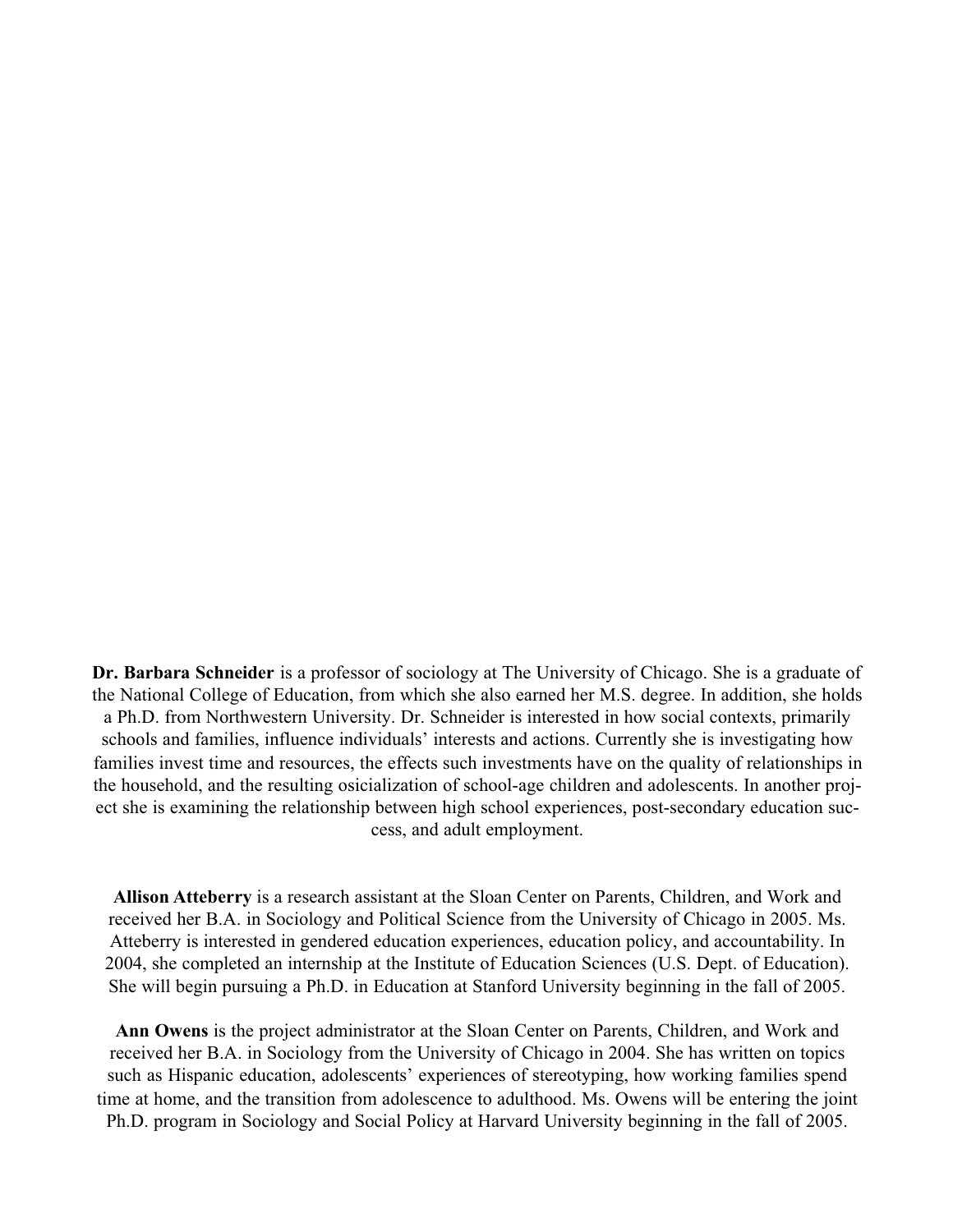**Dr. Barbara Schneider** is a professor of sociology at The University of Chicago. She is a graduate of the National College of Education, from which she also earned her M.S. degree. In addition, she holds a Ph.D. from Northwestern University. Dr. Schneider is interested in how social contexts, primarily schools and families, influence individuals' interests and actions. Currently she is investigating how families invest time and resources, the effects such investments have on the quality of relationships in the household, and the resulting osicialization of school-age children and adolescents. In another project she is examining the relationship between high school experiences, post-secondary education success, and adult employment.

**Allison Atteberry** is a research assistant at the Sloan Center on Parents, Children, and Work and received her B.A. in Sociology and Political Science from the University of Chicago in 2005. Ms. Atteberry is interested in gendered education experiences, education policy, and accountability. In 2004, she completed an internship at the Institute of Education Sciences (U.S. Dept. of Education). She will begin pursuing a Ph.D. in Education at Stanford University beginning in the fall of 2005.

**Ann Owens** is the project administrator at the Sloan Center on Parents, Children, and Work and received her B.A. in Sociology from the University of Chicago in 2004. She has written on topics such as Hispanic education, adolescents' experiences of stereotyping, how working families spend time at home, and the transition from adolescence to adulthood. Ms. Owens will be entering the joint Ph.D. program in Sociology and Social Policy at Harvard University beginning in the fall of 2005.